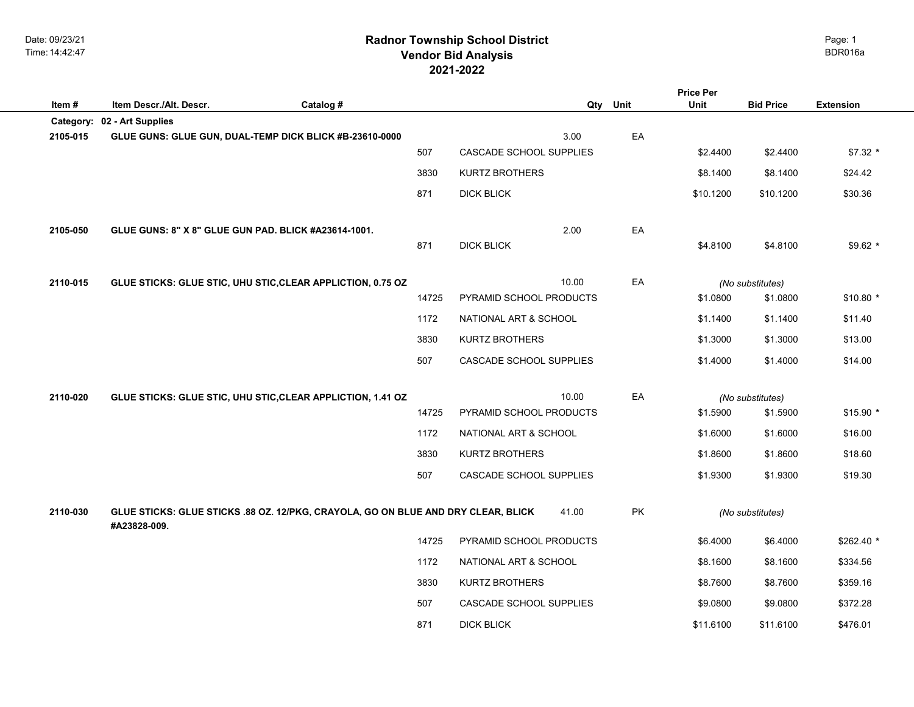# Radnor Township School District
## Vendor Bid Analysis
## 2021-2022

Date: 09/23/21
Time: 14:42:47

BDR016a

| Item # | Item Descr./Alt. Descr. | Catalog # | | Qty | Unit | Price Per Unit | Bid Price | Extension |
|---|---|---|---|---|---|---|---|---|
| **Category:** | **02 - Art Supplies** | | | | | | | |
| **2105-015** | **GLUE GUNS: GLUE GUN, DUAL-TEMP DICK BLICK #B-23610-0000** | | | 3.00 | EA | | | |
| | | 507 | CASCADE SCHOOL SUPPLIES | | | $2.4400 | $2.4400 | $7.32 * |
| | | 3830 | KURTZ BROTHERS | | | $8.1400 | $8.1400 | $24.42 |
| | | 871 | DICK BLICK | | | $10.1200 | $10.1200 | $30.36 |
| **2105-050** | **GLUE GUNS: 8" X 8" GLUE GUN PAD. BLICK #A23614-1001.** | | | 2.00 | EA | | | |
| | | 871 | DICK BLICK | | | $4.8100 | $4.8100 | $9.62 * |
| **2110-015** | **GLUE STICKS: GLUE STIC, UHU STIC,CLEAR APPLICTION, 0.75 OZ** | | | 10.00 | EA | | *(No substitutes)* | |
| | | 14725 | PYRAMID SCHOOL PRODUCTS | | | $1.0800 | $1.0800 | $10.80 * |
| | | 1172 | NATIONAL ART & SCHOOL | | | $1.1400 | $1.1400 | $11.40 |
| | | 3830 | KURTZ BROTHERS | | | $1.3000 | $1.3000 | $13.00 |
| | | 507 | CASCADE SCHOOL SUPPLIES | | | $1.4000 | $1.4000 | $14.00 |
| **2110-020** | **GLUE STICKS: GLUE STIC, UHU STIC,CLEAR APPLICTION, 1.41 OZ** | | | 10.00 | EA | | *(No substitutes)* | |
| | | 14725 | PYRAMID SCHOOL PRODUCTS | | | $1.5900 | $1.5900 | $15.90 * |
| | | 1172 | NATIONAL ART & SCHOOL | | | $1.6000 | $1.6000 | $16.00 |
| | | 3830 | KURTZ BROTHERS | | | $1.8600 | $1.8600 | $18.60 |
| | | 507 | CASCADE SCHOOL SUPPLIES | | | $1.9300 | $1.9300 | $19.30 |
| **2110-030** | **GLUE STICKS: GLUE STICKS .88 OZ. 12/PKG, CRAYOLA, GO ON BLUE AND DRY CLEAR, BLICK #A23828-009.** | | | 41.00 | PK | | *(No substitutes)* | |
| | | 14725 | PYRAMID SCHOOL PRODUCTS | | | $6.4000 | $6.4000 | $262.40 * |
| | | 1172 | NATIONAL ART & SCHOOL | | | $8.1600 | $8.1600 | $334.56 |
| | | 3830 | KURTZ BROTHERS | | | $8.7600 | $8.7600 | $359.16 |
| | | 507 | CASCADE SCHOOL SUPPLIES | | | $9.0800 | $9.0800 | $372.28 |
| | | 871 | DICK BLICK | | | $11.6100 | $11.6100 | $476.01 |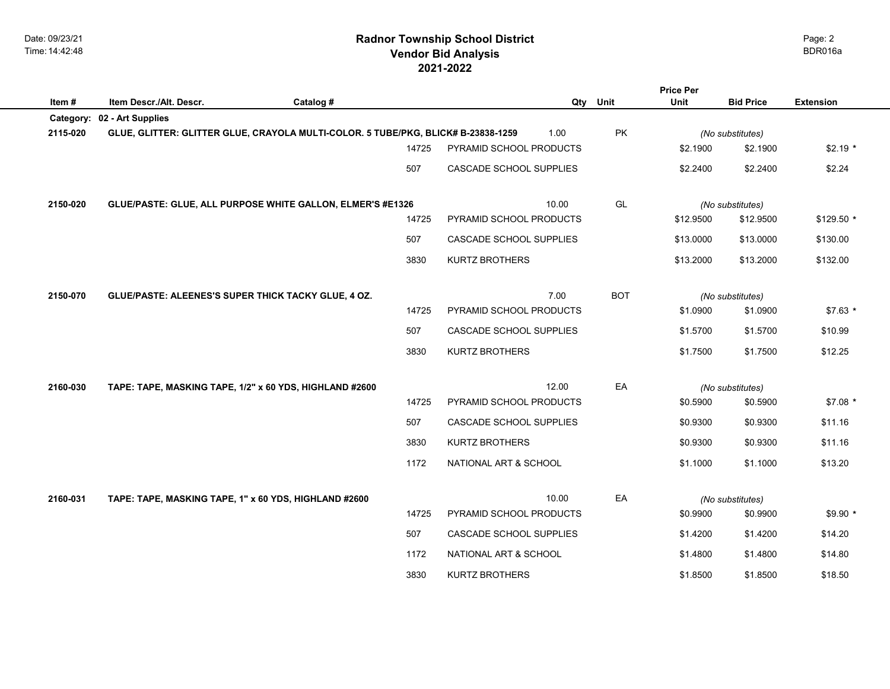# Radnor Township School District
## Vendor Bid Analysis
## 2021-2022

| Item # | Item Descr./Alt. Descr. | Catalog # | Qty | Unit | Price Per Unit | Bid Price | Extension |
|---|---|---|---|---|---|---|---|
| **Category:** | **02 - Art Supplies** | | | | | | |
| **2115-020** | **GLUE, GLITTER: GLITTER GLUE, CRAYOLA MULTI-COLOR. 5 TUBE/PKG, BLICK# B-23838-1259** | | 1.00 | PK | *(No substitutes)* | | |
| | | 14725 | PYRAMID SCHOOL PRODUCTS | | $2.1900 | $2.1900 | $2.19 * |
| | | 507 | CASCADE SCHOOL SUPPLIES | | $2.2400 | $2.2400 | $2.24 |
| **2150-020** | **GLUE/PASTE: GLUE, ALL PURPOSE WHITE GALLON, ELMER'S #E1326** | | 10.00 | GL | *(No substitutes)* | | |
| | | 14725 | PYRAMID SCHOOL PRODUCTS | | $12.9500 | $12.9500 | $129.50 * |
| | | 507 | CASCADE SCHOOL SUPPLIES | | $13.0000 | $13.0000 | $130.00 |
| | | 3830 | KURTZ BROTHERS | | $13.2000 | $13.2000 | $132.00 |
| **2150-070** | **GLUE/PASTE: ALEENES'S SUPER THICK TACKY GLUE, 4 OZ.** | | 7.00 | BOT | *(No substitutes)* | | |
| | | 14725 | PYRAMID SCHOOL PRODUCTS | | $1.0900 | $1.0900 | $7.63 * |
| | | 507 | CASCADE SCHOOL SUPPLIES | | $1.5700 | $1.5700 | $10.99 |
| | | 3830 | KURTZ BROTHERS | | $1.7500 | $1.7500 | $12.25 |
| **2160-030** | **TAPE: TAPE, MASKING TAPE, 1/2" x 60 YDS, HIGHLAND #2600** | | 12.00 | EA | *(No substitutes)* | | |
| | | 14725 | PYRAMID SCHOOL PRODUCTS | | $0.5900 | $0.5900 | $7.08 * |
| | | 507 | CASCADE SCHOOL SUPPLIES | | $0.9300 | $0.9300 | $11.16 |
| | | 3830 | KURTZ BROTHERS | | $0.9300 | $0.9300 | $11.16 |
| | | 1172 | NATIONAL ART & SCHOOL | | $1.1000 | $1.1000 | $13.20 |
| **2160-031** | **TAPE: TAPE, MASKING TAPE, 1" x 60 YDS, HIGHLAND #2600** | | 10.00 | EA | *(No substitutes)* | | |
| | | 14725 | PYRAMID SCHOOL PRODUCTS | | $0.9900 | $0.9900 | $9.90 * |
| | | 507 | CASCADE SCHOOL SUPPLIES | | $1.4200 | $1.4200 | $14.20 |
| | | 1172 | NATIONAL ART & SCHOOL | | $1.4800 | $1.4800 | $14.80 |
| | | 3830 | KURTZ BROTHERS | | $1.8500 | $1.8500 | $18.50 |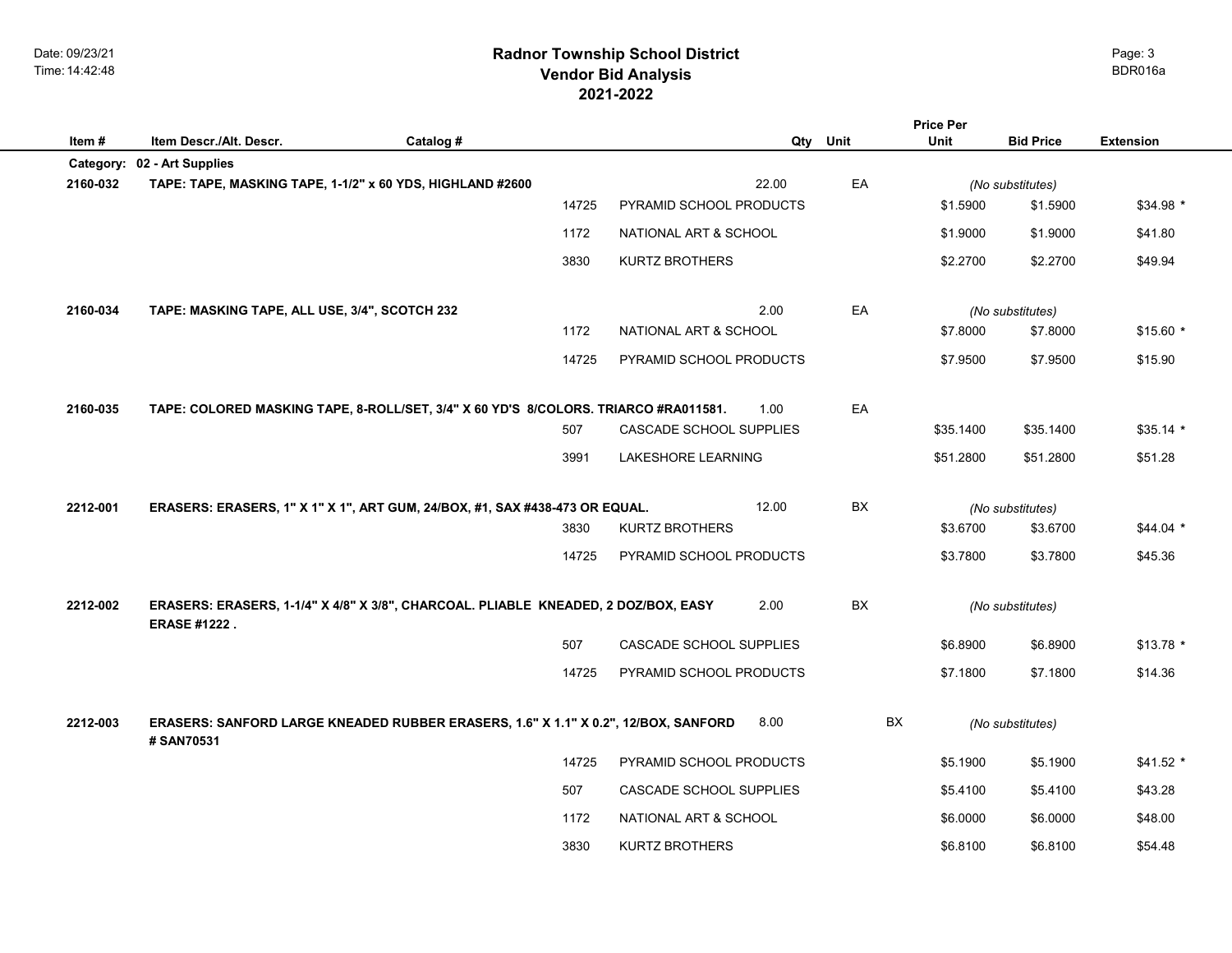# Radnor Township School District
## Vendor Bid Analysis
## 2021-2022

| Item # | Item Descr./Alt. Descr. | Catalog # | Vendor | Qty | Unit | Price Per Unit | Bid Price | Extension |
|---|---|---|---|---|---|---|---|---|
| **Category:** | **02 - Art Supplies** | | | | | | | |
| **2160-032** | **TAPE: TAPE, MASKING TAPE, 1-1/2" x 60 YDS, HIGHLAND #2600** | | | 22.00 | EA | *(No substitutes)* | | |
| | | 14725 | PYRAMID SCHOOL PRODUCTS | | | $1.5900 | $1.5900 | $34.98 * |
| | | 1172 | NATIONAL ART & SCHOOL | | | $1.9000 | $1.9000 | $41.80 |
| | | 3830 | KURTZ BROTHERS | | | $2.2700 | $2.2700 | $49.94 |
| **2160-034** | **TAPE: MASKING TAPE, ALL USE, 3/4", SCOTCH 232** | | | 2.00 | EA | *(No substitutes)* | | |
| | | 1172 | NATIONAL ART & SCHOOL | | | $7.8000 | $7.8000 | $15.60 * |
| | | 14725 | PYRAMID SCHOOL PRODUCTS | | | $7.9500 | $7.9500 | $15.90 |
| **2160-035** | **TAPE: COLORED MASKING TAPE, 8-ROLL/SET, 3/4" X 60 YD'S 8/COLORS. TRIARCO #RA011581.** | | | 1.00 | EA | | | |
| | | 507 | CASCADE SCHOOL SUPPLIES | | | $35.1400 | $35.1400 | $35.14 * |
| | | 3991 | LAKESHORE LEARNING | | | $51.2800 | $51.2800 | $51.28 |
| **2212-001** | **ERASERS: ERASERS, 1" X 1" X 1", ART GUM, 24/BOX, #1, SAX #438-473 OR EQUAL.** | | | 12.00 | BX | *(No substitutes)* | | |
| | | 3830 | KURTZ BROTHERS | | | $3.6700 | $3.6700 | $44.04 * |
| | | 14725 | PYRAMID SCHOOL PRODUCTS | | | $3.7800 | $3.7800 | $45.36 |
| **2212-002** | **ERASERS: ERASERS, 1-1/4" X 4/8" X 3/8", CHARCOAL. PLIABLE KNEADED, 2 DOZ/BOX, EASY ERASE #1222 .** | | | 2.00 | BX | *(No substitutes)* | | |
| | | 507 | CASCADE SCHOOL SUPPLIES | | | $6.8900 | $6.8900 | $13.78 * |
| | | 14725 | PYRAMID SCHOOL PRODUCTS | | | $7.1800 | $7.1800 | $14.36 |
| **2212-003** | **ERASERS: SANFORD LARGE KNEADED RUBBER ERASERS, 1.6" X 1.1" X 0.2", 12/BOX, SANFORD # SAN70531** | | | 8.00 | BX | *(No substitutes)* | | |
| | | 14725 | PYRAMID SCHOOL PRODUCTS | | | $5.1900 | $5.1900 | $41.52 * |
| | | 507 | CASCADE SCHOOL SUPPLIES | | | $5.4100 | $5.4100 | $43.28 |
| | | 1172 | NATIONAL ART & SCHOOL | | | $6.0000 | $6.0000 | $48.00 |
| | | 3830 | KURTZ BROTHERS | | | $6.8100 | $6.8100 | $54.48 |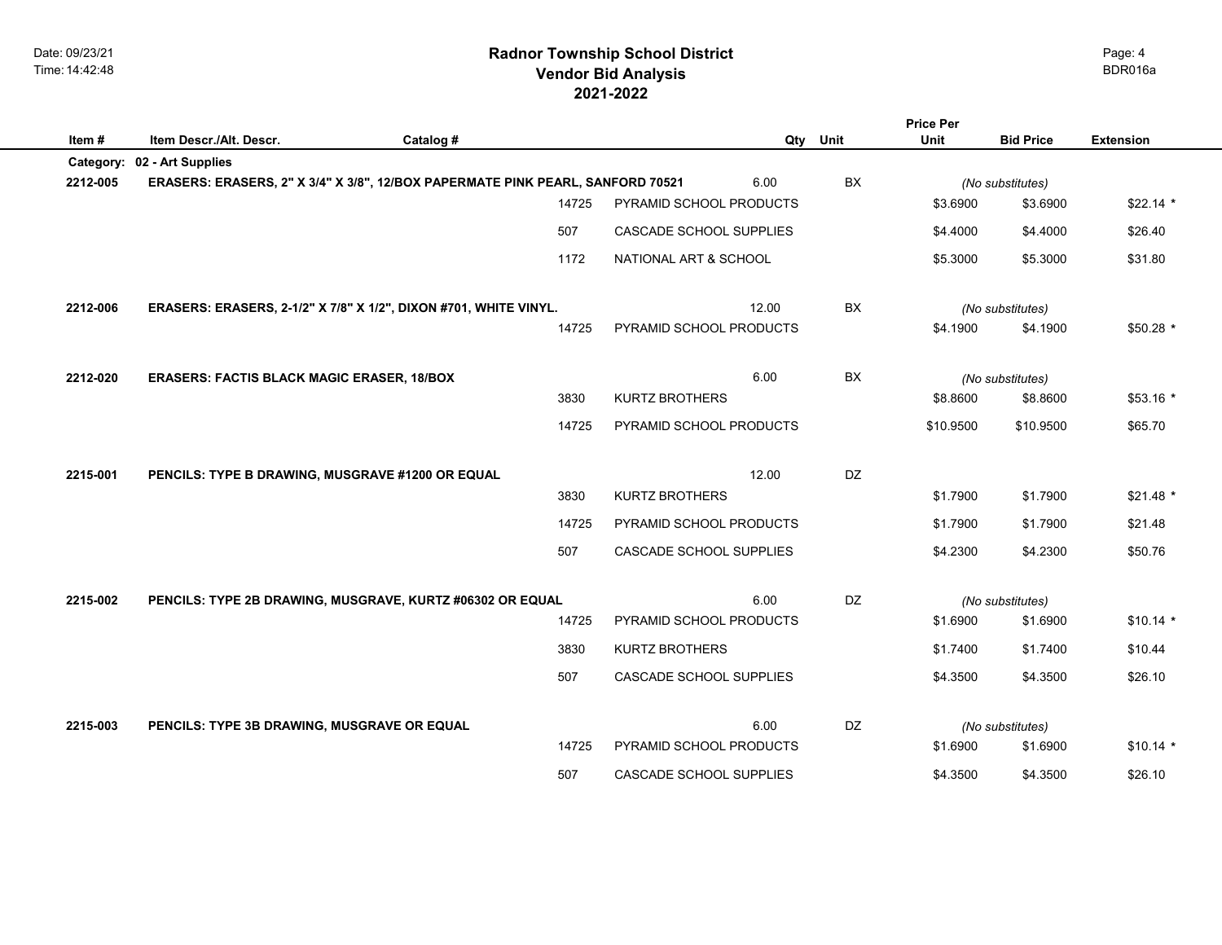# Radnor Township School District
## Vendor Bid Analysis
## 2021-2022

| Item # | Item Descr./Alt. Descr. | Catalog # | Qty | Unit | Price Per Unit | Bid Price | Extension |
|---|---|---|---|---|---|---|---|
| **Category:** | **02 - Art Supplies** | | | | | | |
| **2212-005** | **ERASERS: ERASERS, 2" X 3/4" X 3/8", 12/BOX PAPERMATE PINK PEARL, SANFORD 70521** | | 6.00 | BX | *(No substitutes)* | | |
| | | 14725 | PYRAMID SCHOOL PRODUCTS | | $3.6900 | $3.6900 | $22.14 * |
| | | 507 | CASCADE SCHOOL SUPPLIES | | $4.4000 | $4.4000 | $26.40 |
| | | 1172 | NATIONAL ART & SCHOOL | | $5.3000 | $5.3000 | $31.80 |
| **2212-006** | **ERASERS: ERASERS, 2-1/2" X 7/8" X 1/2", DIXON #701, WHITE VINYL.** | | 12.00 | BX | *(No substitutes)* | | |
| | | 14725 | PYRAMID SCHOOL PRODUCTS | | $4.1900 | $4.1900 | $50.28 * |
| **2212-020** | **ERASERS: FACTIS BLACK MAGIC ERASER, 18/BOX** | | 6.00 | BX | *(No substitutes)* | | |
| | | 3830 | KURTZ BROTHERS | | $8.8600 | $8.8600 | $53.16 * |
| | | 14725 | PYRAMID SCHOOL PRODUCTS | | $10.9500 | $10.9500 | $65.70 |
| **2215-001** | **PENCILS: TYPE B DRAWING, MUSGRAVE #1200 OR EQUAL** | | 12.00 | DZ | | | |
| | | 3830 | KURTZ BROTHERS | | $1.7900 | $1.7900 | $21.48 * |
| | | 14725 | PYRAMID SCHOOL PRODUCTS | | $1.7900 | $1.7900 | $21.48 |
| | | 507 | CASCADE SCHOOL SUPPLIES | | $4.2300 | $4.2300 | $50.76 |
| **2215-002** | **PENCILS: TYPE 2B DRAWING, MUSGRAVE, KURTZ #06302 OR EQUAL** | | 6.00 | DZ | *(No substitutes)* | | |
| | | 14725 | PYRAMID SCHOOL PRODUCTS | | $1.6900 | $1.6900 | $10.14 * |
| | | 3830 | KURTZ BROTHERS | | $1.7400 | $1.7400 | $10.44 |
| | | 507 | CASCADE SCHOOL SUPPLIES | | $4.3500 | $4.3500 | $26.10 |
| **2215-003** | **PENCILS: TYPE 3B DRAWING, MUSGRAVE OR EQUAL** | | 6.00 | DZ | *(No substitutes)* | | |
| | | 14725 | PYRAMID SCHOOL PRODUCTS | | $1.6900 | $1.6900 | $10.14 * |
| | | 507 | CASCADE SCHOOL SUPPLIES | | $4.3500 | $4.3500 | $26.10 |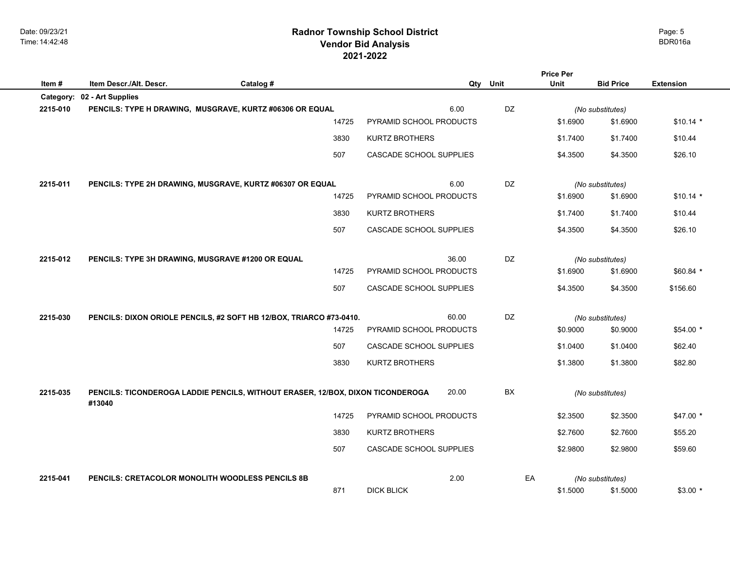# Radnor Township School District
## Vendor Bid Analysis
## 2021-2022

| Item # | Item Descr./Alt. Descr. | Catalog # | Qty | Unit | Price Per Unit | Bid Price | Extension |
|---|---|---|---|---|---|---|---|
| **Category:** | **02 - Art Supplies** | | | | | | |
| **2215-010** | **PENCILS: TYPE H DRAWING, MUSGRAVE, KURTZ #06306 OR EQUAL** | | 6.00 | DZ | *(No substitutes)* | | |
| | 14725 | PYRAMID SCHOOL PRODUCTS | | | $1.6900 | $1.6900 | $10.14 * |
| | 3830 | KURTZ BROTHERS | | | $1.7400 | $1.7400 | $10.44 |
| | 507 | CASCADE SCHOOL SUPPLIES | | | $4.3500 | $4.3500 | $26.10 |
| **2215-011** | **PENCILS: TYPE 2H DRAWING, MUSGRAVE, KURTZ #06307 OR EQUAL** | | 6.00 | DZ | *(No substitutes)* | | |
| | 14725 | PYRAMID SCHOOL PRODUCTS | | | $1.6900 | $1.6900 | $10.14 * |
| | 3830 | KURTZ BROTHERS | | | $1.7400 | $1.7400 | $10.44 |
| | 507 | CASCADE SCHOOL SUPPLIES | | | $4.3500 | $4.3500 | $26.10 |
| **2215-012** | **PENCILS: TYPE 3H DRAWING, MUSGRAVE #1200 OR EQUAL** | | 36.00 | DZ | *(No substitutes)* | | |
| | 14725 | PYRAMID SCHOOL PRODUCTS | | | $1.6900 | $1.6900 | $60.84 * |
| | 507 | CASCADE SCHOOL SUPPLIES | | | $4.3500 | $4.3500 | $156.60 |
| **2215-030** | **PENCILS: DIXON ORIOLE PENCILS, #2 SOFT HB 12/BOX, TRIARCO #73-0410.** | | 60.00 | DZ | *(No substitutes)* | | |
| | 14725 | PYRAMID SCHOOL PRODUCTS | | | $0.9000 | $0.9000 | $54.00 * |
| | 507 | CASCADE SCHOOL SUPPLIES | | | $1.0400 | $1.0400 | $62.40 |
| | 3830 | KURTZ BROTHERS | | | $1.3800 | $1.3800 | $82.80 |
| **2215-035** | **PENCILS: TICONDEROGA LADDIE PENCILS, WITHOUT ERASER, 12/BOX, DIXON TICONDEROGA #13040** | | 20.00 | BX | *(No substitutes)* | | |
| | 14725 | PYRAMID SCHOOL PRODUCTS | | | $2.3500 | $2.3500 | $47.00 * |
| | 3830 | KURTZ BROTHERS | | | $2.7600 | $2.7600 | $55.20 |
| | 507 | CASCADE SCHOOL SUPPLIES | | | $2.9800 | $2.9800 | $59.60 |
| **2215-041** | **PENCILS: CRETACOLOR MONOLITH WOODLESS PENCILS 8B** | | 2.00 | EA | *(No substitutes)* | | |
| | 871 | DICK BLICK | | | $1.5000 | $1.5000 | $3.00 * |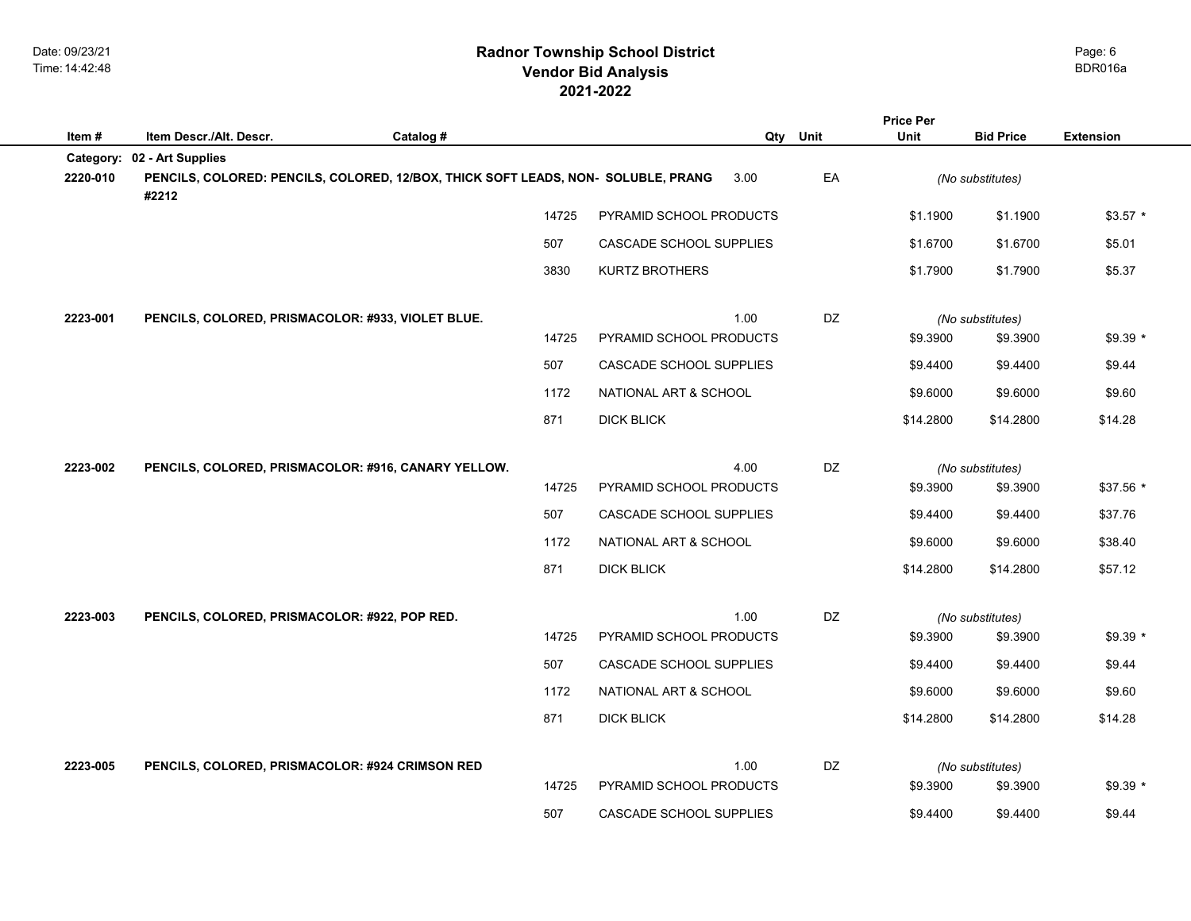# Radnor Township School District
## Vendor Bid Analysis
## 2021-2022

| Item # | Item Descr./Alt. Descr. | Catalog # | Qty | Unit | Price Per Unit | Bid Price | Extension |
|---|---|---|---|---|---|---|---|
| **Category:** | **02 - Art Supplies** | | | | | | |
| **2220-010** | **PENCILS, COLORED: PENCILS, COLORED, 12/BOX, THICK SOFT LEADS, NON- SOLUBLE, PRANG #2212** | | 3.00 | EA | *(No substitutes)* | | |
| | 14725 | PYRAMID SCHOOL PRODUCTS | | | $1.1900 | $1.1900 | $3.57 * |
| | 507 | CASCADE SCHOOL SUPPLIES | | | $1.6700 | $1.6700 | $5.01 |
| | 3830 | KURTZ BROTHERS | | | $1.7900 | $1.7900 | $5.37 |
| **2223-001** | **PENCILS, COLORED, PRISMACOLOR: #933, VIOLET BLUE.** | | 1.00 | DZ | *(No substitutes)* | | |
| | 14725 | PYRAMID SCHOOL PRODUCTS | | | $9.3900 | $9.3900 | $9.39 * |
| | 507 | CASCADE SCHOOL SUPPLIES | | | $9.4400 | $9.4400 | $9.44 |
| | 1172 | NATIONAL ART & SCHOOL | | | $9.6000 | $9.6000 | $9.60 |
| | 871 | DICK BLICK | | | $14.2800 | $14.2800 | $14.28 |
| **2223-002** | **PENCILS, COLORED, PRISMACOLOR: #916, CANARY YELLOW.** | | 4.00 | DZ | *(No substitutes)* | | |
| | 14725 | PYRAMID SCHOOL PRODUCTS | | | $9.3900 | $9.3900 | $37.56 * |
| | 507 | CASCADE SCHOOL SUPPLIES | | | $9.4400 | $9.4400 | $37.76 |
| | 1172 | NATIONAL ART & SCHOOL | | | $9.6000 | $9.6000 | $38.40 |
| | 871 | DICK BLICK | | | $14.2800 | $14.2800 | $57.12 |
| **2223-003** | **PENCILS, COLORED, PRISMACOLOR: #922, POP RED.** | | 1.00 | DZ | *(No substitutes)* | | |
| | 14725 | PYRAMID SCHOOL PRODUCTS | | | $9.3900 | $9.3900 | $9.39 * |
| | 507 | CASCADE SCHOOL SUPPLIES | | | $9.4400 | $9.4400 | $9.44 |
| | 1172 | NATIONAL ART & SCHOOL | | | $9.6000 | $9.6000 | $9.60 |
| | 871 | DICK BLICK | | | $14.2800 | $14.2800 | $14.28 |
| **2223-005** | **PENCILS, COLORED, PRISMACOLOR: #924 CRIMSON RED** | | 1.00 | DZ | *(No substitutes)* | | |
| | 14725 | PYRAMID SCHOOL PRODUCTS | | | $9.3900 | $9.3900 | $9.39 * |
| | 507 | CASCADE SCHOOL SUPPLIES | | | $9.4400 | $9.4400 | $9.44 |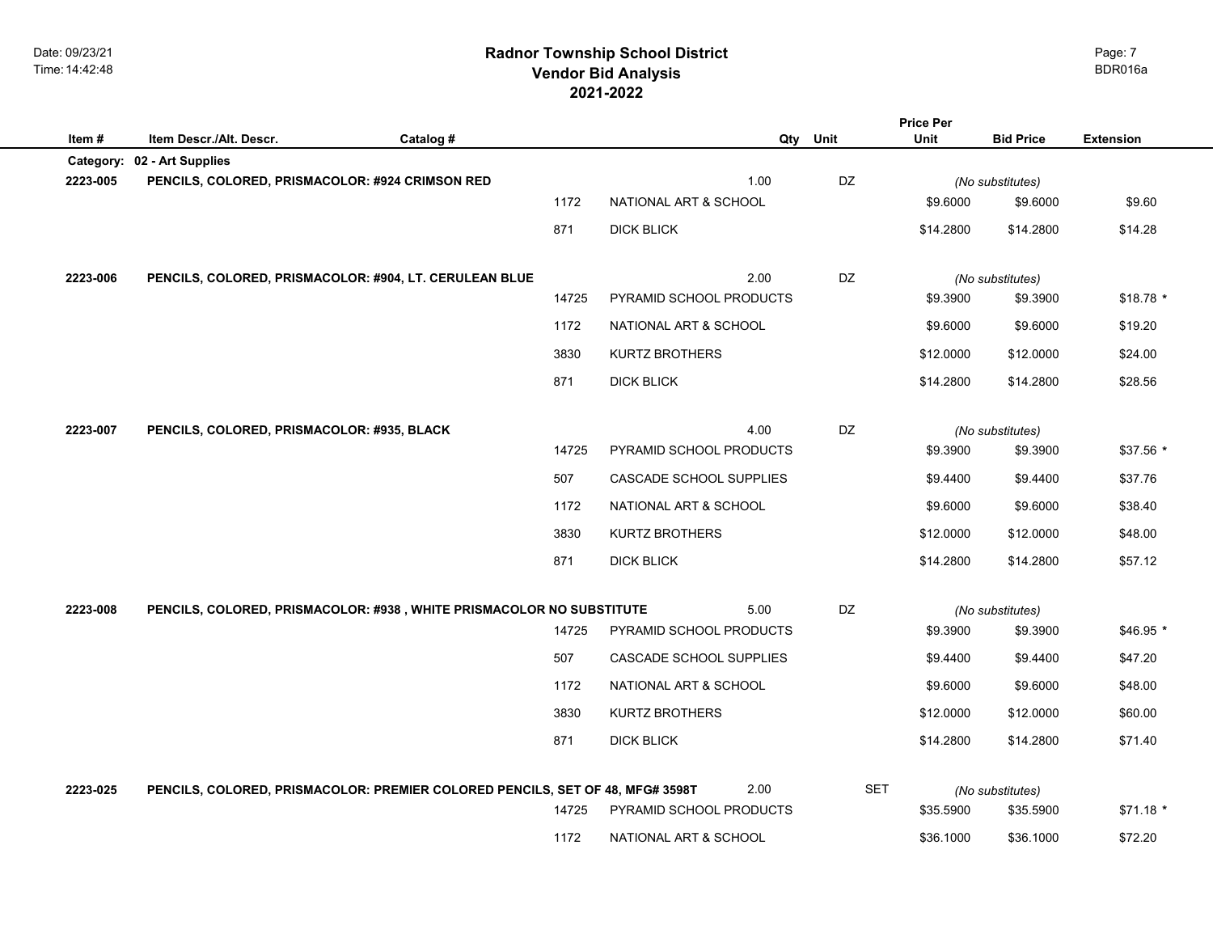# Radnor Township School District
## Vendor Bid Analysis
## 2021-2022

| Item # | Item Descr./Alt. Descr. | Catalog # | Vendor # | Vendor | Qty | Unit | Price Per Unit | Bid Price | Extension |
|---|---|---|---|---|---|---|---|---|---|
| **Category:** | **02 - Art Supplies** | | | | | | | | |
| **2223-005** | **PENCILS, COLORED, PRISMACOLOR: #924 CRIMSON RED** | | | | 1.00 | DZ | | *(No substitutes)* | |
| | | | 1172 | NATIONAL ART & SCHOOL | | | $9.6000 | $9.6000 | $9.60 |
| | | | 871 | DICK BLICK | | | $14.2800 | $14.2800 | $14.28 |
| **2223-006** | **PENCILS, COLORED, PRISMACOLOR: #904, LT. CERULEAN BLUE** | | | | 2.00 | DZ | | *(No substitutes)* | |
| | | | 14725 | PYRAMID SCHOOL PRODUCTS | | | $9.3900 | $9.3900 | $18.78 * |
| | | | 1172 | NATIONAL ART & SCHOOL | | | $9.6000 | $9.6000 | $19.20 |
| | | | 3830 | KURTZ BROTHERS | | | $12.0000 | $12.0000 | $24.00 |
| | | | 871 | DICK BLICK | | | $14.2800 | $14.2800 | $28.56 |
| **2223-007** | **PENCILS, COLORED, PRISMACOLOR: #935, BLACK** | | | | 4.00 | DZ | | *(No substitutes)* | |
| | | | 14725 | PYRAMID SCHOOL PRODUCTS | | | $9.3900 | $9.3900 | $37.56 * |
| | | | 507 | CASCADE SCHOOL SUPPLIES | | | $9.4400 | $9.4400 | $37.76 |
| | | | 1172 | NATIONAL ART & SCHOOL | | | $9.6000 | $9.6000 | $38.40 |
| | | | 3830 | KURTZ BROTHERS | | | $12.0000 | $12.0000 | $48.00 |
| | | | 871 | DICK BLICK | | | $14.2800 | $14.2800 | $57.12 |
| **2223-008** | **PENCILS, COLORED, PRISMACOLOR: #938 , WHITE PRISMACOLOR NO SUBSTITUTE** | | | | 5.00 | DZ | | *(No substitutes)* | |
| | | | 14725 | PYRAMID SCHOOL PRODUCTS | | | $9.3900 | $9.3900 | $46.95 * |
| | | | 507 | CASCADE SCHOOL SUPPLIES | | | $9.4400 | $9.4400 | $47.20 |
| | | | 1172 | NATIONAL ART & SCHOOL | | | $9.6000 | $9.6000 | $48.00 |
| | | | 3830 | KURTZ BROTHERS | | | $12.0000 | $12.0000 | $60.00 |
| | | | 871 | DICK BLICK | | | $14.2800 | $14.2800 | $71.40 |
| **2223-025** | **PENCILS, COLORED, PRISMACOLOR: PREMIER COLORED PENCILS, SET OF 48, MFG# 3598T** | | | | 2.00 | SET | | *(No substitutes)* | |
| | | | 14725 | PYRAMID SCHOOL PRODUCTS | | | $35.5900 | $35.5900 | $71.18 * |
| | | | 1172 | NATIONAL ART & SCHOOL | | | $36.1000 | $36.1000 | $72.20 |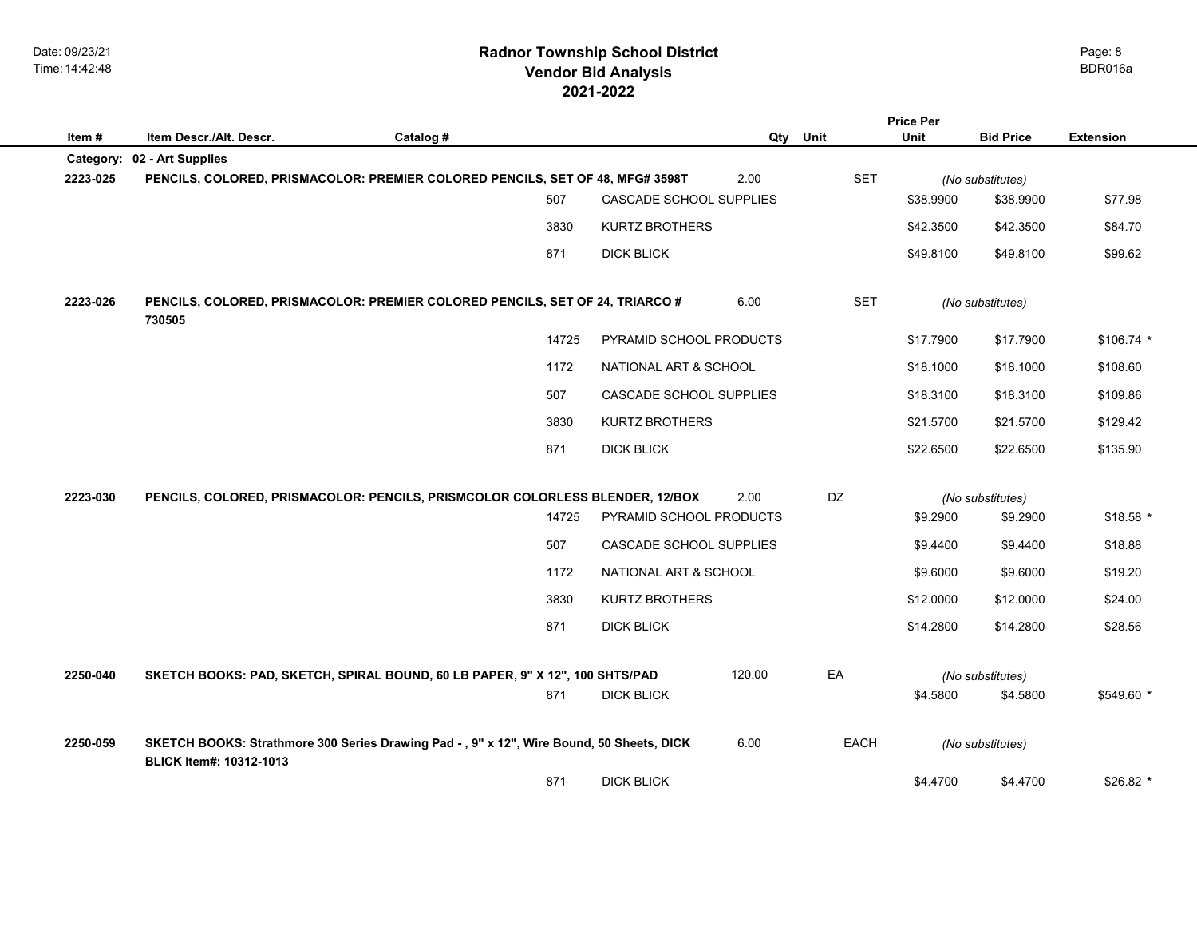# Radnor Township School District
## Vendor Bid Analysis
## 2021-2022

| Item # | Item Descr./Alt. Descr. | Catalog # | Qty | Unit | Price Per Unit | Bid Price | Extension |
|---|---|---|---|---|---|---|---|
| **Category:** | **02 - Art Supplies** | | | | | | |
| **2223-025** | **PENCILS, COLORED, PRISMACOLOR: PREMIER COLORED PENCILS, SET OF 48, MFG# 3598T** | | 2.00 | SET | | *(No substitutes)* | |
| | | 507 | CASCADE SCHOOL SUPPLIES | | $38.9900 | $38.9900 | $77.98 |
| | | 3830 | KURTZ BROTHERS | | $42.3500 | $42.3500 | $84.70 |
| | | 871 | DICK BLICK | | $49.8100 | $49.8100 | $99.62 |
| **2223-026** | **PENCILS, COLORED, PRISMACOLOR: PREMIER COLORED PENCILS, SET OF 24, TRIARCO # 730505** | | 6.00 | SET | | *(No substitutes)* | |
| | | 14725 | PYRAMID SCHOOL PRODUCTS | | $17.7900 | $17.7900 | $106.74 * |
| | | 1172 | NATIONAL ART & SCHOOL | | $18.1000 | $18.1000 | $108.60 |
| | | 507 | CASCADE SCHOOL SUPPLIES | | $18.3100 | $18.3100 | $109.86 |
| | | 3830 | KURTZ BROTHERS | | $21.5700 | $21.5700 | $129.42 |
| | | 871 | DICK BLICK | | $22.6500 | $22.6500 | $135.90 |
| **2223-030** | **PENCILS, COLORED, PRISMACOLOR: PENCILS, PRISMCOLOR COLORLESS BLENDER, 12/BOX** | | 2.00 | DZ | | *(No substitutes)* | |
| | | 14725 | PYRAMID SCHOOL PRODUCTS | | $9.2900 | $9.2900 | $18.58 * |
| | | 507 | CASCADE SCHOOL SUPPLIES | | $9.4400 | $9.4400 | $18.88 |
| | | 1172 | NATIONAL ART & SCHOOL | | $9.6000 | $9.6000 | $19.20 |
| | | 3830 | KURTZ BROTHERS | | $12.0000 | $12.0000 | $24.00 |
| | | 871 | DICK BLICK | | $14.2800 | $14.2800 | $28.56 |
| **2250-040** | **SKETCH BOOKS: PAD, SKETCH, SPIRAL BOUND, 60 LB PAPER, 9" X 12", 100 SHTS/PAD** | | 120.00 | EA | | *(No substitutes)* | |
| | | 871 | DICK BLICK | | $4.5800 | $4.5800 | $549.60 * |
| **2250-059** | **SKETCH BOOKS: Strathmore 300 Series Drawing Pad - , 9" x 12", Wire Bound, 50 Sheets, DICK BLICK Item#: 10312-1013** | | 6.00 | EACH | | *(No substitutes)* | |
| | | 871 | DICK BLICK | | $4.4700 | $4.4700 | $26.82 * |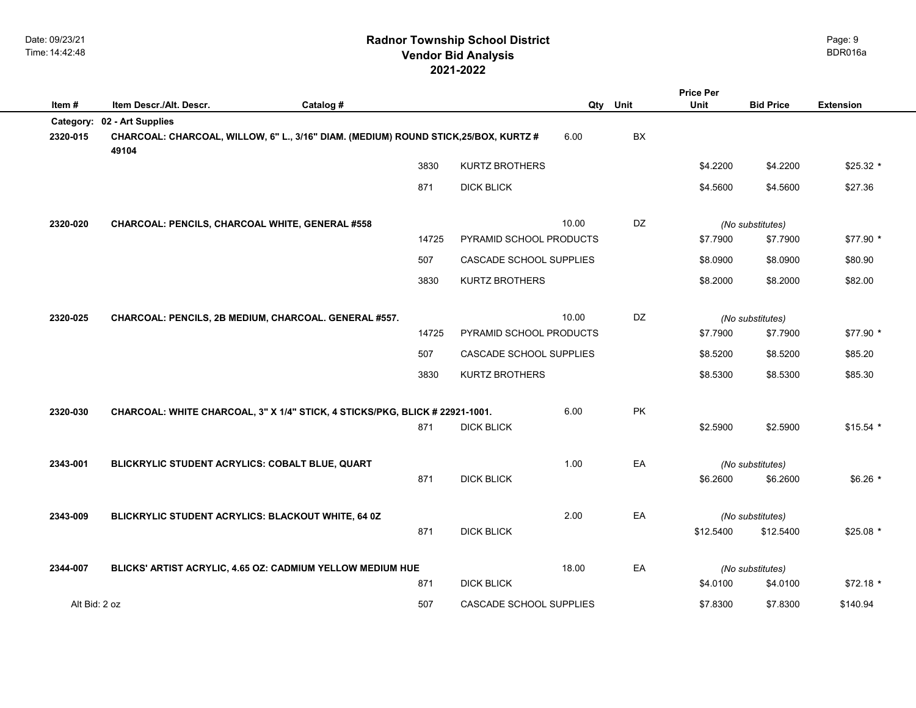# Radnor Township School District
## Vendor Bid Analysis
## 2021-2022

| Item # | Item Descr./Alt. Descr. | Catalog # | | Qty | Unit | Price Per Unit | Bid Price | Extension |
|---|---|---|---|---|---|---|---|---|
| **Category:** | **02 - Art Supplies** | | | | | | | |
| **2320-015** | **CHARCOAL: CHARCOAL, WILLOW, 6" L., 3/16" DIAM. (MEDIUM) ROUND STICK,25/BOX, KURTZ # 49104** | | | 6.00 | BX | | | |
| | | 3830 | KURTZ BROTHERS | | | $4.2200 | $4.2200 | $25.32 * |
| | | 871 | DICK BLICK | | | $4.5600 | $4.5600 | $27.36 |
| **2320-020** | **CHARCOAL: PENCILS, CHARCOAL WHITE, GENERAL #558** | | | 10.00 | DZ | | *(No substitutes)* | |
| | | 14725 | PYRAMID SCHOOL PRODUCTS | | | $7.7900 | $7.7900 | $77.90 * |
| | | 507 | CASCADE SCHOOL SUPPLIES | | | $8.0900 | $8.0900 | $80.90 |
| | | 3830 | KURTZ BROTHERS | | | $8.2000 | $8.2000 | $82.00 |
| **2320-025** | **CHARCOAL: PENCILS, 2B MEDIUM, CHARCOAL. GENERAL #557.** | | | 10.00 | DZ | | *(No substitutes)* | |
| | | 14725 | PYRAMID SCHOOL PRODUCTS | | | $7.7900 | $7.7900 | $77.90 * |
| | | 507 | CASCADE SCHOOL SUPPLIES | | | $8.5200 | $8.5200 | $85.20 |
| | | 3830 | KURTZ BROTHERS | | | $8.5300 | $8.5300 | $85.30 |
| **2320-030** | **CHARCOAL: WHITE CHARCOAL, 3" X 1/4" STICK, 4 STICKS/PKG, BLICK # 22921-1001.** | | | 6.00 | PK | | | |
| | | 871 | DICK BLICK | | | $2.5900 | $2.5900 | $15.54 * |
| **2343-001** | **BLICKRYLIC STUDENT ACRYLICS: COBALT BLUE, QUART** | | | 1.00 | EA | | *(No substitutes)* | |
| | | 871 | DICK BLICK | | | $6.2600 | $6.2600 | $6.26 * |
| **2343-009** | **BLICKRYLIC STUDENT ACRYLICS: BLACKOUT WHITE, 64 0Z** | | | 2.00 | EA | | *(No substitutes)* | |
| | | 871 | DICK BLICK | | | $12.5400 | $12.5400 | $25.08 * |
| **2344-007** | **BLICKS' ARTIST ACRYLIC, 4.65 OZ: CADMIUM YELLOW MEDIUM HUE** | | | 18.00 | EA | | *(No substitutes)* | |
| | | 871 | DICK BLICK | | | $4.0100 | $4.0100 | $72.18 * |
| Alt Bid: 2 oz | | 507 | CASCADE SCHOOL SUPPLIES | | | $7.8300 | $7.8300 | $140.94 |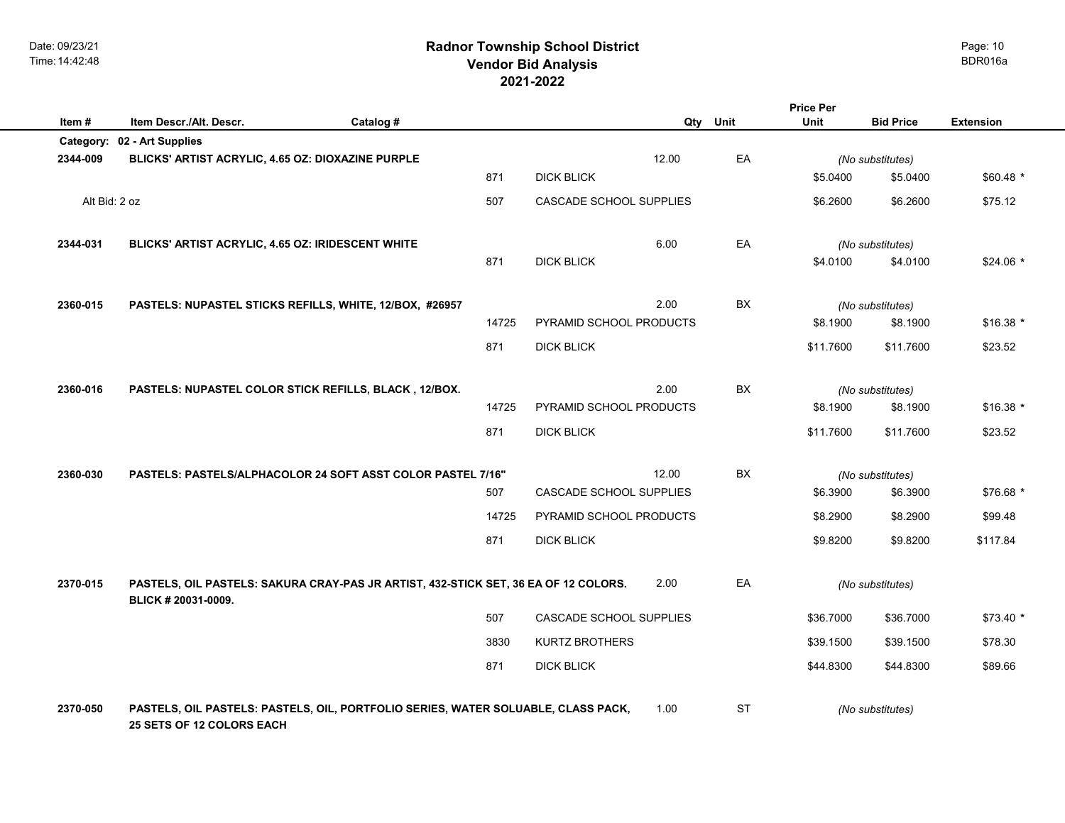# Radnor Township School District
## Vendor Bid Analysis
## 2021-2022

Date: 09/23/21
Time: 14:42:48

BDR016a

| Item # | Item Descr./Alt. Descr. | Catalog # | | Qty | Unit | Price Per Unit | Bid Price | Extension |
|---|---|---|---|---|---|---|---|---|
| **Category:** | **02 - Art Supplies** | | | | | | | |
| **2344-009** | **BLICKS' ARTIST ACRYLIC, 4.65 OZ: DIOXAZINE PURPLE** | | | 12.00 | EA | | *(No substitutes)* | |
| | | 871 | DICK BLICK | | | $5.0400 | $5.0400 | $60.48 * |
| | Alt Bid: 2 oz | 507 | CASCADE SCHOOL SUPPLIES | | | $6.2600 | $6.2600 | $75.12 |
| **2344-031** | **BLICKS' ARTIST ACRYLIC, 4.65 OZ: IRIDESCENT WHITE** | | | 6.00 | EA | | *(No substitutes)* | |
| | | 871 | DICK BLICK | | | $4.0100 | $4.0100 | $24.06 * |
| **2360-015** | **PASTELS: NUPASTEL STICKS REFILLS, WHITE, 12/BOX, #26957** | | | 2.00 | BX | | *(No substitutes)* | |
| | | 14725 | PYRAMID SCHOOL PRODUCTS | | | $8.1900 | $8.1900 | $16.38 * |
| | | 871 | DICK BLICK | | | $11.7600 | $11.7600 | $23.52 |
| **2360-016** | **PASTELS: NUPASTEL COLOR STICK REFILLS, BLACK , 12/BOX.** | | | 2.00 | BX | | *(No substitutes)* | |
| | | 14725 | PYRAMID SCHOOL PRODUCTS | | | $8.1900 | $8.1900 | $16.38 * |
| | | 871 | DICK BLICK | | | $11.7600 | $11.7600 | $23.52 |
| **2360-030** | **PASTELS: PASTELS/ALPHACOLOR 24 SOFT ASST COLOR PASTEL 7/16"** | | | 12.00 | BX | | *(No substitutes)* | |
| | | 507 | CASCADE SCHOOL SUPPLIES | | | $6.3900 | $6.3900 | $76.68 * |
| | | 14725 | PYRAMID SCHOOL PRODUCTS | | | $8.2900 | $8.2900 | $99.48 |
| | | 871 | DICK BLICK | | | $9.8200 | $9.8200 | $117.84 |
| **2370-015** | **PASTELS, OIL PASTELS: SAKURA CRAY-PAS JR ARTIST, 432-STICK SET, 36 EA OF 12 COLORS. BLICK # 20031-0009.** | | | 2.00 | EA | | *(No substitutes)* | |
| | | 507 | CASCADE SCHOOL SUPPLIES | | | $36.7000 | $36.7000 | $73.40 * |
| | | 3830 | KURTZ BROTHERS | | | $39.1500 | $39.1500 | $78.30 |
| | | 871 | DICK BLICK | | | $44.8300 | $44.8300 | $89.66 |
| **2370-050** | **PASTELS, OIL PASTELS: PASTELS, OIL, PORTFOLIO SERIES, WATER SOLUABLE, CLASS PACK, 25 SETS OF 12 COLORS EACH** | | | 1.00 | ST | | *(No substitutes)* | |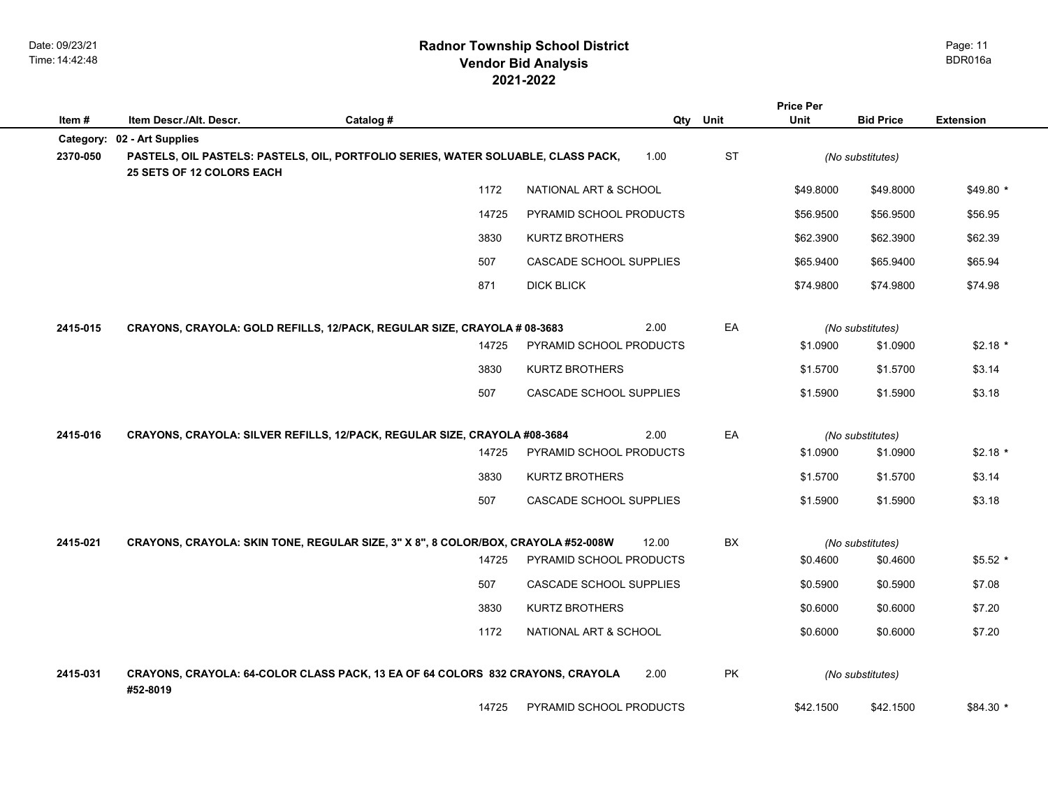# Radnor Township School District
## Vendor Bid Analysis
## 2021-2022

| Item # | Item Descr./Alt. Descr. | Catalog # | | Qty | Unit | Price Per Unit | Bid Price | Extension |
|---|---|---|---|---|---|---|---|---|
| **Category:** | **02 - Art Supplies** | | | | | | | |
| **2370-050** | **PASTELS, OIL PASTELS: PASTELS, OIL, PORTFOLIO SERIES, WATER SOLUABLE, CLASS PACK, 25 SETS OF 12 COLORS EACH** | | | 1.00 | ST | | *(No substitutes)* | |
| | | 1172 | NATIONAL ART & SCHOOL | | | $49.8000 | $49.8000 | $49.80 * |
| | | 14725 | PYRAMID SCHOOL PRODUCTS | | | $56.9500 | $56.9500 | $56.95 |
| | | 3830 | KURTZ BROTHERS | | | $62.3900 | $62.3900 | $62.39 |
| | | 507 | CASCADE SCHOOL SUPPLIES | | | $65.9400 | $65.9400 | $65.94 |
| | | 871 | DICK BLICK | | | $74.9800 | $74.9800 | $74.98 |
| **2415-015** | **CRAYONS, CRAYOLA: GOLD REFILLS, 12/PACK, REGULAR SIZE, CRAYOLA # 08-3683** | | | 2.00 | EA | | *(No substitutes)* | |
| | | 14725 | PYRAMID SCHOOL PRODUCTS | | | $1.0900 | $1.0900 | $2.18 * |
| | | 3830 | KURTZ BROTHERS | | | $1.5700 | $1.5700 | $3.14 |
| | | 507 | CASCADE SCHOOL SUPPLIES | | | $1.5900 | $1.5900 | $3.18 |
| **2415-016** | **CRAYONS, CRAYOLA: SILVER REFILLS, 12/PACK, REGULAR SIZE, CRAYOLA #08-3684** | | | 2.00 | EA | | *(No substitutes)* | |
| | | 14725 | PYRAMID SCHOOL PRODUCTS | | | $1.0900 | $1.0900 | $2.18 * |
| | | 3830 | KURTZ BROTHERS | | | $1.5700 | $1.5700 | $3.14 |
| | | 507 | CASCADE SCHOOL SUPPLIES | | | $1.5900 | $1.5900 | $3.18 |
| **2415-021** | **CRAYONS, CRAYOLA: SKIN TONE, REGULAR SIZE, 3" X 8", 8 COLOR/BOX, CRAYOLA #52-008W** | | | 12.00 | BX | | *(No substitutes)* | |
| | | 14725 | PYRAMID SCHOOL PRODUCTS | | | $0.4600 | $0.4600 | $5.52 * |
| | | 507 | CASCADE SCHOOL SUPPLIES | | | $0.5900 | $0.5900 | $7.08 |
| | | 3830 | KURTZ BROTHERS | | | $0.6000 | $0.6000 | $7.20 |
| | | 1172 | NATIONAL ART & SCHOOL | | | $0.6000 | $0.6000 | $7.20 |
| **2415-031** | **CRAYONS, CRAYOLA: 64-COLOR CLASS PACK, 13 EA OF 64 COLORS 832 CRAYONS, CRAYOLA #52-8019** | | | 2.00 | PK | | *(No substitutes)* | |
| | | 14725 | PYRAMID SCHOOL PRODUCTS | | | $42.1500 | $42.1500 | $84.30 * |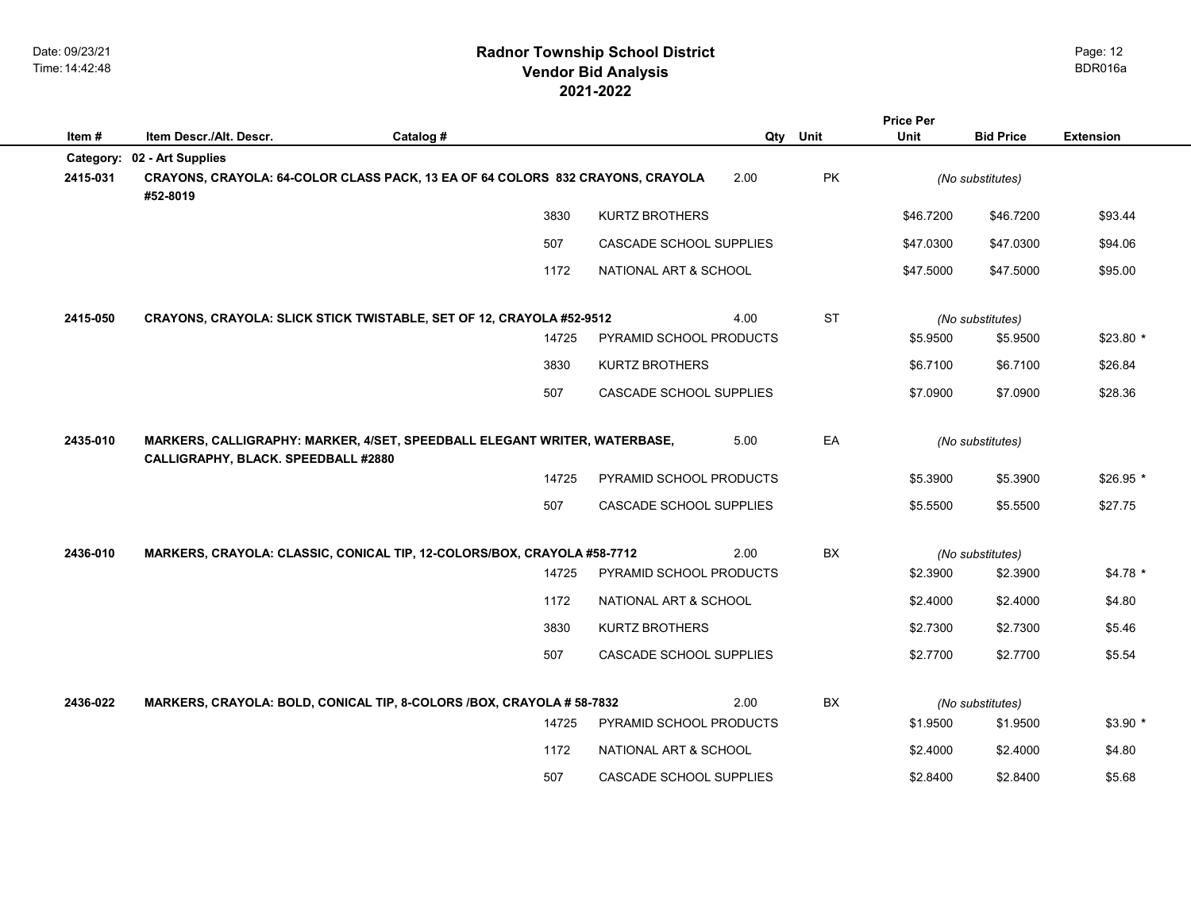# Radnor Township School District
## Vendor Bid Analysis
## 2021-2022

| Item # | Item Descr./Alt. Descr. | Catalog # | Qty | Unit | Price Per Unit | Bid Price | Extension |
|---|---|---|---|---|---|---|---|
| **Category:** | **02 - Art Supplies** | | | | | | |
| **2415-031** | **CRAYONS, CRAYOLA: 64-COLOR CLASS PACK, 13 EA OF 64 COLORS 832 CRAYONS, CRAYOLA #52-8019** | | **2.00** | **PK** | *(No substitutes)* | | |
| | 3830 | KURTZ BROTHERS | | | $46.7200 | $46.7200 | $93.44 |
| | 507 | CASCADE SCHOOL SUPPLIES | | | $47.0300 | $47.0300 | $94.06 |
| | 1172 | NATIONAL ART & SCHOOL | | | $47.5000 | $47.5000 | $95.00 |
| **2415-050** | **CRAYONS, CRAYOLA: SLICK STICK TWISTABLE, SET OF 12, CRAYOLA #52-9512** | | **4.00** | **ST** | *(No substitutes)* | | |
| | 14725 | PYRAMID SCHOOL PRODUCTS | | | $5.9500 | $5.9500 | $23.80 * |
| | 3830 | KURTZ BROTHERS | | | $6.7100 | $6.7100 | $26.84 |
| | 507 | CASCADE SCHOOL SUPPLIES | | | $7.0900 | $7.0900 | $28.36 |
| **2435-010** | **MARKERS, CALLIGRAPHY: MARKER, 4/SET, SPEEDBALL ELEGANT WRITER, WATERBASE, CALLIGRAPHY, BLACK. SPEEDBALL #2880** | | **5.00** | **EA** | *(No substitutes)* | | |
| | 14725 | PYRAMID SCHOOL PRODUCTS | | | $5.3900 | $5.3900 | $26.95 * |
| | 507 | CASCADE SCHOOL SUPPLIES | | | $5.5500 | $5.5500 | $27.75 |
| **2436-010** | **MARKERS, CRAYOLA: CLASSIC, CONICAL TIP, 12-COLORS/BOX, CRAYOLA #58-7712** | | **2.00** | **BX** | *(No substitutes)* | | |
| | 14725 | PYRAMID SCHOOL PRODUCTS | | | $2.3900 | $2.3900 | $4.78 * |
| | 1172 | NATIONAL ART & SCHOOL | | | $2.4000 | $2.4000 | $4.80 |
| | 3830 | KURTZ BROTHERS | | | $2.7300 | $2.7300 | $5.46 |
| | 507 | CASCADE SCHOOL SUPPLIES | | | $2.7700 | $2.7700 | $5.54 |
| **2436-022** | **MARKERS, CRAYOLA: BOLD, CONICAL TIP, 8-COLORS /BOX, CRAYOLA # 58-7832** | | **2.00** | **BX** | *(No substitutes)* | | |
| | 14725 | PYRAMID SCHOOL PRODUCTS | | | $1.9500 | $1.9500 | $3.90 * |
| | 1172 | NATIONAL ART & SCHOOL | | | $2.4000 | $2.4000 | $4.80 |
| | 507 | CASCADE SCHOOL SUPPLIES | | | $2.8400 | $2.8400 | $5.68 |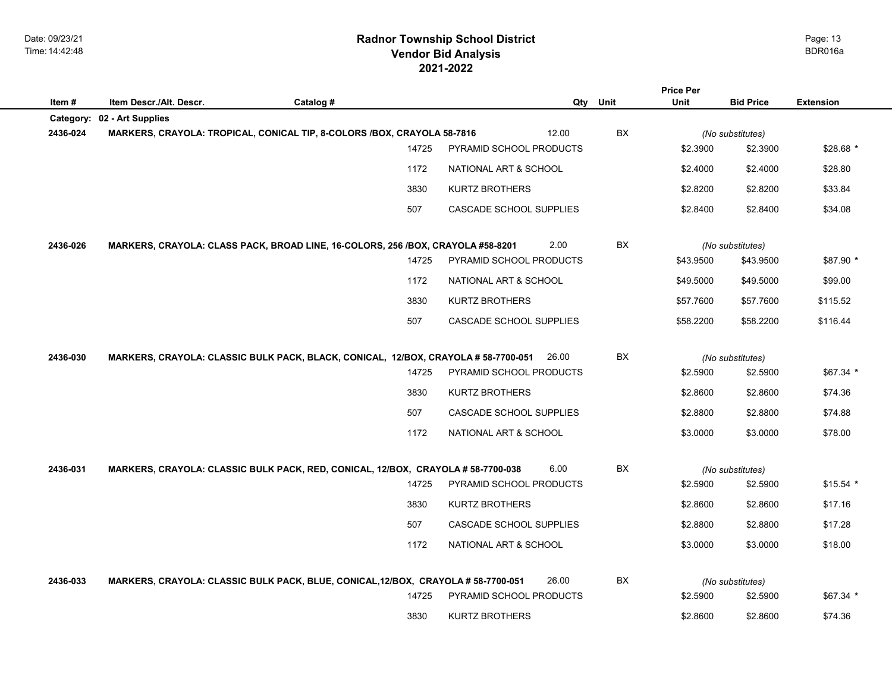# Radnor Township School District
## Vendor Bid Analysis
## 2021-2022

| Item # | Item Descr./Alt. Descr. | Catalog # | Qty | Unit | Price Per Unit | Bid Price | Extension |
|---|---|---|---|---|---|---|---|
| **Category:** | **02 - Art Supplies** | | | | | | |
| **2436-024** | **MARKERS, CRAYOLA: TROPICAL, CONICAL TIP, 8-COLORS /BOX, CRAYOLA 58-7816** | | 12.00 | BX | *(No substitutes)* | | |
| | 14725 | PYRAMID SCHOOL PRODUCTS | | | $2.3900 | $2.3900 | $28.68 * |
| | 1172 | NATIONAL ART & SCHOOL | | | $2.4000 | $2.4000 | $28.80 |
| | 3830 | KURTZ BROTHERS | | | $2.8200 | $2.8200 | $33.84 |
| | 507 | CASCADE SCHOOL SUPPLIES | | | $2.8400 | $2.8400 | $34.08 |
| **2436-026** | **MARKERS, CRAYOLA: CLASS PACK, BROAD LINE, 16-COLORS, 256 /BOX, CRAYOLA #58-8201** | | 2.00 | BX | *(No substitutes)* | | |
| | 14725 | PYRAMID SCHOOL PRODUCTS | | | $43.9500 | $43.9500 | $87.90 * |
| | 1172 | NATIONAL ART & SCHOOL | | | $49.5000 | $49.5000 | $99.00 |
| | 3830 | KURTZ BROTHERS | | | $57.7600 | $57.7600 | $115.52 |
| | 507 | CASCADE SCHOOL SUPPLIES | | | $58.2200 | $58.2200 | $116.44 |
| **2436-030** | **MARKERS, CRAYOLA: CLASSIC BULK PACK, BLACK, CONICAL, 12/BOX, CRAYOLA # 58-7700-051** | | 26.00 | BX | *(No substitutes)* | | |
| | 14725 | PYRAMID SCHOOL PRODUCTS | | | $2.5900 | $2.5900 | $67.34 * |
| | 3830 | KURTZ BROTHERS | | | $2.8600 | $2.8600 | $74.36 |
| | 507 | CASCADE SCHOOL SUPPLIES | | | $2.8800 | $2.8800 | $74.88 |
| | 1172 | NATIONAL ART & SCHOOL | | | $3.0000 | $3.0000 | $78.00 |
| **2436-031** | **MARKERS, CRAYOLA: CLASSIC BULK PACK, RED, CONICAL, 12/BOX, CRAYOLA # 58-7700-038** | | 6.00 | BX | *(No substitutes)* | | |
| | 14725 | PYRAMID SCHOOL PRODUCTS | | | $2.5900 | $2.5900 | $15.54 * |
| | 3830 | KURTZ BROTHERS | | | $2.8600 | $2.8600 | $17.16 |
| | 507 | CASCADE SCHOOL SUPPLIES | | | $2.8800 | $2.8800 | $17.28 |
| | 1172 | NATIONAL ART & SCHOOL | | | $3.0000 | $3.0000 | $18.00 |
| **2436-033** | **MARKERS, CRAYOLA: CLASSIC BULK PACK, BLUE, CONICAL,12/BOX, CRAYOLA # 58-7700-051** | | 26.00 | BX | *(No substitutes)* | | |
| | 14725 | PYRAMID SCHOOL PRODUCTS | | | $2.5900 | $2.5900 | $67.34 * |
| | 3830 | KURTZ BROTHERS | | | $2.8600 | $2.8600 | $74.36 |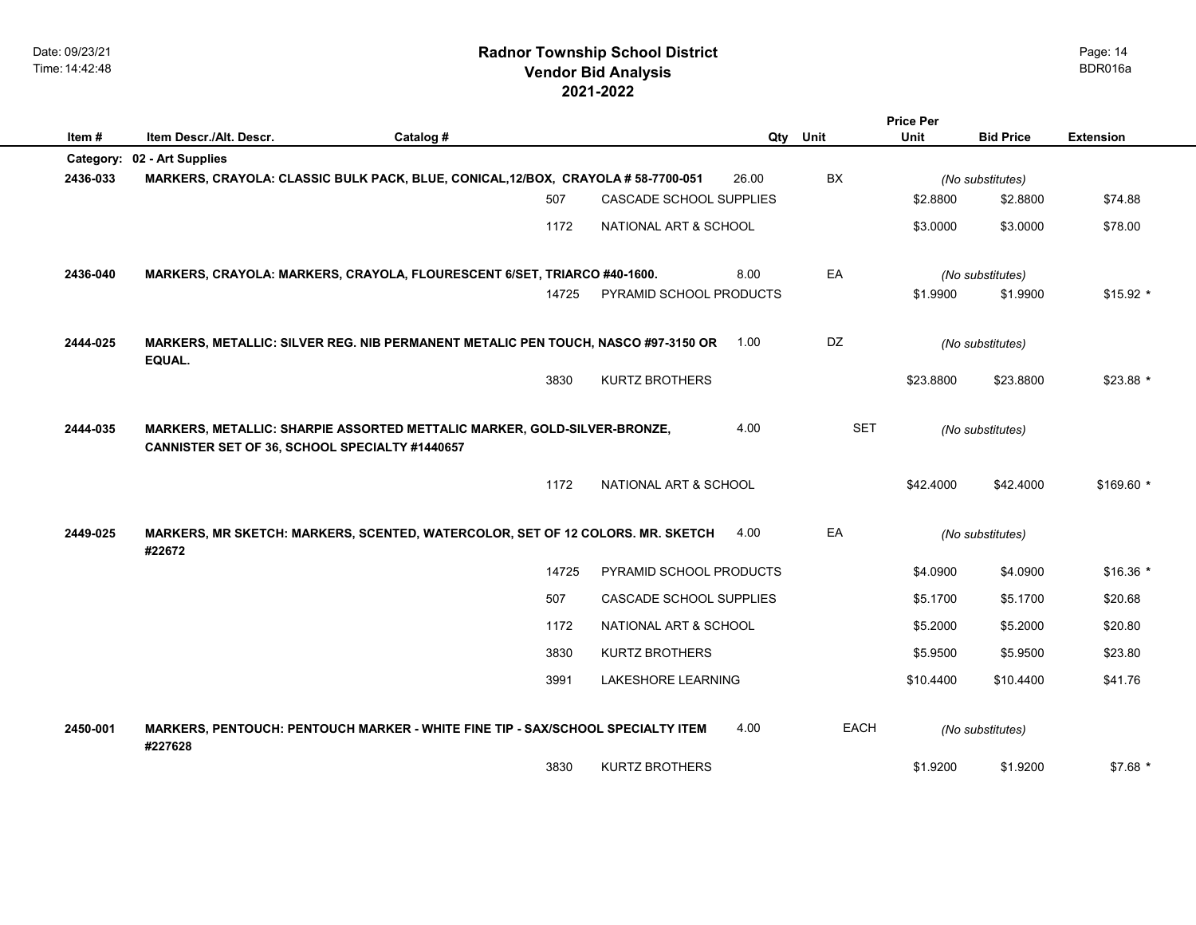# Radnor Township School District
## Vendor Bid Analysis
## 2021-2022

| Item # | Item Descr./Alt. Descr. | Catalog # | Qty | Unit | Price Per Unit | Bid Price | Extension |
|---|---|---|---|---|---|---|---|
| **Category:** | **02 - Art Supplies** | | | | | | |
| **2436-033** | **MARKERS, CRAYOLA: CLASSIC BULK PACK, BLUE, CONICAL,12/BOX, CRAYOLA # 58-7700-051** | | **26.00** | **BX** | *(No substitutes)* | | |
| | | 507 CASCADE SCHOOL SUPPLIES | | | $2.8800 | $2.8800 | $74.88 |
| | | 1172 NATIONAL ART & SCHOOL | | | $3.0000 | $3.0000 | $78.00 |
| **2436-040** | **MARKERS, CRAYOLA: MARKERS, CRAYOLA, FLOURESCENT 6/SET, TRIARCO #40-1600.** | | **8.00** | **EA** | *(No substitutes)* | | |
| | | 14725 PYRAMID SCHOOL PRODUCTS | | | $1.9900 | $1.9900 | $15.92 * |
| **2444-025** | **MARKERS, METALLIC: SILVER REG. NIB PERMANENT METALIC PEN TOUCH, NASCO #97-3150 OR EQUAL.** | | **1.00** | **DZ** | *(No substitutes)* | | |
| | | 3830 KURTZ BROTHERS | | | $23.8800 | $23.8800 | $23.88 * |
| **2444-035** | **MARKERS, METALLIC: SHARPIE ASSORTED METTALIC MARKER, GOLD-SILVER-BRONZE, CANNISTER SET OF 36, SCHOOL SPECIALTY #1440657** | | **4.00** | **SET** | *(No substitutes)* | | |
| | | 1172 NATIONAL ART & SCHOOL | | | $42.4000 | $42.4000 | $169.60 * |
| **2449-025** | **MARKERS, MR SKETCH: MARKERS, SCENTED, WATERCOLOR, SET OF 12 COLORS. MR. SKETCH #22672** | | **4.00** | **EA** | *(No substitutes)* | | |
| | | 14725 PYRAMID SCHOOL PRODUCTS | | | $4.0900 | $4.0900 | $16.36 * |
| | | 507 CASCADE SCHOOL SUPPLIES | | | $5.1700 | $5.1700 | $20.68 |
| | | 1172 NATIONAL ART & SCHOOL | | | $5.2000 | $5.2000 | $20.80 |
| | | 3830 KURTZ BROTHERS | | | $5.9500 | $5.9500 | $23.80 |
| | | 3991 LAKESHORE LEARNING | | | $10.4400 | $10.4400 | $41.76 |
| **2450-001** | **MARKERS, PENTOUCH: PENTOUCH MARKER - WHITE FINE TIP - SAX/SCHOOL SPECIALTY ITEM #227628** | | **4.00** | **EACH** | *(No substitutes)* | | |
| | | 3830 KURTZ BROTHERS | | | $1.9200 | $1.9200 | $7.68 * |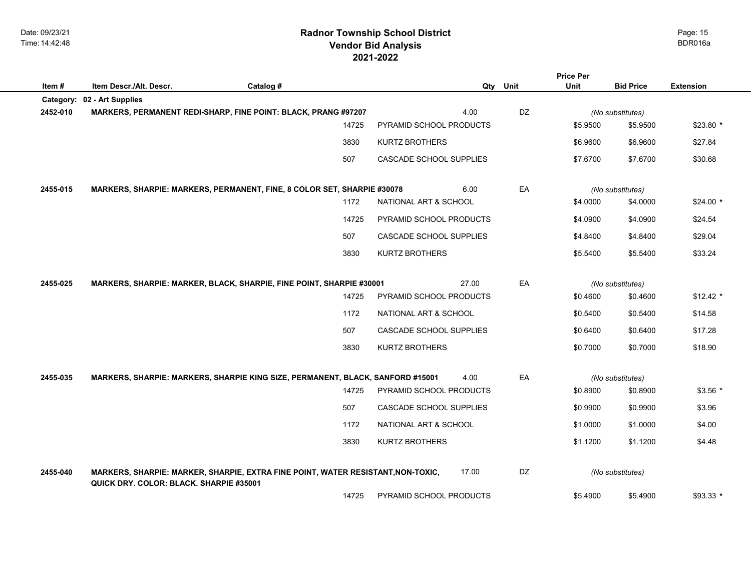# Radnor Township School District
## Vendor Bid Analysis
## 2021-2022

| Item # | Item Descr./Alt. Descr. | Catalog # | Qty | Unit | Price Per Unit | Bid Price | Extension |
|---|---|---|---|---|---|---|---|
| **Category:** | **02 - Art Supplies** | | | | | | |
| **2452-010** | **MARKERS, PERMANENT REDI-SHARP, FINE POINT: BLACK, PRANG #97207** | | 4.00 | DZ | *(No substitutes)* | | |
| | | 14725 | PYRAMID SCHOOL PRODUCTS | | $5.9500 | $5.9500 | $23.80 * |
| | | 3830 | KURTZ BROTHERS | | $6.9600 | $6.9600 | $27.84 |
| | | 507 | CASCADE SCHOOL SUPPLIES | | $7.6700 | $7.6700 | $30.68 |
| **2455-015** | **MARKERS, SHARPIE: MARKERS, PERMANENT, FINE, 8 COLOR SET, SHARPIE #30078** | | 6.00 | EA | *(No substitutes)* | | |
| | | 1172 | NATIONAL ART & SCHOOL | | $4.0000 | $4.0000 | $24.00 * |
| | | 14725 | PYRAMID SCHOOL PRODUCTS | | $4.0900 | $4.0900 | $24.54 |
| | | 507 | CASCADE SCHOOL SUPPLIES | | $4.8400 | $4.8400 | $29.04 |
| | | 3830 | KURTZ BROTHERS | | $5.5400 | $5.5400 | $33.24 |
| **2455-025** | **MARKERS, SHARPIE: MARKER, BLACK, SHARPIE, FINE POINT, SHARPIE #30001** | | 27.00 | EA | *(No substitutes)* | | |
| | | 14725 | PYRAMID SCHOOL PRODUCTS | | $0.4600 | $0.4600 | $12.42 * |
| | | 1172 | NATIONAL ART & SCHOOL | | $0.5400 | $0.5400 | $14.58 |
| | | 507 | CASCADE SCHOOL SUPPLIES | | $0.6400 | $0.6400 | $17.28 |
| | | 3830 | KURTZ BROTHERS | | $0.7000 | $0.7000 | $18.90 |
| **2455-035** | **MARKERS, SHARPIE: MARKERS, SHARPIE KING SIZE, PERMANENT, BLACK, SANFORD #15001** | | 4.00 | EA | *(No substitutes)* | | |
| | | 14725 | PYRAMID SCHOOL PRODUCTS | | $0.8900 | $0.8900 | $3.56 * |
| | | 507 | CASCADE SCHOOL SUPPLIES | | $0.9900 | $0.9900 | $3.96 |
| | | 1172 | NATIONAL ART & SCHOOL | | $1.0000 | $1.0000 | $4.00 |
| | | 3830 | KURTZ BROTHERS | | $1.1200 | $1.1200 | $4.48 |
| **2455-040** | **MARKERS, SHARPIE: MARKER, SHARPIE, EXTRA FINE POINT, WATER RESISTANT,NON-TOXIC, QUICK DRY. COLOR: BLACK. SHARPIE #35001** | | 17.00 | DZ | *(No substitutes)* | | |
| | | 14725 | PYRAMID SCHOOL PRODUCTS | | $5.4900 | $5.4900 | $93.33 * |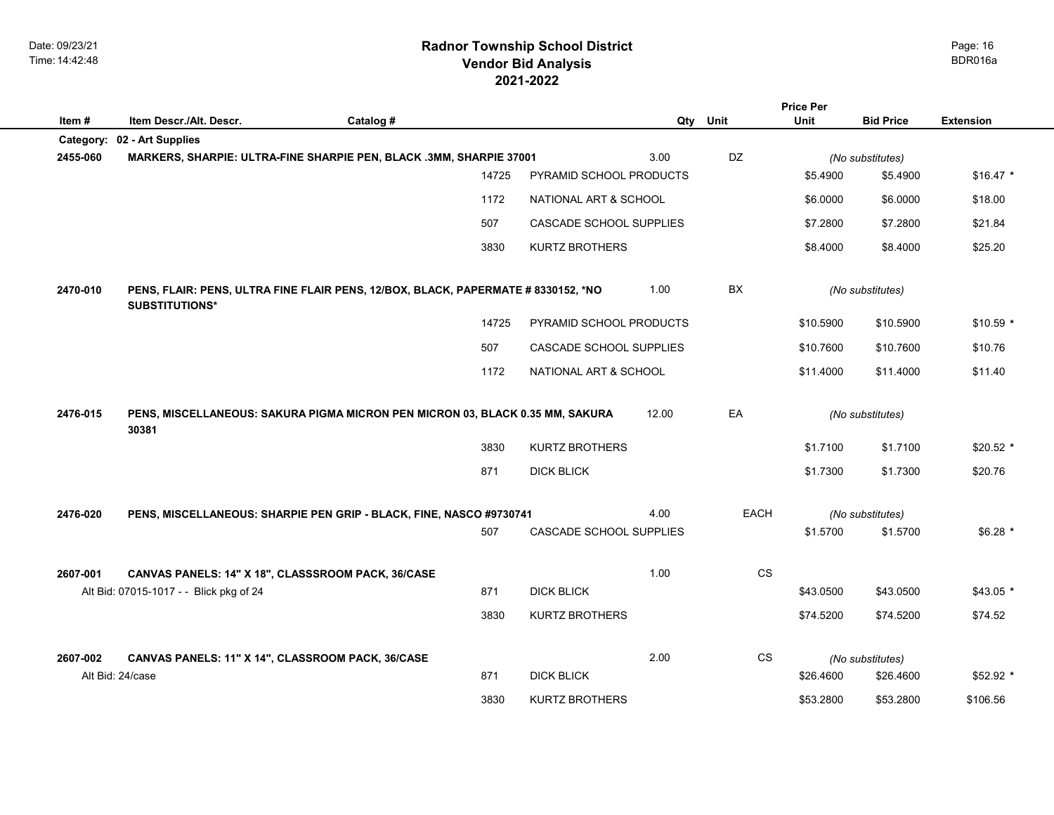# Radnor Township School District
## Vendor Bid Analysis
## 2021-2022

| Item # | Item Descr./Alt. Descr. | Catalog # | Vendor | Qty | Unit | Price Per Unit | Bid Price | Extension |
|---|---|---|---|---|---|---|---|---|
| **Category:** | **02 - Art Supplies** | | | | | | | |
| **2455-060** | **MARKERS, SHARPIE: ULTRA-FINE SHARPIE PEN, BLACK .3MM, SHARPIE 37001** | | | 3.00 | DZ | *(No substitutes)* | | |
| | | 14725 | PYRAMID SCHOOL PRODUCTS | | | $5.4900 | $5.4900 | $16.47 * |
| | | 1172 | NATIONAL ART & SCHOOL | | | $6.0000 | $6.0000 | $18.00 |
| | | 507 | CASCADE SCHOOL SUPPLIES | | | $7.2800 | $7.2800 | $21.84 |
| | | 3830 | KURTZ BROTHERS | | | $8.4000 | $8.4000 | $25.20 |
| **2470-010** | **PENS, FLAIR: PENS, ULTRA FINE FLAIR PENS, 12/BOX, BLACK, PAPERMATE # 8330152, *NO SUBSTITUTIONS*** | | | 1.00 | BX | *(No substitutes)* | | |
| | | 14725 | PYRAMID SCHOOL PRODUCTS | | | $10.5900 | $10.5900 | $10.59 * |
| | | 507 | CASCADE SCHOOL SUPPLIES | | | $10.7600 | $10.7600 | $10.76 |
| | | 1172 | NATIONAL ART & SCHOOL | | | $11.4000 | $11.4000 | $11.40 |
| **2476-015** | **PENS, MISCELLANEOUS: SAKURA PIGMA MICRON PEN MICRON 03, BLACK 0.35 MM, SAKURA 30381** | | | 12.00 | EA | *(No substitutes)* | | |
| | | 3830 | KURTZ BROTHERS | | | $1.7100 | $1.7100 | $20.52 * |
| | | 871 | DICK BLICK | | | $1.7300 | $1.7300 | $20.76 |
| **2476-020** | **PENS, MISCELLANEOUS: SHARPIE PEN GRIP - BLACK, FINE, NASCO #9730741** | | | 4.00 | EACH | *(No substitutes)* | | |
| | | 507 | CASCADE SCHOOL SUPPLIES | | | $1.5700 | $1.5700 | $6.28 * |
| **2607-001** | **CANVAS PANELS: 14" X 18", CLASSSROOM PACK, 36/CASE** | | | 1.00 | CS | | | |
| | Alt Bid: 07015-1017 - - Blick pkg of 24 | 871 | DICK BLICK | | | $43.0500 | $43.0500 | $43.05 * |
| | | 3830 | KURTZ BROTHERS | | | $74.5200 | $74.5200 | $74.52 |
| **2607-002** | **CANVAS PANELS: 11" X 14", CLASSROOM PACK, 36/CASE** | | | 2.00 | CS | *(No substitutes)* | | |
| | Alt Bid: 24/case | 871 | DICK BLICK | | | $26.4600 | $26.4600 | $52.92 * |
| | | 3830 | KURTZ BROTHERS | | | $53.2800 | $53.2800 | $106.56 |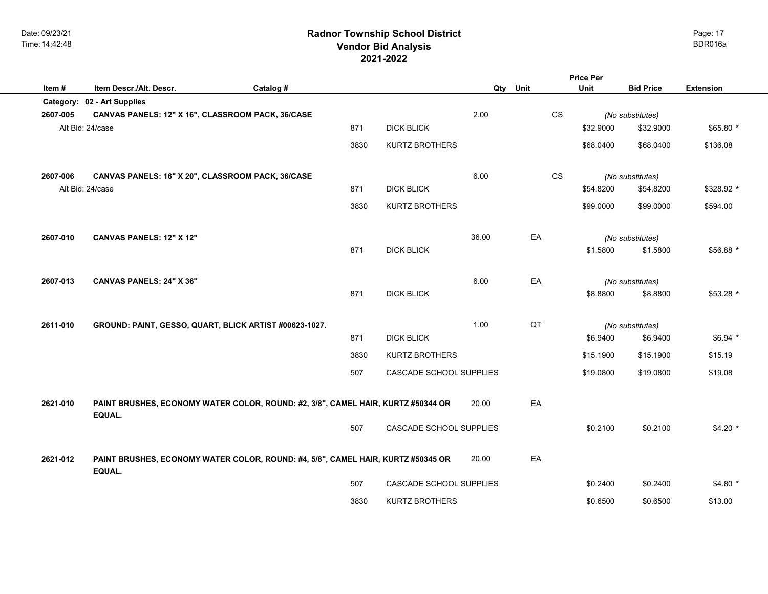# Radnor Township School District
## Vendor Bid Analysis
## 2021-2022

| Item # | Item Descr./Alt. Descr. | Catalog # | | Qty | Unit | Price Per Unit | Bid Price | Extension |
|---|---|---|---|---|---|---|---|---|
| **Category:** | **02 - Art Supplies** | | | | | | | |
| **2607-005** | **CANVAS PANELS: 12" X 16", CLASSROOM PACK, 36/CASE** | | | 2.00 | CS | | *(No substitutes)* | |
| | Alt Bid: 24/case | 871 | DICK BLICK | | | $32.9000 | $32.9000 | $65.80 * |
| | | 3830 | KURTZ BROTHERS | | | $68.0400 | $68.0400 | $136.08 |
| **2607-006** | **CANVAS PANELS: 16" X 20", CLASSROOM PACK, 36/CASE** | | | 6.00 | CS | | *(No substitutes)* | |
| | Alt Bid: 24/case | 871 | DICK BLICK | | | $54.8200 | $54.8200 | $328.92 * |
| | | 3830 | KURTZ BROTHERS | | | $99.0000 | $99.0000 | $594.00 |
| **2607-010** | **CANVAS PANELS: 12" X 12"** | | | 36.00 | EA | | *(No substitutes)* | |
| | | 871 | DICK BLICK | | | $1.5800 | $1.5800 | $56.88 * |
| **2607-013** | **CANVAS PANELS: 24" X 36"** | | | 6.00 | EA | | *(No substitutes)* | |
| | | 871 | DICK BLICK | | | $8.8800 | $8.8800 | $53.28 * |
| **2611-010** | **GROUND: PAINT, GESSO, QUART, BLICK ARTIST #00623-1027.** | | | 1.00 | QT | | *(No substitutes)* | |
| | | 871 | DICK BLICK | | | $6.9400 | $6.9400 | $6.94 * |
| | | 3830 | KURTZ BROTHERS | | | $15.1900 | $15.1900 | $15.19 |
| | | 507 | CASCADE SCHOOL SUPPLIES | | | $19.0800 | $19.0800 | $19.08 |
| **2621-010** | **PAINT BRUSHES, ECONOMY WATER COLOR, ROUND: #2, 3/8", CAMEL HAIR, KURTZ #50344 OR EQUAL.** | | | 20.00 | EA | | | |
| | | 507 | CASCADE SCHOOL SUPPLIES | | | $0.2100 | $0.2100 | $4.20 * |
| **2621-012** | **PAINT BRUSHES, ECONOMY WATER COLOR, ROUND: #4, 5/8", CAMEL HAIR, KURTZ #50345 OR EQUAL.** | | | 20.00 | EA | | | |
| | | 507 | CASCADE SCHOOL SUPPLIES | | | $0.2400 | $0.2400 | $4.80 * |
| | | 3830 | KURTZ BROTHERS | | | $0.6500 | $0.6500 | $13.00 |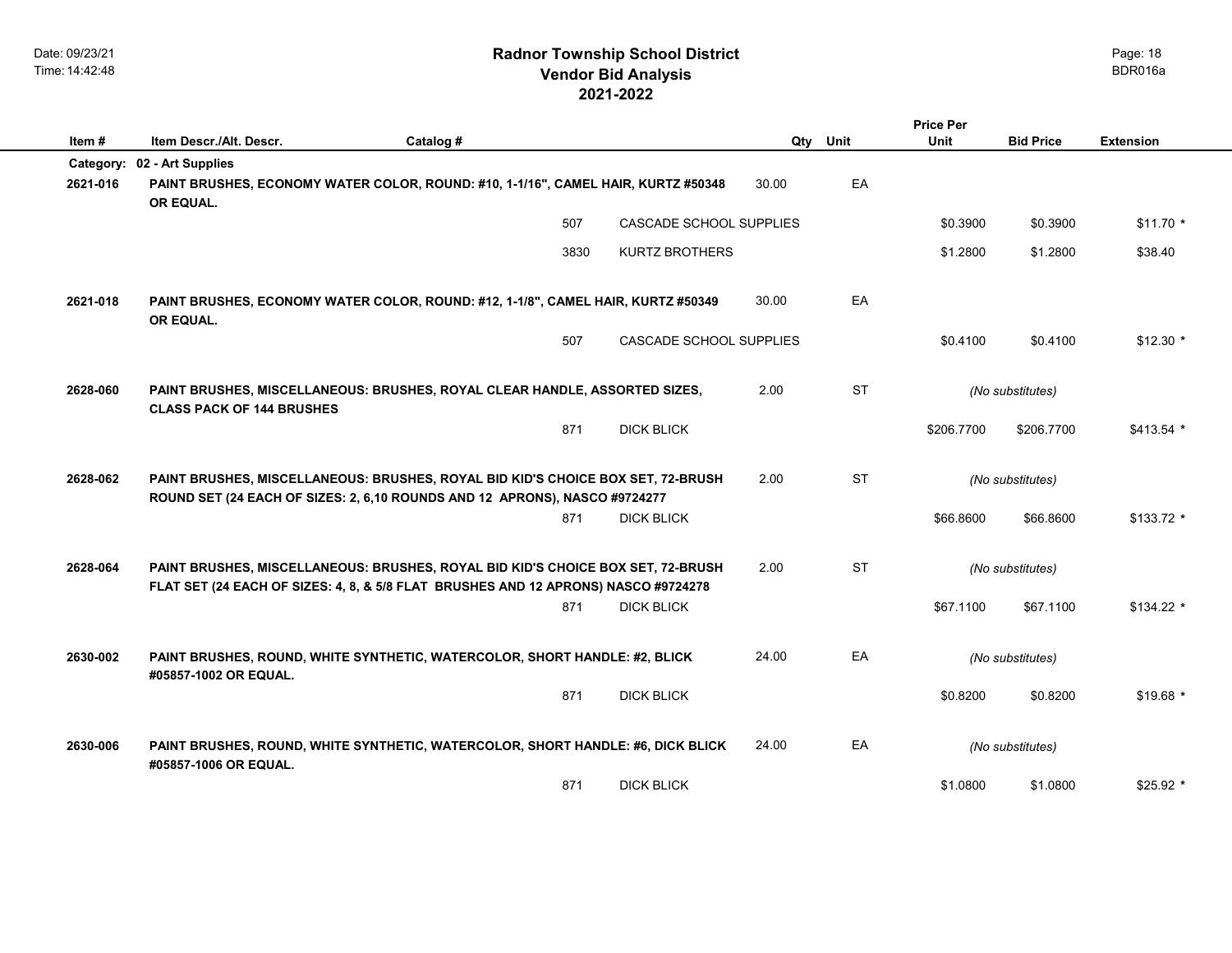# Radnor Township School District
## Vendor Bid Analysis
## 2021-2022

| Item # | Item Descr./Alt. Descr. | Catalog # | Qty | Unit | Price Per Unit | Bid Price | Extension |
|---|---|---|---|---|---|---|---|
| **Category:** | **02 - Art Supplies** | | | | | | |
| **2621-016** | **PAINT BRUSHES, ECONOMY WATER COLOR, ROUND: #10, 1-1/16", CAMEL HAIR, KURTZ #50348 OR EQUAL.** | | 30.00 | EA | | | |
| | 507 | CASCADE SCHOOL SUPPLIES | | | $0.3900 | $0.3900 | $11.70 * |
| | 3830 | KURTZ BROTHERS | | | $1.2800 | $1.2800 | $38.40 |
| **2621-018** | **PAINT BRUSHES, ECONOMY WATER COLOR, ROUND: #12, 1-1/8", CAMEL HAIR, KURTZ #50349 OR EQUAL.** | | 30.00 | EA | | | |
| | 507 | CASCADE SCHOOL SUPPLIES | | | $0.4100 | $0.4100 | $12.30 * |
| **2628-060** | **PAINT BRUSHES, MISCELLANEOUS: BRUSHES, ROYAL CLEAR HANDLE, ASSORTED SIZES, CLASS PACK OF 144 BRUSHES** | | 2.00 | ST | | *(No substitutes)* | |
| | 871 | DICK BLICK | | | $206.7700 | $206.7700 | $413.54 * |
| **2628-062** | **PAINT BRUSHES, MISCELLANEOUS: BRUSHES, ROYAL BID KID'S CHOICE BOX SET, 72-BRUSH ROUND SET (24 EACH OF SIZES: 2, 6,10 ROUNDS AND 12 APRONS), NASCO #9724277** | | 2.00 | ST | | *(No substitutes)* | |
| | 871 | DICK BLICK | | | $66.8600 | $66.8600 | $133.72 * |
| **2628-064** | **PAINT BRUSHES, MISCELLANEOUS: BRUSHES, ROYAL BID KID'S CHOICE BOX SET, 72-BRUSH FLAT SET (24 EACH OF SIZES: 4, 8, & 5/8 FLAT BRUSHES AND 12 APRONS) NASCO #9724278** | | 2.00 | ST | | *(No substitutes)* | |
| | 871 | DICK BLICK | | | $67.1100 | $67.1100 | $134.22 * |
| **2630-002** | **PAINT BRUSHES, ROUND, WHITE SYNTHETIC, WATERCOLOR, SHORT HANDLE: #2, BLICK #05857-1002 OR EQUAL.** | | 24.00 | EA | | *(No substitutes)* | |
| | 871 | DICK BLICK | | | $0.8200 | $0.8200 | $19.68 * |
| **2630-006** | **PAINT BRUSHES, ROUND, WHITE SYNTHETIC, WATERCOLOR, SHORT HANDLE: #6, DICK BLICK #05857-1006 OR EQUAL.** | | 24.00 | EA | | *(No substitutes)* | |
| | 871 | DICK BLICK | | | $1.0800 | $1.0800 | $25.92 * |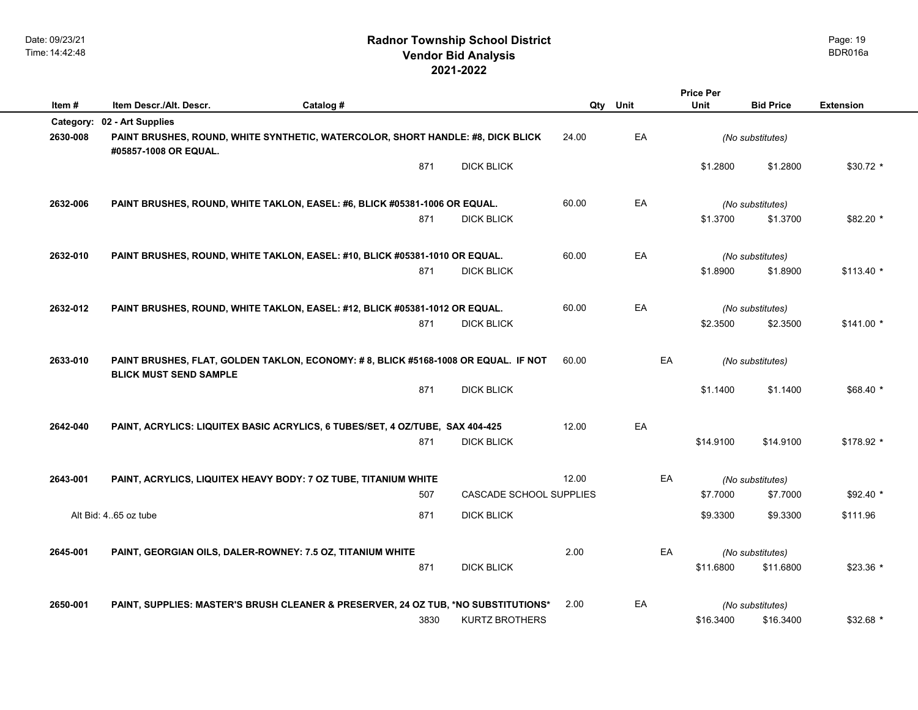# Radnor Township School District
## Vendor Bid Analysis
## 2021-2022

| Item # | Item Descr./Alt. Descr. | Catalog # | | Qty | Unit | Price Per Unit | Bid Price | Extension |
|---|---|---|---|---|---|---|---|---|
| **Category:** | **02 - Art Supplies** | | | | | | | |
| **2630-008** | **PAINT BRUSHES, ROUND, WHITE SYNTHETIC, WATERCOLOR, SHORT HANDLE: #8, DICK BLICK #05857-1008 OR EQUAL.** | | | 24.00 | EA | *(No substitutes)* | | |
| | | 871 | DICK BLICK | | | $1.2800 | $1.2800 | $30.72 * |
| **2632-006** | **PAINT BRUSHES, ROUND, WHITE TAKLON, EASEL: #6, BLICK #05381-1006 OR EQUAL.** | | | 60.00 | EA | *(No substitutes)* | | |
| | | 871 | DICK BLICK | | | $1.3700 | $1.3700 | $82.20 * |
| **2632-010** | **PAINT BRUSHES, ROUND, WHITE TAKLON, EASEL: #10, BLICK #05381-1010 OR EQUAL.** | | | 60.00 | EA | *(No substitutes)* | | |
| | | 871 | DICK BLICK | | | $1.8900 | $1.8900 | $113.40 * |
| **2632-012** | **PAINT BRUSHES, ROUND, WHITE TAKLON, EASEL: #12, BLICK #05381-1012 OR EQUAL.** | | | 60.00 | EA | *(No substitutes)* | | |
| | | 871 | DICK BLICK | | | $2.3500 | $2.3500 | $141.00 * |
| **2633-010** | **PAINT BRUSHES, FLAT, GOLDEN TAKLON, ECONOMY: # 8, BLICK #5168-1008 OR EQUAL. IF NOT BLICK MUST SEND SAMPLE** | | | 60.00 | EA | *(No substitutes)* | | |
| | | 871 | DICK BLICK | | | $1.1400 | $1.1400 | $68.40 * |
| **2642-040** | **PAINT, ACRYLICS: LIQUITEX BASIC ACRYLICS, 6 TUBES/SET, 4 OZ/TUBE, SAX 404-425** | | | 12.00 | EA | | | |
| | | 871 | DICK BLICK | | | $14.9100 | $14.9100 | $178.92 * |
| **2643-001** | **PAINT, ACRYLICS, LIQUITEX HEAVY BODY: 7 OZ TUBE, TITANIUM WHITE** | | | 12.00 | EA | *(No substitutes)* | | |
| | | 507 | CASCADE SCHOOL SUPPLIES | | | $7.7000 | $7.7000 | $92.40 * |
| | Alt Bid: 4..65 oz tube | 871 | DICK BLICK | | | $9.3300 | $9.3300 | $111.96 |
| **2645-001** | **PAINT, GEORGIAN OILS, DALER-ROWNEY: 7.5 OZ, TITANIUM WHITE** | | | 2.00 | EA | *(No substitutes)* | | |
| | | 871 | DICK BLICK | | | $11.6800 | $11.6800 | $23.36 * |
| **2650-001** | **PAINT, SUPPLIES: MASTER'S BRUSH CLEANER & PRESERVER, 24 OZ TUB, *NO SUBSTITUTIONS*** | | | 2.00 | EA | *(No substitutes)* | | |
| | | 3830 | KURTZ BROTHERS | | | $16.3400 | $16.3400 | $32.68 * |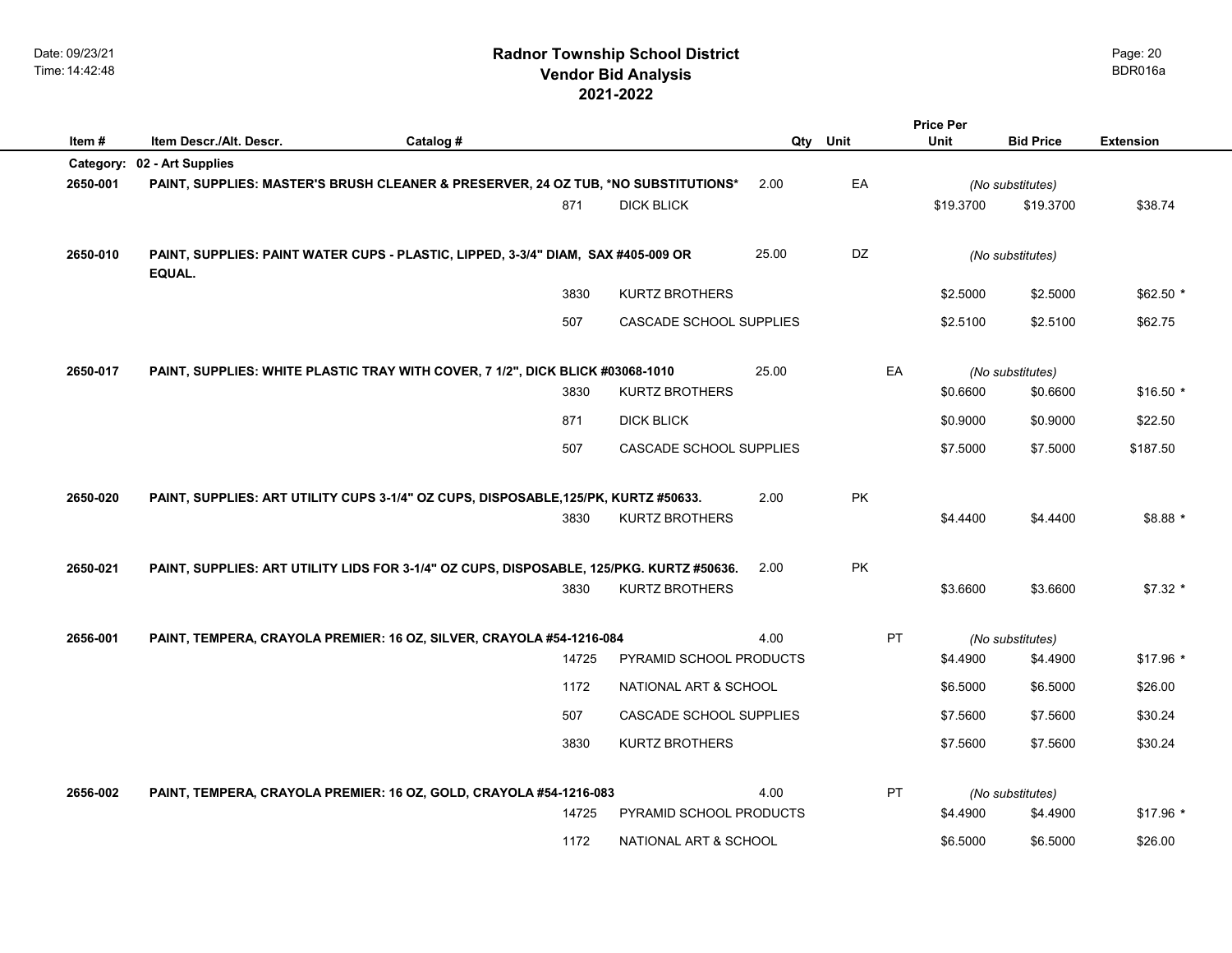# Radnor Township School District
## Vendor Bid Analysis
## 2021-2022

| Item # | Item Descr./Alt. Descr. | Catalog # | | Qty | Unit | Price Per Unit | Bid Price | Extension |
|---|---|---|---|---|---|---|---|---|
| **Category:** | **02 - Art Supplies** | | | | | | | |
| **2650-001** | **PAINT, SUPPLIES: MASTER'S BRUSH CLEANER & PRESERVER, 24 OZ TUB, *NO SUBSTITUTIONS*** | | | 2.00 | EA | *(No substitutes)* | | |
| | | 871 | DICK BLICK | | | $19.3700 | $19.3700 | $38.74 |
| **2650-010** | **PAINT, SUPPLIES: PAINT WATER CUPS - PLASTIC, LIPPED, 3-3/4" DIAM, SAX #405-009 OR EQUAL.** | | | 25.00 | DZ | *(No substitutes)* | | |
| | | 3830 | KURTZ BROTHERS | | | $2.5000 | $2.5000 | $62.50 * |
| | | 507 | CASCADE SCHOOL SUPPLIES | | | $2.5100 | $2.5100 | $62.75 |
| **2650-017** | **PAINT, SUPPLIES: WHITE PLASTIC TRAY WITH COVER, 7 1/2", DICK BLICK #03068-1010** | | | 25.00 | EA | *(No substitutes)* | | |
| | | 3830 | KURTZ BROTHERS | | | $0.6600 | $0.6600 | $16.50 * |
| | | 871 | DICK BLICK | | | $0.9000 | $0.9000 | $22.50 |
| | | 507 | CASCADE SCHOOL SUPPLIES | | | $7.5000 | $7.5000 | $187.50 |
| **2650-020** | **PAINT, SUPPLIES: ART UTILITY CUPS 3-1/4" OZ CUPS, DISPOSABLE,125/PK, KURTZ #50633.** | | | 2.00 | PK | | | |
| | | 3830 | KURTZ BROTHERS | | | $4.4400 | $4.4400 | $8.88 * |
| **2650-021** | **PAINT, SUPPLIES: ART UTILITY LIDS FOR 3-1/4" OZ CUPS, DISPOSABLE, 125/PKG. KURTZ #50636.** | | | 2.00 | PK | | | |
| | | 3830 | KURTZ BROTHERS | | | $3.6600 | $3.6600 | $7.32 * |
| **2656-001** | **PAINT, TEMPERA, CRAYOLA PREMIER: 16 OZ, SILVER, CRAYOLA #54-1216-084** | | | 4.00 | PT | *(No substitutes)* | | |
| | | 14725 | PYRAMID SCHOOL PRODUCTS | | | $4.4900 | $4.4900 | $17.96 * |
| | | 1172 | NATIONAL ART & SCHOOL | | | $6.5000 | $6.5000 | $26.00 |
| | | 507 | CASCADE SCHOOL SUPPLIES | | | $7.5600 | $7.5600 | $30.24 |
| | | 3830 | KURTZ BROTHERS | | | $7.5600 | $7.5600 | $30.24 |
| **2656-002** | **PAINT, TEMPERA, CRAYOLA PREMIER: 16 OZ, GOLD, CRAYOLA #54-1216-083** | | | 4.00 | PT | *(No substitutes)* | | |
| | | 14725 | PYRAMID SCHOOL PRODUCTS | | | $4.4900 | $4.4900 | $17.96 * |
| | | 1172 | NATIONAL ART & SCHOOL | | | $6.5000 | $6.5000 | $26.00 |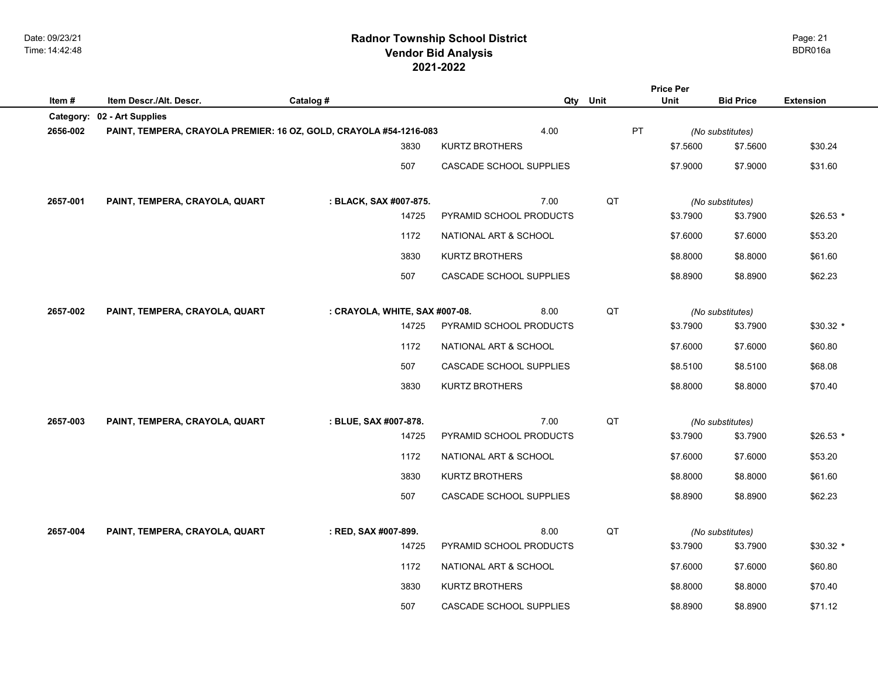# Radnor Township School District
## Vendor Bid Analysis
## 2021-2022

| Item # | Item Descr./Alt. Descr. | Catalog # | | Qty | Unit | Price Per Unit | Bid Price | Extension |
|---|---|---|---|---|---|---|---|---|
| **Category:** | **02 - Art Supplies** | | | | | | | |
| **2656-002** | **PAINT, TEMPERA, CRAYOLA PREMIER: 16 OZ, GOLD, CRAYOLA #54-1216-083** | | | 4.00 | PT | | *(No substitutes)* | |
| | | 3830 | KURTZ BROTHERS | | | $7.5600 | $7.5600 | $30.24 |
| | | 507 | CASCADE SCHOOL SUPPLIES | | | $7.9000 | $7.9000 | $31.60 |
| **2657-001** | **PAINT, TEMPERA, CRAYOLA, QUART** | **: BLACK, SAX #007-875.** | | 7.00 | QT | | *(No substitutes)* | |
| | | 14725 | PYRAMID SCHOOL PRODUCTS | | | $3.7900 | $3.7900 | $26.53 * |
| | | 1172 | NATIONAL ART & SCHOOL | | | $7.6000 | $7.6000 | $53.20 |
| | | 3830 | KURTZ BROTHERS | | | $8.8000 | $8.8000 | $61.60 |
| | | 507 | CASCADE SCHOOL SUPPLIES | | | $8.8900 | $8.8900 | $62.23 |
| **2657-002** | **PAINT, TEMPERA, CRAYOLA, QUART** | **: CRAYOLA, WHITE, SAX #007-08.** | | 8.00 | QT | | *(No substitutes)* | |
| | | 14725 | PYRAMID SCHOOL PRODUCTS | | | $3.7900 | $3.7900 | $30.32 * |
| | | 1172 | NATIONAL ART & SCHOOL | | | $7.6000 | $7.6000 | $60.80 |
| | | 507 | CASCADE SCHOOL SUPPLIES | | | $8.5100 | $8.5100 | $68.08 |
| | | 3830 | KURTZ BROTHERS | | | $8.8000 | $8.8000 | $70.40 |
| **2657-003** | **PAINT, TEMPERA, CRAYOLA, QUART** | **: BLUE, SAX #007-878.** | | 7.00 | QT | | *(No substitutes)* | |
| | | 14725 | PYRAMID SCHOOL PRODUCTS | | | $3.7900 | $3.7900 | $26.53 * |
| | | 1172 | NATIONAL ART & SCHOOL | | | $7.6000 | $7.6000 | $53.20 |
| | | 3830 | KURTZ BROTHERS | | | $8.8000 | $8.8000 | $61.60 |
| | | 507 | CASCADE SCHOOL SUPPLIES | | | $8.8900 | $8.8900 | $62.23 |
| **2657-004** | **PAINT, TEMPERA, CRAYOLA, QUART** | **: RED, SAX #007-899.** | | 8.00 | QT | | *(No substitutes)* | |
| | | 14725 | PYRAMID SCHOOL PRODUCTS | | | $3.7900 | $3.7900 | $30.32 * |
| | | 1172 | NATIONAL ART & SCHOOL | | | $7.6000 | $7.6000 | $60.80 |
| | | 3830 | KURTZ BROTHERS | | | $8.8000 | $8.8000 | $70.40 |
| | | 507 | CASCADE SCHOOL SUPPLIES | | | $8.8900 | $8.8900 | $71.12 |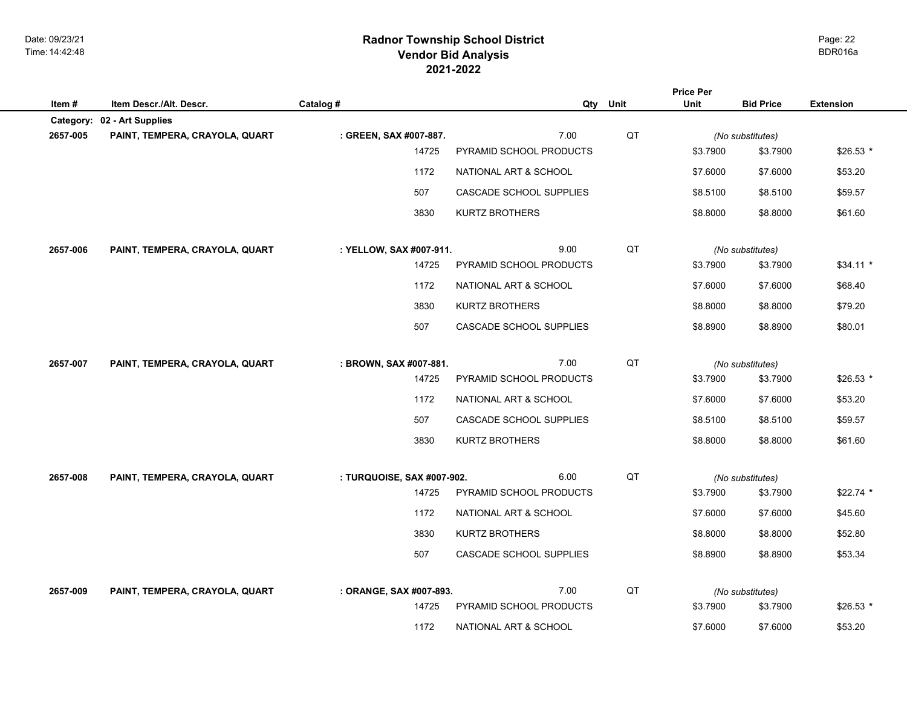# Radnor Township School District
## Vendor Bid Analysis
## 2021-2022

| Item # | Item Descr./Alt. Descr. | Catalog # | Qty | Unit | Price Per Unit | Bid Price | Extension |
|---|---|---|---|---|---|---|---|
| **Category:** | **02 - Art Supplies** | | | | | | |
| **2657-005** | **PAINT, TEMPERA, CRAYOLA, QUART** | **: GREEN, SAX #007-887.** | 7.00 | QT | *(No substitutes)* | | |
| | | 14725 | PYRAMID SCHOOL PRODUCTS | | $3.7900 | $3.7900 | $26.53 * |
| | | 1172 | NATIONAL ART & SCHOOL | | $7.6000 | $7.6000 | $53.20 |
| | | 507 | CASCADE SCHOOL SUPPLIES | | $8.5100 | $8.5100 | $59.57 |
| | | 3830 | KURTZ BROTHERS | | $8.8000 | $8.8000 | $61.60 |
| **2657-006** | **PAINT, TEMPERA, CRAYOLA, QUART** | **: YELLOW, SAX #007-911.** | 9.00 | QT | *(No substitutes)* | | |
| | | 14725 | PYRAMID SCHOOL PRODUCTS | | $3.7900 | $3.7900 | $34.11 * |
| | | 1172 | NATIONAL ART & SCHOOL | | $7.6000 | $7.6000 | $68.40 |
| | | 3830 | KURTZ BROTHERS | | $8.8000 | $8.8000 | $79.20 |
| | | 507 | CASCADE SCHOOL SUPPLIES | | $8.8900 | $8.8900 | $80.01 |
| **2657-007** | **PAINT, TEMPERA, CRAYOLA, QUART** | **: BROWN, SAX #007-881.** | 7.00 | QT | *(No substitutes)* | | |
| | | 14725 | PYRAMID SCHOOL PRODUCTS | | $3.7900 | $3.7900 | $26.53 * |
| | | 1172 | NATIONAL ART & SCHOOL | | $7.6000 | $7.6000 | $53.20 |
| | | 507 | CASCADE SCHOOL SUPPLIES | | $8.5100 | $8.5100 | $59.57 |
| | | 3830 | KURTZ BROTHERS | | $8.8000 | $8.8000 | $61.60 |
| **2657-008** | **PAINT, TEMPERA, CRAYOLA, QUART** | **: TURQUOISE, SAX #007-902.** | 6.00 | QT | *(No substitutes)* | | |
| | | 14725 | PYRAMID SCHOOL PRODUCTS | | $3.7900 | $3.7900 | $22.74 * |
| | | 1172 | NATIONAL ART & SCHOOL | | $7.6000 | $7.6000 | $45.60 |
| | | 3830 | KURTZ BROTHERS | | $8.8000 | $8.8000 | $52.80 |
| | | 507 | CASCADE SCHOOL SUPPLIES | | $8.8900 | $8.8900 | $53.34 |
| **2657-009** | **PAINT, TEMPERA, CRAYOLA, QUART** | **: ORANGE, SAX #007-893.** | 7.00 | QT | *(No substitutes)* | | |
| | | 14725 | PYRAMID SCHOOL PRODUCTS | | $3.7900 | $3.7900 | $26.53 * |
| | | 1172 | NATIONAL ART & SCHOOL | | $7.6000 | $7.6000 | $53.20 |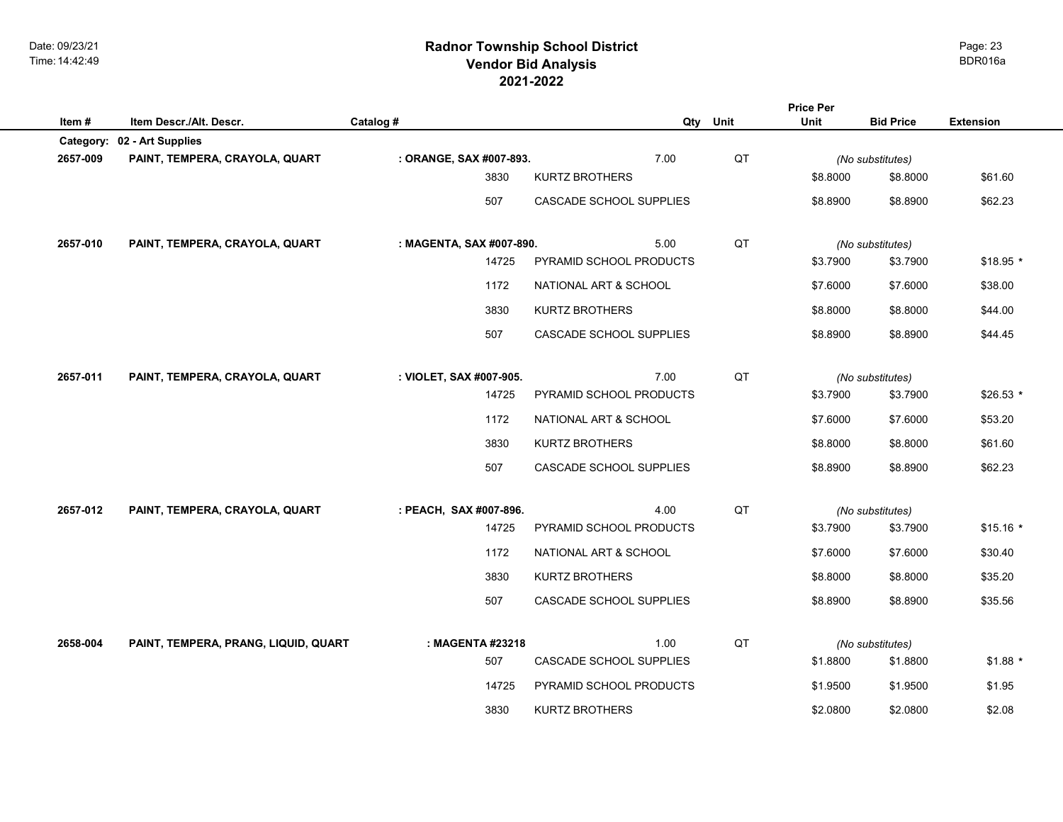# Radnor Township School District
## Vendor Bid Analysis
## 2021-2022

| Item # | Item Descr./Alt. Descr. | Catalog # | | Qty | Unit | Price Per Unit | Bid Price | Extension |
|---|---|---|---|---|---|---|---|---|
| **Category:** | **02 - Art Supplies** | | | | | | | |
| **2657-009** | **PAINT, TEMPERA, CRAYOLA, QUART** | **: ORANGE, SAX #007-893.** | | 7.00 | QT | | *(No substitutes)* | |
| | | 3830 | KURTZ BROTHERS | | | $8.8000 | $8.8000 | $61.60 |
| | | 507 | CASCADE SCHOOL SUPPLIES | | | $8.8900 | $8.8900 | $62.23 |
| **2657-010** | **PAINT, TEMPERA, CRAYOLA, QUART** | **: MAGENTA, SAX #007-890.** | | 5.00 | QT | | *(No substitutes)* | |
| | | 14725 | PYRAMID SCHOOL PRODUCTS | | | $3.7900 | $3.7900 | $18.95 * |
| | | 1172 | NATIONAL ART & SCHOOL | | | $7.6000 | $7.6000 | $38.00 |
| | | 3830 | KURTZ BROTHERS | | | $8.8000 | $8.8000 | $44.00 |
| | | 507 | CASCADE SCHOOL SUPPLIES | | | $8.8900 | $8.8900 | $44.45 |
| **2657-011** | **PAINT, TEMPERA, CRAYOLA, QUART** | **: VIOLET, SAX #007-905.** | | 7.00 | QT | | *(No substitutes)* | |
| | | 14725 | PYRAMID SCHOOL PRODUCTS | | | $3.7900 | $3.7900 | $26.53 * |
| | | 1172 | NATIONAL ART & SCHOOL | | | $7.6000 | $7.6000 | $53.20 |
| | | 3830 | KURTZ BROTHERS | | | $8.8000 | $8.8000 | $61.60 |
| | | 507 | CASCADE SCHOOL SUPPLIES | | | $8.8900 | $8.8900 | $62.23 |
| **2657-012** | **PAINT, TEMPERA, CRAYOLA, QUART** | **: PEACH, SAX #007-896.** | | 4.00 | QT | | *(No substitutes)* | |
| | | 14725 | PYRAMID SCHOOL PRODUCTS | | | $3.7900 | $3.7900 | $15.16 * |
| | | 1172 | NATIONAL ART & SCHOOL | | | $7.6000 | $7.6000 | $30.40 |
| | | 3830 | KURTZ BROTHERS | | | $8.8000 | $8.8000 | $35.20 |
| | | 507 | CASCADE SCHOOL SUPPLIES | | | $8.8900 | $8.8900 | $35.56 |
| **2658-004** | **PAINT, TEMPERA, PRANG, LIQUID, QUART** | **: MAGENTA #23218** | | 1.00 | QT | | *(No substitutes)* | |
| | | 507 | CASCADE SCHOOL SUPPLIES | | | $1.8800 | $1.8800 | $1.88 * |
| | | 14725 | PYRAMID SCHOOL PRODUCTS | | | $1.9500 | $1.9500 | $1.95 |
| | | 3830 | KURTZ BROTHERS | | | $2.0800 | $2.0800 | $2.08 |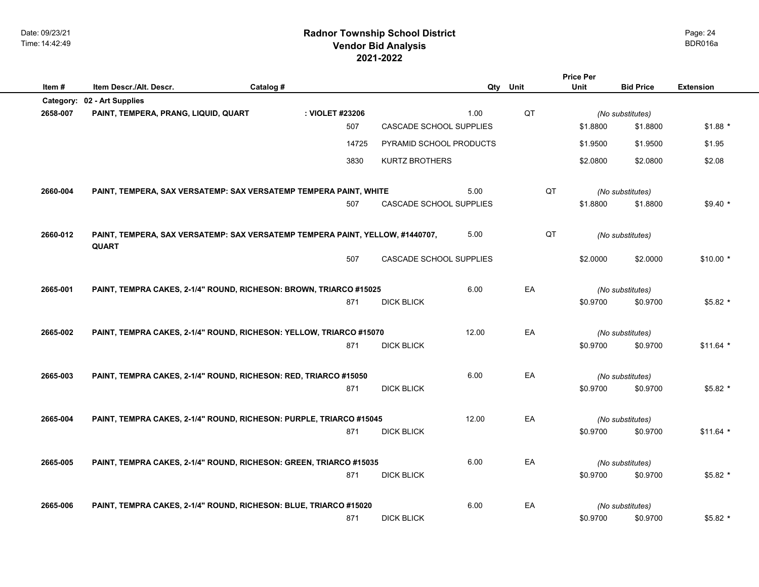# Radnor Township School District
## Vendor Bid Analysis
## 2021-2022

| Item # | Item Descr./Alt. Descr. | Catalog # | Qty | Unit | Price Per Unit | Bid Price | Extension |
|---|---|---|---|---|---|---|---|
| **Category:** | **02 - Art Supplies** | | | | | | |
| **2658-007** | **PAINT, TEMPERA, PRANG, LIQUID, QUART** | **: VIOLET #23206** | 1.00 | QT | | *(No substitutes)* | |
| | 507 | CASCADE SCHOOL SUPPLIES | | | $1.8800 | $1.8800 | $1.88 * |
| | 14725 | PYRAMID SCHOOL PRODUCTS | | | $1.9500 | $1.9500 | $1.95 |
| | 3830 | KURTZ BROTHERS | | | $2.0800 | $2.0800 | $2.08 |
| **2660-004** | **PAINT, TEMPERA, SAX VERSATEMP: SAX VERSATEMP TEMPERA PAINT, WHITE** | | 5.00 | QT | | *(No substitutes)* | |
| | 507 | CASCADE SCHOOL SUPPLIES | | | $1.8800 | $1.8800 | $9.40 * |
| **2660-012** | **PAINT, TEMPERA, SAX VERSATEMP: SAX VERSATEMP TEMPERA PAINT, YELLOW, #1440707, QUART** | | 5.00 | QT | | *(No substitutes)* | |
| | 507 | CASCADE SCHOOL SUPPLIES | | | $2.0000 | $2.0000 | $10.00 * |
| **2665-001** | **PAINT, TEMPRA CAKES, 2-1/4" ROUND, RICHESON: BROWN, TRIARCO #15025** | | 6.00 | EA | | *(No substitutes)* | |
| | 871 | DICK BLICK | | | $0.9700 | $0.9700 | $5.82 * |
| **2665-002** | **PAINT, TEMPRA CAKES, 2-1/4" ROUND, RICHESON: YELLOW, TRIARCO #15070** | | 12.00 | EA | | *(No substitutes)* | |
| | 871 | DICK BLICK | | | $0.9700 | $0.9700 | $11.64 * |
| **2665-003** | **PAINT, TEMPRA CAKES, 2-1/4" ROUND, RICHESON: RED, TRIARCO #15050** | | 6.00 | EA | | *(No substitutes)* | |
| | 871 | DICK BLICK | | | $0.9700 | $0.9700 | $5.82 * |
| **2665-004** | **PAINT, TEMPRA CAKES, 2-1/4" ROUND, RICHESON: PURPLE, TRIARCO #15045** | | 12.00 | EA | | *(No substitutes)* | |
| | 871 | DICK BLICK | | | $0.9700 | $0.9700 | $11.64 * |
| **2665-005** | **PAINT, TEMPRA CAKES, 2-1/4" ROUND, RICHESON: GREEN, TRIARCO #15035** | | 6.00 | EA | | *(No substitutes)* | |
| | 871 | DICK BLICK | | | $0.9700 | $0.9700 | $5.82 * |
| **2665-006** | **PAINT, TEMPRA CAKES, 2-1/4" ROUND, RICHESON: BLUE, TRIARCO #15020** | | 6.00 | EA | | *(No substitutes)* | |
| | 871 | DICK BLICK | | | $0.9700 | $0.9700 | $5.82 * |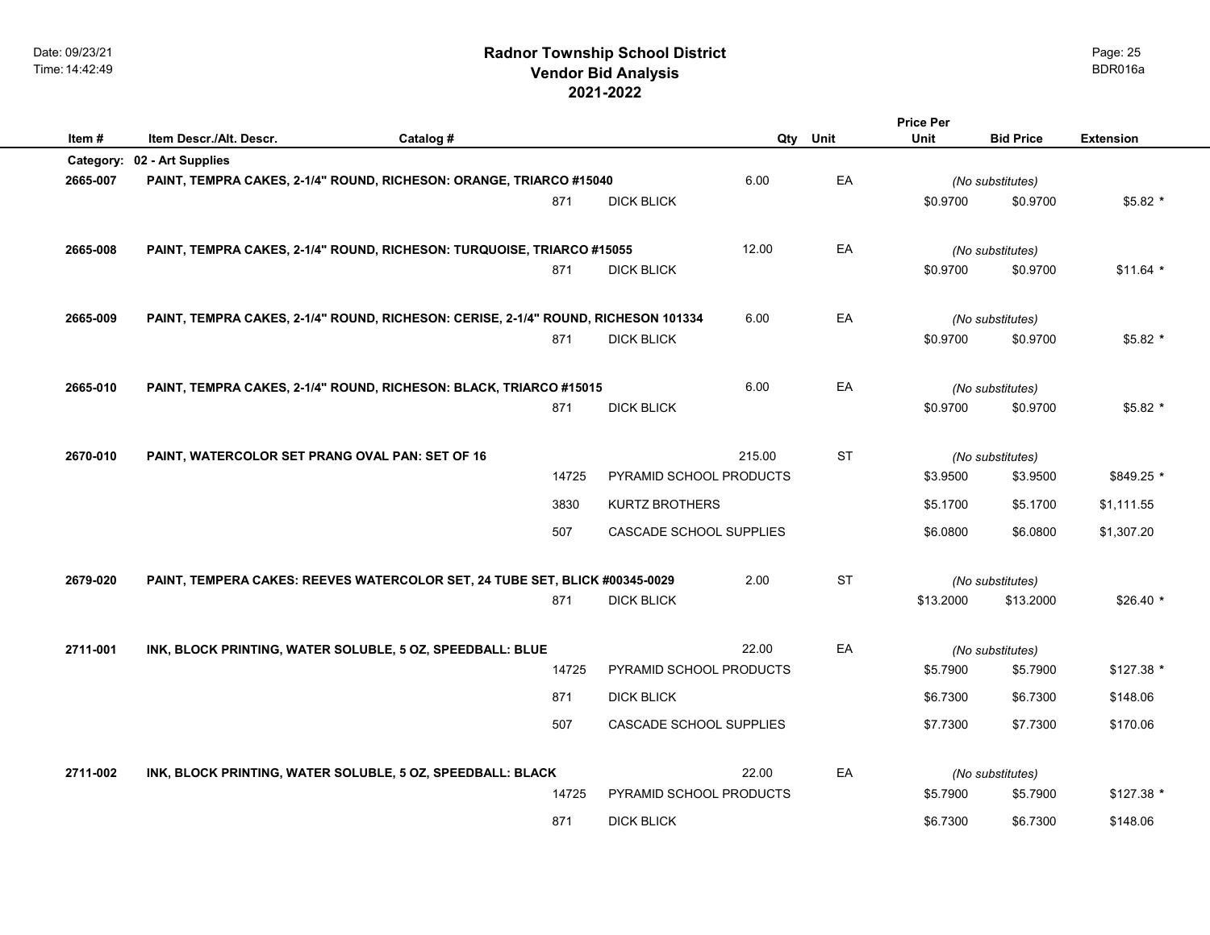# Radnor Township School District
## Vendor Bid Analysis
## 2021-2022

| Item # | Item Descr./Alt. Descr. | Catalog # | | Qty | Unit | Price Per Unit | Bid Price | Extension |
|---|---|---|---|---|---|---|---|---|
| **Category:** | **02 - Art Supplies** | | | | | | | |
| **2665-007** | **PAINT, TEMPRA CAKES, 2-1/4" ROUND, RICHESON: ORANGE, TRIARCO #15040** | | | 6.00 | EA | *(No substitutes)* | | |
| | | 871 | DICK BLICK | | | $0.9700 | $0.9700 | $5.82 * |
| **2665-008** | **PAINT, TEMPRA CAKES, 2-1/4" ROUND, RICHESON: TURQUOISE, TRIARCO #15055** | | | 12.00 | EA | *(No substitutes)* | | |
| | | 871 | DICK BLICK | | | $0.9700 | $0.9700 | $11.64 * |
| **2665-009** | **PAINT, TEMPRA CAKES, 2-1/4" ROUND, RICHESON: CERISE, 2-1/4" ROUND, RICHESON 101334** | | | 6.00 | EA | *(No substitutes)* | | |
| | | 871 | DICK BLICK | | | $0.9700 | $0.9700 | $5.82 * |
| **2665-010** | **PAINT, TEMPRA CAKES, 2-1/4" ROUND, RICHESON: BLACK, TRIARCO #15015** | | | 6.00 | EA | *(No substitutes)* | | |
| | | 871 | DICK BLICK | | | $0.9700 | $0.9700 | $5.82 * |
| **2670-010** | **PAINT, WATERCOLOR SET PRANG OVAL PAN: SET OF 16** | | | 215.00 | ST | *(No substitutes)* | | |
| | | 14725 | PYRAMID SCHOOL PRODUCTS | | | $3.9500 | $3.9500 | $849.25 * |
| | | 3830 | KURTZ BROTHERS | | | $5.1700 | $5.1700 | $1,111.55 |
| | | 507 | CASCADE SCHOOL SUPPLIES | | | $6.0800 | $6.0800 | $1,307.20 |
| **2679-020** | **PAINT, TEMPERA CAKES: REEVES WATERCOLOR SET, 24 TUBE SET, BLICK #00345-0029** | | | 2.00 | ST | *(No substitutes)* | | |
| | | 871 | DICK BLICK | | | $13.2000 | $13.2000 | $26.40 * |
| **2711-001** | **INK, BLOCK PRINTING, WATER SOLUBLE, 5 OZ, SPEEDBALL: BLUE** | | | 22.00 | EA | *(No substitutes)* | | |
| | | 14725 | PYRAMID SCHOOL PRODUCTS | | | $5.7900 | $5.7900 | $127.38 * |
| | | 871 | DICK BLICK | | | $6.7300 | $6.7300 | $148.06 |
| | | 507 | CASCADE SCHOOL SUPPLIES | | | $7.7300 | $7.7300 | $170.06 |
| **2711-002** | **INK, BLOCK PRINTING, WATER SOLUBLE, 5 OZ, SPEEDBALL: BLACK** | | | 22.00 | EA | *(No substitutes)* | | |
| | | 14725 | PYRAMID SCHOOL PRODUCTS | | | $5.7900 | $5.7900 | $127.38 * |
| | | 871 | DICK BLICK | | | $6.7300 | $6.7300 | $148.06 |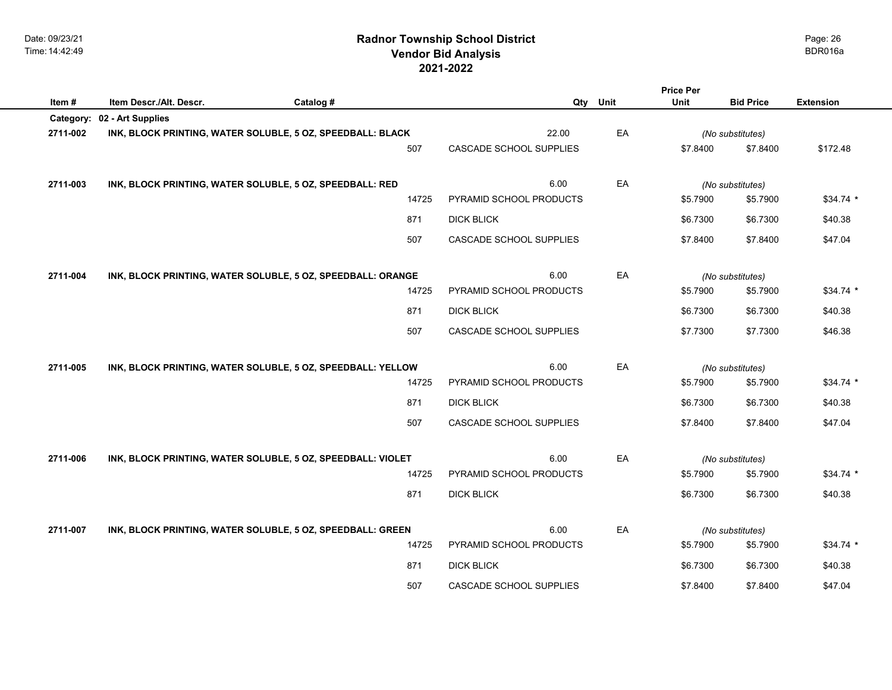# Radnor Township School District
## Vendor Bid Analysis
## 2021-2022

| Item # | Item Descr./Alt. Descr. | Catalog # | Vendor | Qty | Unit | Price Per Unit | Bid Price | Extension |
|---|---|---|---|---|---|---|---|---|
| **Category:** | **02 - Art Supplies** | | | | | | | |
| **2711-002** | **INK, BLOCK PRINTING, WATER SOLUBLE, 5 OZ, SPEEDBALL: BLACK** | | | 22.00 | EA | *(No substitutes)* | | |
| | | 507 | CASCADE SCHOOL SUPPLIES | | | $7.8400 | $7.8400 | $172.48 |
| **2711-003** | **INK, BLOCK PRINTING, WATER SOLUBLE, 5 OZ, SPEEDBALL: RED** | | | 6.00 | EA | *(No substitutes)* | | |
| | | 14725 | PYRAMID SCHOOL PRODUCTS | | | $5.7900 | $5.7900 | $34.74 * |
| | | 871 | DICK BLICK | | | $6.7300 | $6.7300 | $40.38 |
| | | 507 | CASCADE SCHOOL SUPPLIES | | | $7.8400 | $7.8400 | $47.04 |
| **2711-004** | **INK, BLOCK PRINTING, WATER SOLUBLE, 5 OZ, SPEEDBALL: ORANGE** | | | 6.00 | EA | *(No substitutes)* | | |
| | | 14725 | PYRAMID SCHOOL PRODUCTS | | | $5.7900 | $5.7900 | $34.74 * |
| | | 871 | DICK BLICK | | | $6.7300 | $6.7300 | $40.38 |
| | | 507 | CASCADE SCHOOL SUPPLIES | | | $7.7300 | $7.7300 | $46.38 |
| **2711-005** | **INK, BLOCK PRINTING, WATER SOLUBLE, 5 OZ, SPEEDBALL: YELLOW** | | | 6.00 | EA | *(No substitutes)* | | |
| | | 14725 | PYRAMID SCHOOL PRODUCTS | | | $5.7900 | $5.7900 | $34.74 * |
| | | 871 | DICK BLICK | | | $6.7300 | $6.7300 | $40.38 |
| | | 507 | CASCADE SCHOOL SUPPLIES | | | $7.8400 | $7.8400 | $47.04 |
| **2711-006** | **INK, BLOCK PRINTING, WATER SOLUBLE, 5 OZ, SPEEDBALL: VIOLET** | | | 6.00 | EA | *(No substitutes)* | | |
| | | 14725 | PYRAMID SCHOOL PRODUCTS | | | $5.7900 | $5.7900 | $34.74 * |
| | | 871 | DICK BLICK | | | $6.7300 | $6.7300 | $40.38 |
| **2711-007** | **INK, BLOCK PRINTING, WATER SOLUBLE, 5 OZ, SPEEDBALL: GREEN** | | | 6.00 | EA | *(No substitutes)* | | |
| | | 14725 | PYRAMID SCHOOL PRODUCTS | | | $5.7900 | $5.7900 | $34.74 * |
| | | 871 | DICK BLICK | | | $6.7300 | $6.7300 | $40.38 |
| | | 507 | CASCADE SCHOOL SUPPLIES | | | $7.8400 | $7.8400 | $47.04 |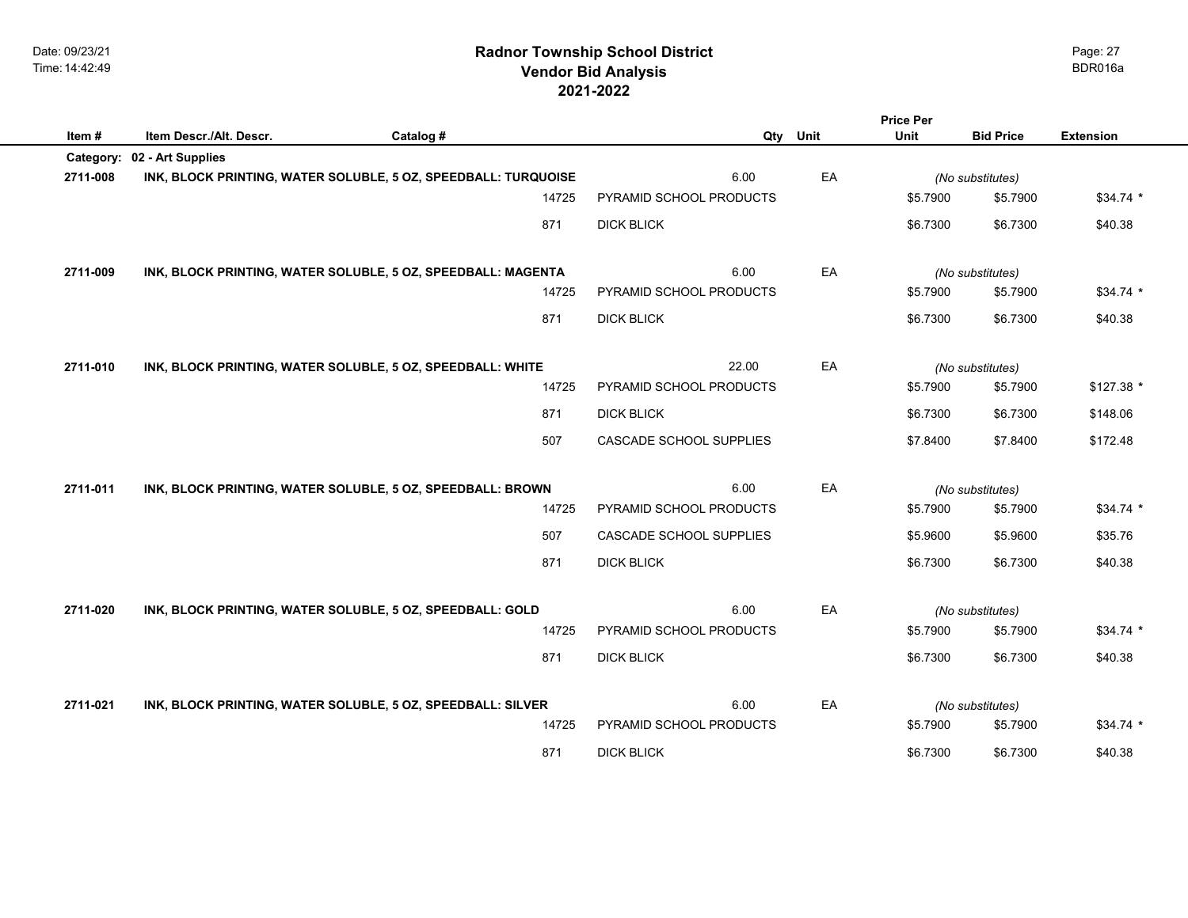# Radnor Township School District
## Vendor Bid Analysis
## 2021-2022

| Item # | Item Descr./Alt. Descr. | Catalog # | Qty | Unit | Price Per Unit | Bid Price | Extension |
|---|---|---|---|---|---|---|---|
| **Category:** | **02 - Art Supplies** | | | | | | |
| **2711-008** | **INK, BLOCK PRINTING, WATER SOLUBLE, 5 OZ, SPEEDBALL: TURQUOISE** | | 6.00 | EA | *(No substitutes)* | | |
| | | 14725 | PYRAMID SCHOOL PRODUCTS | | $5.7900 | $5.7900 | $34.74 * |
| | | 871 | DICK BLICK | | $6.7300 | $6.7300 | $40.38 |
| **2711-009** | **INK, BLOCK PRINTING, WATER SOLUBLE, 5 OZ, SPEEDBALL: MAGENTA** | | 6.00 | EA | *(No substitutes)* | | |
| | | 14725 | PYRAMID SCHOOL PRODUCTS | | $5.7900 | $5.7900 | $34.74 * |
| | | 871 | DICK BLICK | | $6.7300 | $6.7300 | $40.38 |
| **2711-010** | **INK, BLOCK PRINTING, WATER SOLUBLE, 5 OZ, SPEEDBALL: WHITE** | | 22.00 | EA | *(No substitutes)* | | |
| | | 14725 | PYRAMID SCHOOL PRODUCTS | | $5.7900 | $5.7900 | $127.38 * |
| | | 871 | DICK BLICK | | $6.7300 | $6.7300 | $148.06 |
| | | 507 | CASCADE SCHOOL SUPPLIES | | $7.8400 | $7.8400 | $172.48 |
| **2711-011** | **INK, BLOCK PRINTING, WATER SOLUBLE, 5 OZ, SPEEDBALL: BROWN** | | 6.00 | EA | *(No substitutes)* | | |
| | | 14725 | PYRAMID SCHOOL PRODUCTS | | $5.7900 | $5.7900 | $34.74 * |
| | | 507 | CASCADE SCHOOL SUPPLIES | | $5.9600 | $5.9600 | $35.76 |
| | | 871 | DICK BLICK | | $6.7300 | $6.7300 | $40.38 |
| **2711-020** | **INK, BLOCK PRINTING, WATER SOLUBLE, 5 OZ, SPEEDBALL: GOLD** | | 6.00 | EA | *(No substitutes)* | | |
| | | 14725 | PYRAMID SCHOOL PRODUCTS | | $5.7900 | $5.7900 | $34.74 * |
| | | 871 | DICK BLICK | | $6.7300 | $6.7300 | $40.38 |
| **2711-021** | **INK, BLOCK PRINTING, WATER SOLUBLE, 5 OZ, SPEEDBALL: SILVER** | | 6.00 | EA | *(No substitutes)* | | |
| | | 14725 | PYRAMID SCHOOL PRODUCTS | | $5.7900 | $5.7900 | $34.74 * |
| | | 871 | DICK BLICK | | $6.7300 | $6.7300 | $40.38 |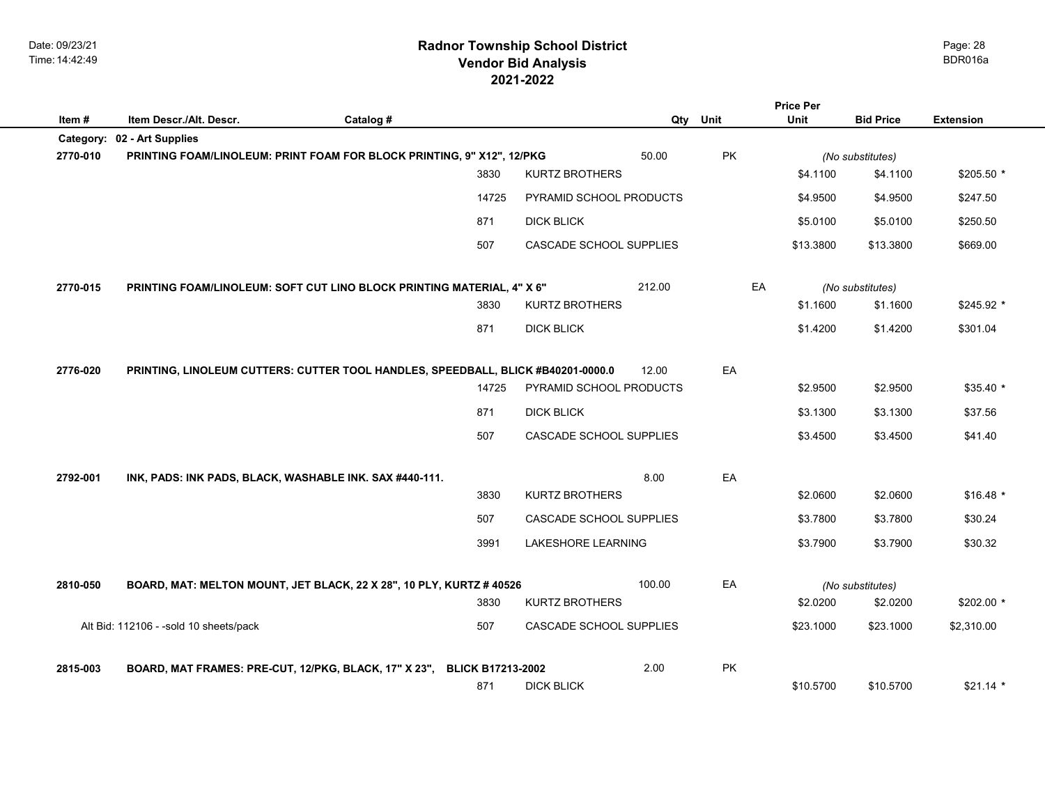# Radnor Township School District
## Vendor Bid Analysis
## 2021-2022

| Item # | Item Descr./Alt. Descr. | Catalog # | | Qty | Unit | Price Per Unit | Bid Price | Extension |
|---|---|---|---|---|---|---|---|---|
| **Category:** | **02 - Art Supplies** | | | | | | | |
| **2770-010** | **PRINTING FOAM/LINOLEUM: PRINT FOAM FOR BLOCK PRINTING, 9" X12", 12/PKG** | | | 50.00 | PK | | *(No substitutes)* | |
| | | 3830 | KURTZ BROTHERS | | | $4.1100 | $4.1100 | $205.50 * |
| | | 14725 | PYRAMID SCHOOL PRODUCTS | | | $4.9500 | $4.9500 | $247.50 |
| | | 871 | DICK BLICK | | | $5.0100 | $5.0100 | $250.50 |
| | | 507 | CASCADE SCHOOL SUPPLIES | | | $13.3800 | $13.3800 | $669.00 |
| **2770-015** | **PRINTING FOAM/LINOLEUM: SOFT CUT LINO BLOCK PRINTING MATERIAL, 4" X 6"** | | | 212.00 | EA | | *(No substitutes)* | |
| | | 3830 | KURTZ BROTHERS | | | $1.1600 | $1.1600 | $245.92 * |
| | | 871 | DICK BLICK | | | $1.4200 | $1.4200 | $301.04 |
| **2776-020** | **PRINTING, LINOLEUM CUTTERS: CUTTER TOOL HANDLES, SPEEDBALL, BLICK #B40201-0000.0** | | | 12.00 | EA | | | |
| | | 14725 | PYRAMID SCHOOL PRODUCTS | | | $2.9500 | $2.9500 | $35.40 * |
| | | 871 | DICK BLICK | | | $3.1300 | $3.1300 | $37.56 |
| | | 507 | CASCADE SCHOOL SUPPLIES | | | $3.4500 | $3.4500 | $41.40 |
| **2792-001** | **INK, PADS: INK PADS, BLACK, WASHABLE INK. SAX #440-111.** | | | 8.00 | EA | | | |
| | | 3830 | KURTZ BROTHERS | | | $2.0600 | $2.0600 | $16.48 * |
| | | 507 | CASCADE SCHOOL SUPPLIES | | | $3.7800 | $3.7800 | $30.24 |
| | | 3991 | LAKESHORE LEARNING | | | $3.7900 | $3.7900 | $30.32 |
| **2810-050** | **BOARD, MAT: MELTON MOUNT, JET BLACK, 22 X 28", 10 PLY, KURTZ # 40526** | | | 100.00 | EA | | *(No substitutes)* | |
| | | 3830 | KURTZ BROTHERS | | | $2.0200 | $2.0200 | $202.00 * |
| | Alt Bid: 112106 - -sold 10 sheets/pack | 507 | CASCADE SCHOOL SUPPLIES | | | $23.1000 | $23.1000 | $2,310.00 |
| **2815-003** | **BOARD, MAT FRAMES: PRE-CUT, 12/PKG, BLACK, 17" X 23", BLICK B17213-2002** | | | 2.00 | PK | | | |
| | | 871 | DICK BLICK | | | $10.5700 | $10.5700 | $21.14 * |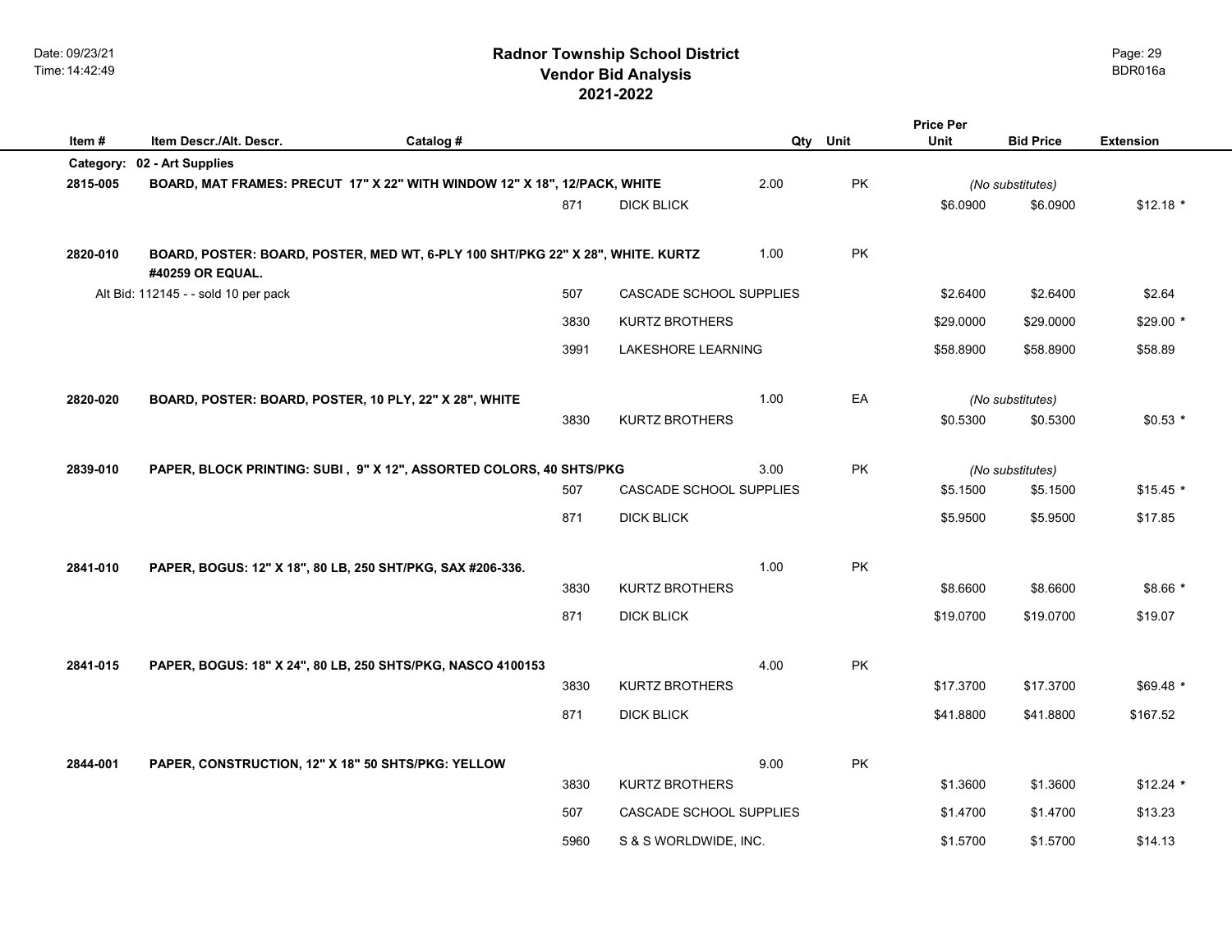# Radnor Township School District
## Vendor Bid Analysis
## 2021-2022

| Item # | Item Descr./Alt. Descr. | Catalog # | | Qty | Unit | Price Per Unit | Bid Price | Extension |
|---|---|---|---|---|---|---|---|---|
| **Category:** | **02 - Art Supplies** | | | | | | | |
| **2815-005** | **BOARD, MAT FRAMES: PRECUT 17" X 22" WITH WINDOW 12" X 18", 12/PACK, WHITE** | | | 2.00 | PK | | *(No substitutes)* | |
| | | 871 | DICK BLICK | | | $6.0900 | $6.0900 | $12.18 * |
| **2820-010** | **BOARD, POSTER: BOARD, POSTER, MED WT, 6-PLY 100 SHT/PKG 22" X 28", WHITE. KURTZ #40259 OR EQUAL.** | | | 1.00 | PK | | | |
| | Alt Bid: 112145 - - sold 10 per pack | 507 | CASCADE SCHOOL SUPPLIES | | | $2.6400 | $2.6400 | $2.64 |
| | | 3830 | KURTZ BROTHERS | | | $29.0000 | $29.0000 | $29.00 * |
| | | 3991 | LAKESHORE LEARNING | | | $58.8900 | $58.8900 | $58.89 |
| **2820-020** | **BOARD, POSTER: BOARD, POSTER, 10 PLY, 22" X 28", WHITE** | | | 1.00 | EA | | *(No substitutes)* | |
| | | 3830 | KURTZ BROTHERS | | | $0.5300 | $0.5300 | $0.53 * |
| **2839-010** | **PAPER, BLOCK PRINTING: SUBI , 9" X 12", ASSORTED COLORS, 40 SHTS/PKG** | | | 3.00 | PK | | *(No substitutes)* | |
| | | 507 | CASCADE SCHOOL SUPPLIES | | | $5.1500 | $5.1500 | $15.45 * |
| | | 871 | DICK BLICK | | | $5.9500 | $5.9500 | $17.85 |
| **2841-010** | **PAPER, BOGUS: 12" X 18", 80 LB, 250 SHT/PKG, SAX #206-336.** | | | 1.00 | PK | | | |
| | | 3830 | KURTZ BROTHERS | | | $8.6600 | $8.6600 | $8.66 * |
| | | 871 | DICK BLICK | | | $19.0700 | $19.0700 | $19.07 |
| **2841-015** | **PAPER, BOGUS: 18" X 24", 80 LB, 250 SHTS/PKG, NASCO 4100153** | | | 4.00 | PK | | | |
| | | 3830 | KURTZ BROTHERS | | | $17.3700 | $17.3700 | $69.48 * |
| | | 871 | DICK BLICK | | | $41.8800 | $41.8800 | $167.52 |
| **2844-001** | **PAPER, CONSTRUCTION, 12" X 18" 50 SHTS/PKG: YELLOW** | | | 9.00 | PK | | | |
| | | 3830 | KURTZ BROTHERS | | | $1.3600 | $1.3600 | $12.24 * |
| | | 507 | CASCADE SCHOOL SUPPLIES | | | $1.4700 | $1.4700 | $13.23 |
| | | 5960 | S & S WORLDWIDE, INC. | | | $1.5700 | $1.5700 | $14.13 |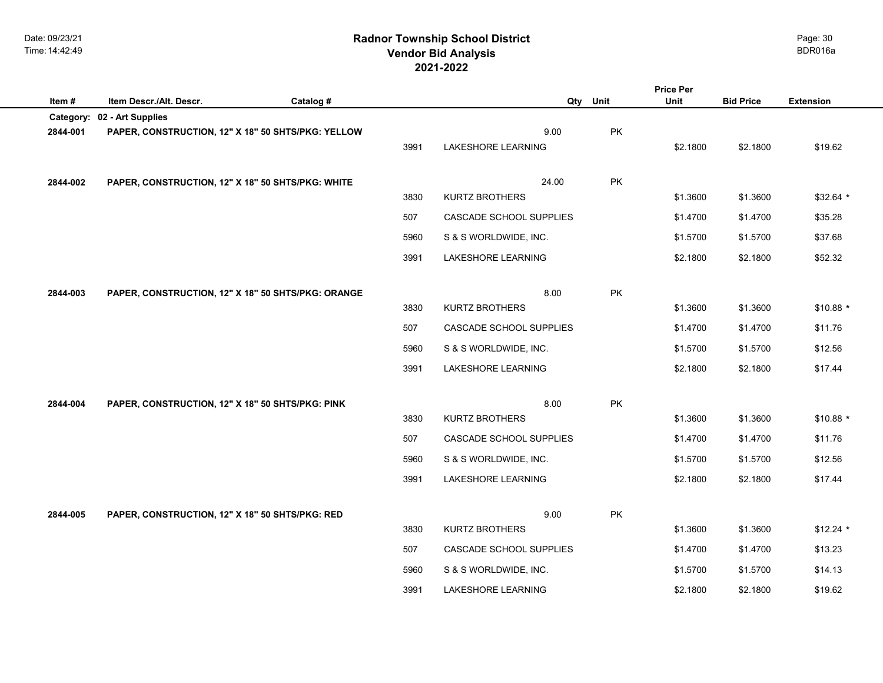# Radnor Township School District
## Vendor Bid Analysis
## 2021-2022

| Item # | Item Descr./Alt. Descr. | Catalog # | | Qty | Unit | Price Per Unit | Bid Price | Extension |
|---|---|---|---|---|---|---|---|---|
| **Category:** | **02 - Art Supplies** | | | | | | | |
| **2844-001** | **PAPER, CONSTRUCTION, 12" X 18" 50 SHTS/PKG: YELLOW** | | | 9.00 | PK | | | |
| | | 3991 | LAKESHORE LEARNING | | | $2.1800 | $2.1800 | $19.62 |
| **2844-002** | **PAPER, CONSTRUCTION, 12" X 18" 50 SHTS/PKG: WHITE** | | | 24.00 | PK | | | |
| | | 3830 | KURTZ BROTHERS | | | $1.3600 | $1.3600 | $32.64 * |
| | | 507 | CASCADE SCHOOL SUPPLIES | | | $1.4700 | $1.4700 | $35.28 |
| | | 5960 | S & S WORLDWIDE, INC. | | | $1.5700 | $1.5700 | $37.68 |
| | | 3991 | LAKESHORE LEARNING | | | $2.1800 | $2.1800 | $52.32 |
| **2844-003** | **PAPER, CONSTRUCTION, 12" X 18" 50 SHTS/PKG: ORANGE** | | | 8.00 | PK | | | |
| | | 3830 | KURTZ BROTHERS | | | $1.3600 | $1.3600 | $10.88 * |
| | | 507 | CASCADE SCHOOL SUPPLIES | | | $1.4700 | $1.4700 | $11.76 |
| | | 5960 | S & S WORLDWIDE, INC. | | | $1.5700 | $1.5700 | $12.56 |
| | | 3991 | LAKESHORE LEARNING | | | $2.1800 | $2.1800 | $17.44 |
| **2844-004** | **PAPER, CONSTRUCTION, 12" X 18" 50 SHTS/PKG: PINK** | | | 8.00 | PK | | | |
| | | 3830 | KURTZ BROTHERS | | | $1.3600 | $1.3600 | $10.88 * |
| | | 507 | CASCADE SCHOOL SUPPLIES | | | $1.4700 | $1.4700 | $11.76 |
| | | 5960 | S & S WORLDWIDE, INC. | | | $1.5700 | $1.5700 | $12.56 |
| | | 3991 | LAKESHORE LEARNING | | | $2.1800 | $2.1800 | $17.44 |
| **2844-005** | **PAPER, CONSTRUCTION, 12" X 18" 50 SHTS/PKG: RED** | | | 9.00 | PK | | | |
| | | 3830 | KURTZ BROTHERS | | | $1.3600 | $1.3600 | $12.24 * |
| | | 507 | CASCADE SCHOOL SUPPLIES | | | $1.4700 | $1.4700 | $13.23 |
| | | 5960 | S & S WORLDWIDE, INC. | | | $1.5700 | $1.5700 | $14.13 |
| | | 3991 | LAKESHORE LEARNING | | | $2.1800 | $2.1800 | $19.62 |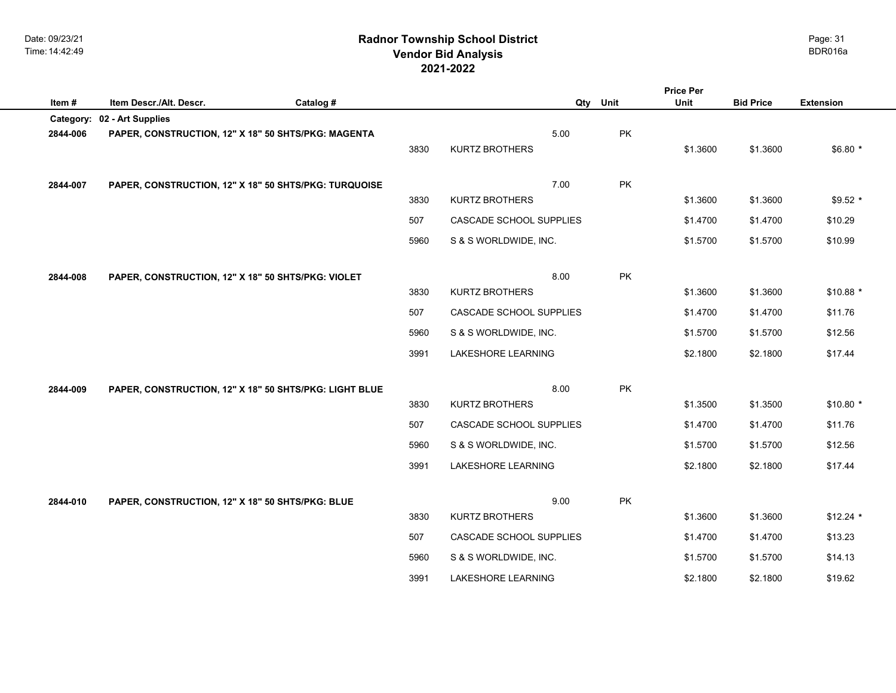# Radnor Township School District
## Vendor Bid Analysis
## 2021-2022

| Item # | Item Descr./Alt. Descr. | Catalog # | | Qty | Unit | Price Per Unit | Bid Price | Extension |
|---|---|---|---|---|---|---|---|---|
| **Category:** | **02 - Art Supplies** | | | | | | | |
| **2844-006** | **PAPER, CONSTRUCTION, 12" X 18" 50 SHTS/PKG: MAGENTA** | | | 5.00 | PK | | | |
| | | 3830 | KURTZ BROTHERS | | | $1.3600 | $1.3600 | $6.80 * |
| **2844-007** | **PAPER, CONSTRUCTION, 12" X 18" 50 SHTS/PKG: TURQUOISE** | | | 7.00 | PK | | | |
| | | 3830 | KURTZ BROTHERS | | | $1.3600 | $1.3600 | $9.52 * |
| | | 507 | CASCADE SCHOOL SUPPLIES | | | $1.4700 | $1.4700 | $10.29 |
| | | 5960 | S & S WORLDWIDE, INC. | | | $1.5700 | $1.5700 | $10.99 |
| **2844-008** | **PAPER, CONSTRUCTION, 12" X 18" 50 SHTS/PKG: VIOLET** | | | 8.00 | PK | | | |
| | | 3830 | KURTZ BROTHERS | | | $1.3600 | $1.3600 | $10.88 * |
| | | 507 | CASCADE SCHOOL SUPPLIES | | | $1.4700 | $1.4700 | $11.76 |
| | | 5960 | S & S WORLDWIDE, INC. | | | $1.5700 | $1.5700 | $12.56 |
| | | 3991 | LAKESHORE LEARNING | | | $2.1800 | $2.1800 | $17.44 |
| **2844-009** | **PAPER, CONSTRUCTION, 12" X 18" 50 SHTS/PKG: LIGHT BLUE** | | | 8.00 | PK | | | |
| | | 3830 | KURTZ BROTHERS | | | $1.3500 | $1.3500 | $10.80 * |
| | | 507 | CASCADE SCHOOL SUPPLIES | | | $1.4700 | $1.4700 | $11.76 |
| | | 5960 | S & S WORLDWIDE, INC. | | | $1.5700 | $1.5700 | $12.56 |
| | | 3991 | LAKESHORE LEARNING | | | $2.1800 | $2.1800 | $17.44 |
| **2844-010** | **PAPER, CONSTRUCTION, 12" X 18" 50 SHTS/PKG: BLUE** | | | 9.00 | PK | | | |
| | | 3830 | KURTZ BROTHERS | | | $1.3600 | $1.3600 | $12.24 * |
| | | 507 | CASCADE SCHOOL SUPPLIES | | | $1.4700 | $1.4700 | $13.23 |
| | | 5960 | S & S WORLDWIDE, INC. | | | $1.5700 | $1.5700 | $14.13 |
| | | 3991 | LAKESHORE LEARNING | | | $2.1800 | $2.1800 | $19.62 |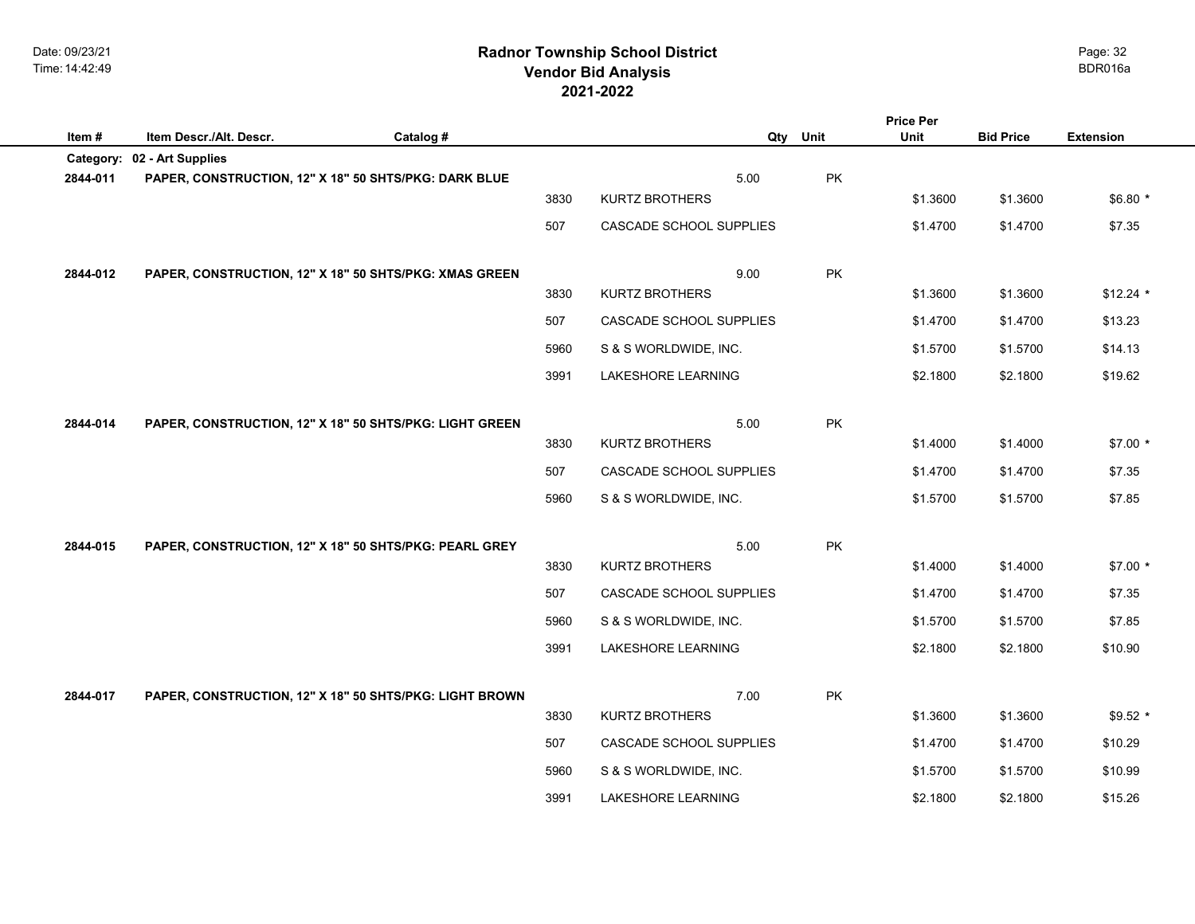# Radnor Township School District
## Vendor Bid Analysis
## 2021-2022

| Item # | Item Descr./Alt. Descr. | Catalog # | | Qty | Unit | Price Per Unit | Bid Price | Extension |
|---|---|---|---|---|---|---|---|---|
| **Category:** | **02 - Art Supplies** | | | | | | | |
| **2844-011** | **PAPER, CONSTRUCTION, 12" X 18" 50 SHTS/PKG: DARK BLUE** | | | 5.00 | PK | | | |
| | | 3830 | KURTZ BROTHERS | | | $1.3600 | $1.3600 | $6.80 * |
| | | 507 | CASCADE SCHOOL SUPPLIES | | | $1.4700 | $1.4700 | $7.35 |
| **2844-012** | **PAPER, CONSTRUCTION, 12" X 18" 50 SHTS/PKG: XMAS GREEN** | | | 9.00 | PK | | | |
| | | 3830 | KURTZ BROTHERS | | | $1.3600 | $1.3600 | $12.24 * |
| | | 507 | CASCADE SCHOOL SUPPLIES | | | $1.4700 | $1.4700 | $13.23 |
| | | 5960 | S & S WORLDWIDE, INC. | | | $1.5700 | $1.5700 | $14.13 |
| | | 3991 | LAKESHORE LEARNING | | | $2.1800 | $2.1800 | $19.62 |
| **2844-014** | **PAPER, CONSTRUCTION, 12" X 18" 50 SHTS/PKG: LIGHT GREEN** | | | 5.00 | PK | | | |
| | | 3830 | KURTZ BROTHERS | | | $1.4000 | $1.4000 | $7.00 * |
| | | 507 | CASCADE SCHOOL SUPPLIES | | | $1.4700 | $1.4700 | $7.35 |
| | | 5960 | S & S WORLDWIDE, INC. | | | $1.5700 | $1.5700 | $7.85 |
| **2844-015** | **PAPER, CONSTRUCTION, 12" X 18" 50 SHTS/PKG: PEARL GREY** | | | 5.00 | PK | | | |
| | | 3830 | KURTZ BROTHERS | | | $1.4000 | $1.4000 | $7.00 * |
| | | 507 | CASCADE SCHOOL SUPPLIES | | | $1.4700 | $1.4700 | $7.35 |
| | | 5960 | S & S WORLDWIDE, INC. | | | $1.5700 | $1.5700 | $7.85 |
| | | 3991 | LAKESHORE LEARNING | | | $2.1800 | $2.1800 | $10.90 |
| **2844-017** | **PAPER, CONSTRUCTION, 12" X 18" 50 SHTS/PKG: LIGHT BROWN** | | | 7.00 | PK | | | |
| | | 3830 | KURTZ BROTHERS | | | $1.3600 | $1.3600 | $9.52 * |
| | | 507 | CASCADE SCHOOL SUPPLIES | | | $1.4700 | $1.4700 | $10.29 |
| | | 5960 | S & S WORLDWIDE, INC. | | | $1.5700 | $1.5700 | $10.99 |
| | | 3991 | LAKESHORE LEARNING | | | $2.1800 | $2.1800 | $15.26 |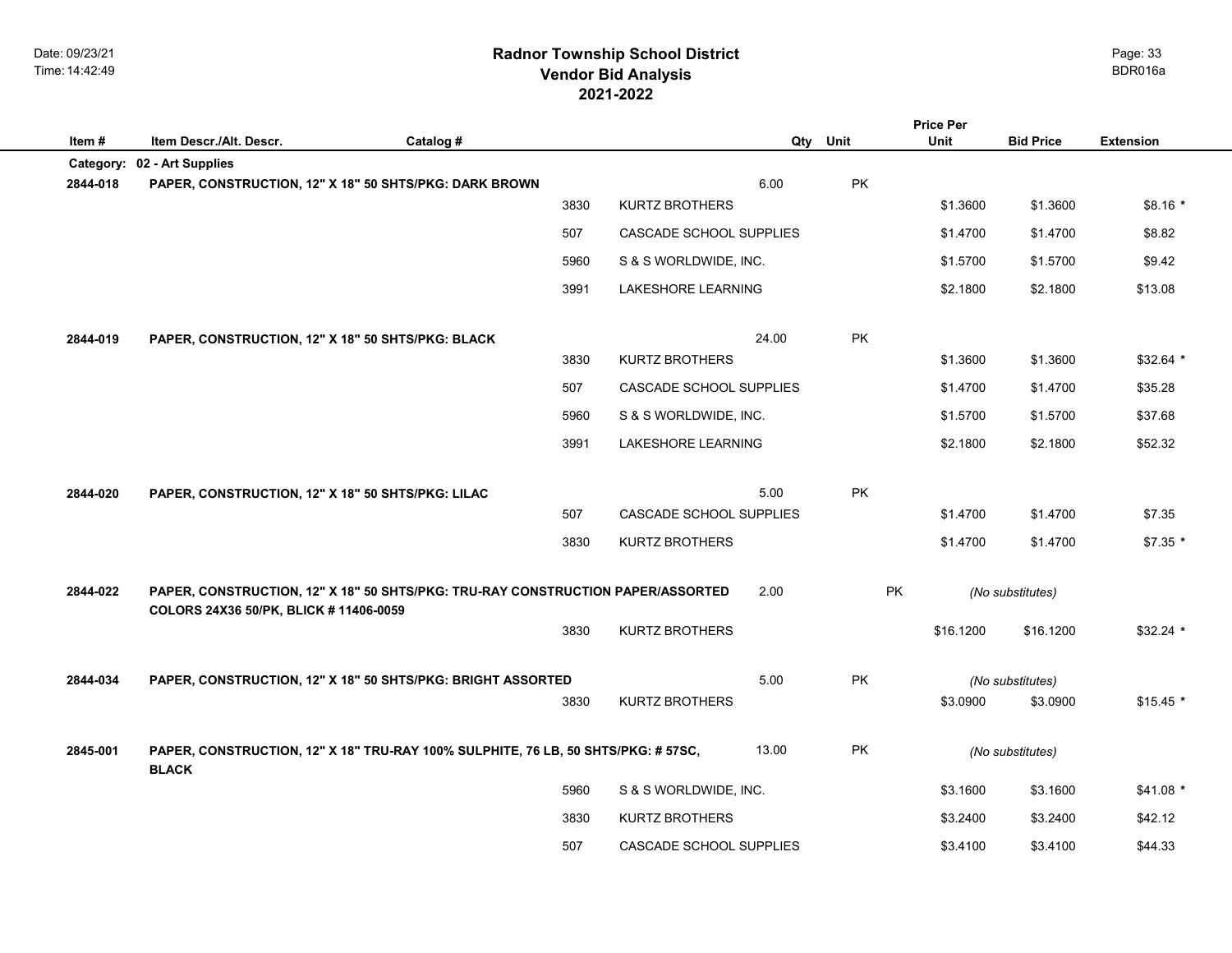# Radnor Township School District
## Vendor Bid Analysis
## 2021-2022

| Item # | Item Descr./Alt. Descr. | Catalog # | | Qty | Unit | Price Per Unit | Bid Price | Extension |
|---|---|---|---|---|---|---|---|---|
| **Category:** | **02 - Art Supplies** | | | | | | | |
| **2844-018** | **PAPER, CONSTRUCTION, 12" X 18" 50 SHTS/PKG: DARK BROWN** | | | 6.00 | PK | | | |
| | | 3830 | KURTZ BROTHERS | | | $1.3600 | $1.3600 | $8.16 * |
| | | 507 | CASCADE SCHOOL SUPPLIES | | | $1.4700 | $1.4700 | $8.82 |
| | | 5960 | S & S WORLDWIDE, INC. | | | $1.5700 | $1.5700 | $9.42 |
| | | 3991 | LAKESHORE LEARNING | | | $2.1800 | $2.1800 | $13.08 |
| **2844-019** | **PAPER, CONSTRUCTION, 12" X 18" 50 SHTS/PKG: BLACK** | | | 24.00 | PK | | | |
| | | 3830 | KURTZ BROTHERS | | | $1.3600 | $1.3600 | $32.64 * |
| | | 507 | CASCADE SCHOOL SUPPLIES | | | $1.4700 | $1.4700 | $35.28 |
| | | 5960 | S & S WORLDWIDE, INC. | | | $1.5700 | $1.5700 | $37.68 |
| | | 3991 | LAKESHORE LEARNING | | | $2.1800 | $2.1800 | $52.32 |
| **2844-020** | **PAPER, CONSTRUCTION, 12" X 18" 50 SHTS/PKG: LILAC** | | | 5.00 | PK | | | |
| | | 507 | CASCADE SCHOOL SUPPLIES | | | $1.4700 | $1.4700 | $7.35 |
| | | 3830 | KURTZ BROTHERS | | | $1.4700 | $1.4700 | $7.35 * |
| **2844-022** | **PAPER, CONSTRUCTION, 12" X 18" 50 SHTS/PKG: TRU-RAY CONSTRUCTION PAPER/ASSORTED COLORS 24X36 50/PK, BLICK # 11406-0059** | | | 2.00 | PK | *(No substitutes)* | | |
| | | 3830 | KURTZ BROTHERS | | | $16.1200 | $16.1200 | $32.24 * |
| **2844-034** | **PAPER, CONSTRUCTION, 12" X 18" 50 SHTS/PKG: BRIGHT ASSORTED** | | | 5.00 | PK | *(No substitutes)* | | |
| | | 3830 | KURTZ BROTHERS | | | $3.0900 | $3.0900 | $15.45 * |
| **2845-001** | **PAPER, CONSTRUCTION, 12" X 18" TRU-RAY 100% SULPHITE, 76 LB, 50 SHTS/PKG: # 57SC, BLACK** | | | 13.00 | PK | *(No substitutes)* | | |
| | | 5960 | S & S WORLDWIDE, INC. | | | $3.1600 | $3.1600 | $41.08 * |
| | | 3830 | KURTZ BROTHERS | | | $3.2400 | $3.2400 | $42.12 |
| | | 507 | CASCADE SCHOOL SUPPLIES | | | $3.4100 | $3.4100 | $44.33 |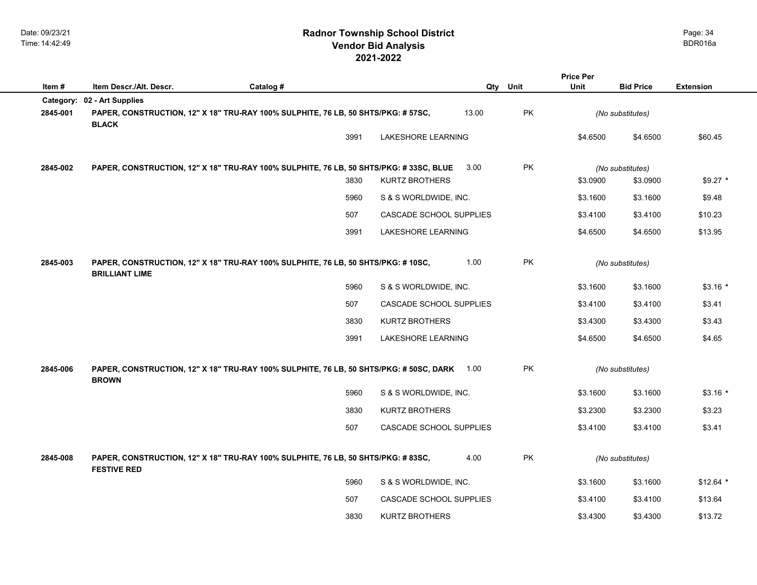# Radnor Township School District
## Vendor Bid Analysis
## 2021-2022

| Item # | Item Descr./Alt. Descr. | Catalog # | | Qty | Unit | Price Per Unit | Bid Price | Extension |
|---|---|---|---|---|---|---|---|---|
| **Category:** | **02 - Art Supplies** | | | | | | | |
| **2845-001** | **PAPER, CONSTRUCTION, 12" X 18" TRU-RAY 100% SULPHITE, 76 LB, 50 SHTS/PKG: # 57SC, BLACK** | | | 13.00 | PK | *(No substitutes)* | | |
| | | 3991 | LAKESHORE LEARNING | | | $4.6500 | $4.6500 | $60.45 |
| **2845-002** | **PAPER, CONSTRUCTION, 12" X 18" TRU-RAY 100% SULPHITE, 76 LB, 50 SHTS/PKG: # 33SC, BLUE** | | | 3.00 | PK | *(No substitutes)* | | |
| | | 3830 | KURTZ BROTHERS | | | $3.0900 | $3.0900 | $9.27 * |
| | | 5960 | S & S WORLDWIDE, INC. | | | $3.1600 | $3.1600 | $9.48 |
| | | 507 | CASCADE SCHOOL SUPPLIES | | | $3.4100 | $3.4100 | $10.23 |
| | | 3991 | LAKESHORE LEARNING | | | $4.6500 | $4.6500 | $13.95 |
| **2845-003** | **PAPER, CONSTRUCTION, 12" X 18" TRU-RAY 100% SULPHITE, 76 LB, 50 SHTS/PKG: # 10SC, BRILLIANT LIME** | | | 1.00 | PK | *(No substitutes)* | | |
| | | 5960 | S & S WORLDWIDE, INC. | | | $3.1600 | $3.1600 | $3.16 * |
| | | 507 | CASCADE SCHOOL SUPPLIES | | | $3.4100 | $3.4100 | $3.41 |
| | | 3830 | KURTZ BROTHERS | | | $3.4300 | $3.4300 | $3.43 |
| | | 3991 | LAKESHORE LEARNING | | | $4.6500 | $4.6500 | $4.65 |
| **2845-006** | **PAPER, CONSTRUCTION, 12" X 18" TRU-RAY 100% SULPHITE, 76 LB, 50 SHTS/PKG: # 50SC, DARK BROWN** | | | 1.00 | PK | *(No substitutes)* | | |
| | | 5960 | S & S WORLDWIDE, INC. | | | $3.1600 | $3.1600 | $3.16 * |
| | | 3830 | KURTZ BROTHERS | | | $3.2300 | $3.2300 | $3.23 |
| | | 507 | CASCADE SCHOOL SUPPLIES | | | $3.4100 | $3.4100 | $3.41 |
| **2845-008** | **PAPER, CONSTRUCTION, 12" X 18" TRU-RAY 100% SULPHITE, 76 LB, 50 SHTS/PKG: # 83SC, FESTIVE RED** | | | 4.00 | PK | *(No substitutes)* | | |
| | | 5960 | S & S WORLDWIDE, INC. | | | $3.1600 | $3.1600 | $12.64 * |
| | | 507 | CASCADE SCHOOL SUPPLIES | | | $3.4100 | $3.4100 | $13.64 |
| | | 3830 | KURTZ BROTHERS | | | $3.4300 | $3.4300 | $13.72 |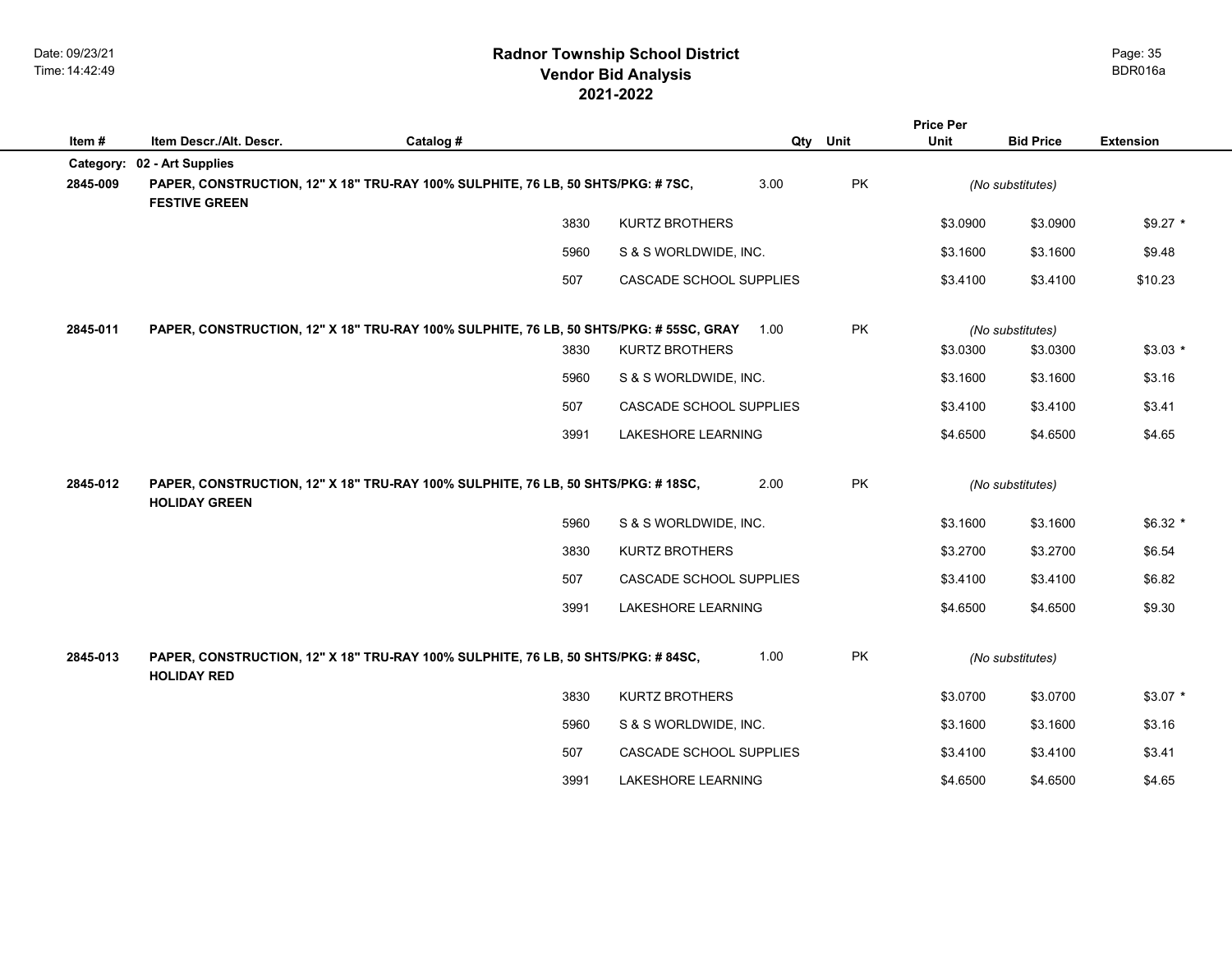# Radnor Township School District
## Vendor Bid Analysis
## 2021-2022

Date: 09/23/21
Time: 14:42:49

BDR016a

| Item # | Item Descr./Alt. Descr. | Catalog # | Qty | Unit | Price Per Unit | Bid Price | Extension |
|---|---|---|---|---|---|---|---|
| **Category:** | **02 - Art Supplies** | | | | | | |
| **2845-009** | **PAPER, CONSTRUCTION, 12" X 18" TRU-RAY 100% SULPHITE, 76 LB, 50 SHTS/PKG: # 7SC, FESTIVE GREEN** | | 3.00 | PK | *(No substitutes)* | | |
| | 3830 | KURTZ BROTHERS | | | $3.0900 | $3.0900 | $9.27 * |
| | 5960 | S & S WORLDWIDE, INC. | | | $3.1600 | $3.1600 | $9.48 |
| | 507 | CASCADE SCHOOL SUPPLIES | | | $3.4100 | $3.4100 | $10.23 |
| **2845-011** | **PAPER, CONSTRUCTION, 12" X 18" TRU-RAY 100% SULPHITE, 76 LB, 50 SHTS/PKG: # 55SC, GRAY** | | 1.00 | PK | *(No substitutes)* | | |
| | 3830 | KURTZ BROTHERS | | | $3.0300 | $3.0300 | $3.03 * |
| | 5960 | S & S WORLDWIDE, INC. | | | $3.1600 | $3.1600 | $3.16 |
| | 507 | CASCADE SCHOOL SUPPLIES | | | $3.4100 | $3.4100 | $3.41 |
| | 3991 | LAKESHORE LEARNING | | | $4.6500 | $4.6500 | $4.65 |
| **2845-012** | **PAPER, CONSTRUCTION, 12" X 18" TRU-RAY 100% SULPHITE, 76 LB, 50 SHTS/PKG: # 18SC, HOLIDAY GREEN** | | 2.00 | PK | *(No substitutes)* | | |
| | 5960 | S & S WORLDWIDE, INC. | | | $3.1600 | $3.1600 | $6.32 * |
| | 3830 | KURTZ BROTHERS | | | $3.2700 | $3.2700 | $6.54 |
| | 507 | CASCADE SCHOOL SUPPLIES | | | $3.4100 | $3.4100 | $6.82 |
| | 3991 | LAKESHORE LEARNING | | | $4.6500 | $4.6500 | $9.30 |
| **2845-013** | **PAPER, CONSTRUCTION, 12" X 18" TRU-RAY 100% SULPHITE, 76 LB, 50 SHTS/PKG: # 84SC, HOLIDAY RED** | | 1.00 | PK | *(No substitutes)* | | |
| | 3830 | KURTZ BROTHERS | | | $3.0700 | $3.0700 | $3.07 * |
| | 5960 | S & S WORLDWIDE, INC. | | | $3.1600 | $3.1600 | $3.16 |
| | 507 | CASCADE SCHOOL SUPPLIES | | | $3.4100 | $3.4100 | $3.41 |
| | 3991 | LAKESHORE LEARNING | | | $4.6500 | $4.6500 | $4.65 |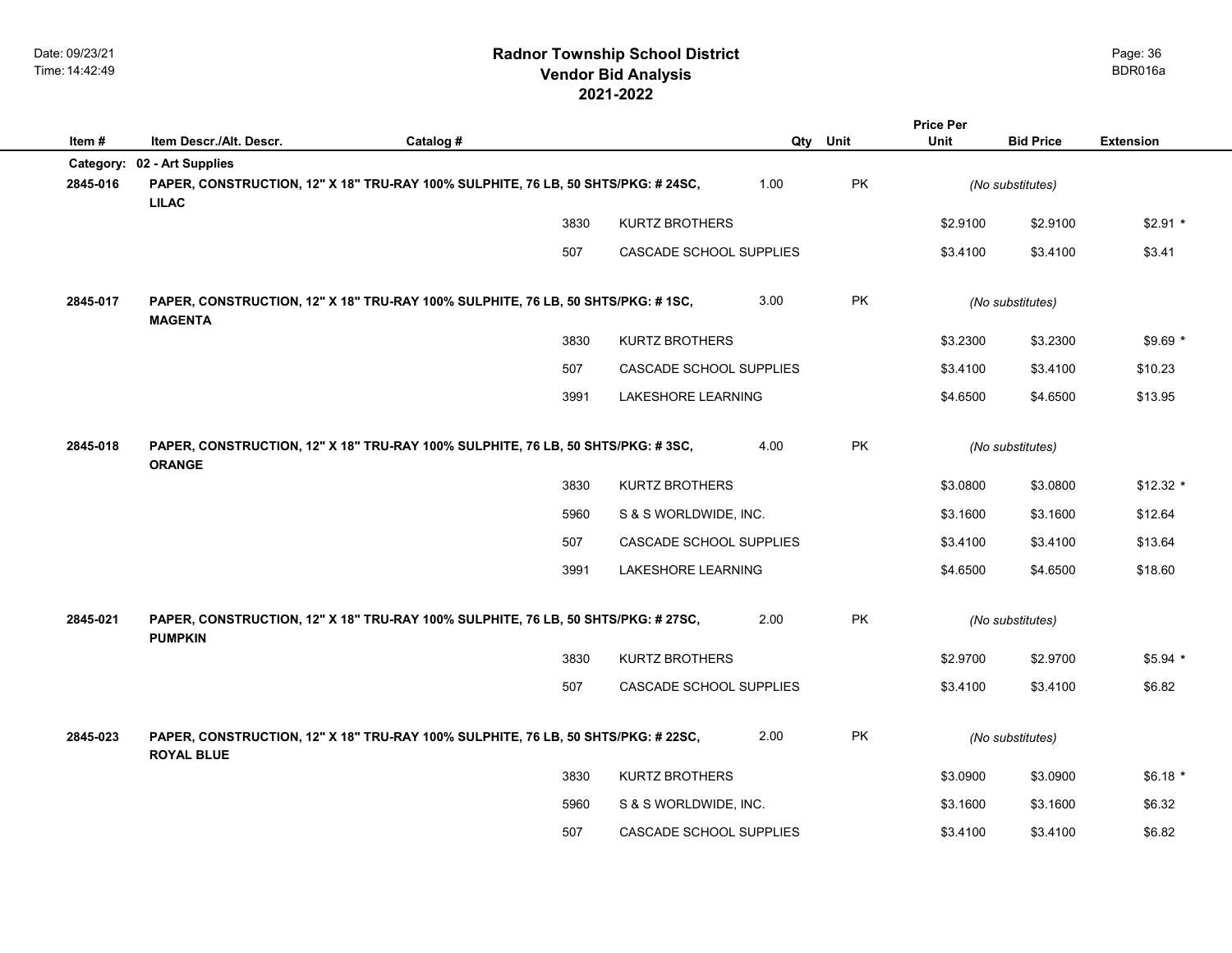# Radnor Township School District
## Vendor Bid Analysis
## 2021-2022

| Item # | Item Descr./Alt. Descr. | Catalog # | | Qty | Unit | Price Per Unit | Bid Price | Extension |
|---|---|---|---|---|---|---|---|---|
| **Category:** | **02 - Art Supplies** | | | | | | | |
| **2845-016** | **PAPER, CONSTRUCTION, 12" X 18" TRU-RAY 100% SULPHITE, 76 LB, 50 SHTS/PKG: # 24SC, LILAC** | | | 1.00 | PK | *(No substitutes)* | | |
| | | 3830 | KURTZ BROTHERS | | | $2.9100 | $2.9100 | $2.91 * |
| | | 507 | CASCADE SCHOOL SUPPLIES | | | $3.4100 | $3.4100 | $3.41 |
| **2845-017** | **PAPER, CONSTRUCTION, 12" X 18" TRU-RAY 100% SULPHITE, 76 LB, 50 SHTS/PKG: # 1SC, MAGENTA** | | | 3.00 | PK | *(No substitutes)* | | |
| | | 3830 | KURTZ BROTHERS | | | $3.2300 | $3.2300 | $9.69 * |
| | | 507 | CASCADE SCHOOL SUPPLIES | | | $3.4100 | $3.4100 | $10.23 |
| | | 3991 | LAKESHORE LEARNING | | | $4.6500 | $4.6500 | $13.95 |
| **2845-018** | **PAPER, CONSTRUCTION, 12" X 18" TRU-RAY 100% SULPHITE, 76 LB, 50 SHTS/PKG: # 3SC, ORANGE** | | | 4.00 | PK | *(No substitutes)* | | |
| | | 3830 | KURTZ BROTHERS | | | $3.0800 | $3.0800 | $12.32 * |
| | | 5960 | S & S WORLDWIDE, INC. | | | $3.1600 | $3.1600 | $12.64 |
| | | 507 | CASCADE SCHOOL SUPPLIES | | | $3.4100 | $3.4100 | $13.64 |
| | | 3991 | LAKESHORE LEARNING | | | $4.6500 | $4.6500 | $18.60 |
| **2845-021** | **PAPER, CONSTRUCTION, 12" X 18" TRU-RAY 100% SULPHITE, 76 LB, 50 SHTS/PKG: # 27SC, PUMPKIN** | | | 2.00 | PK | *(No substitutes)* | | |
| | | 3830 | KURTZ BROTHERS | | | $2.9700 | $2.9700 | $5.94 * |
| | | 507 | CASCADE SCHOOL SUPPLIES | | | $3.4100 | $3.4100 | $6.82 |
| **2845-023** | **PAPER, CONSTRUCTION, 12" X 18" TRU-RAY 100% SULPHITE, 76 LB, 50 SHTS/PKG: # 22SC, ROYAL BLUE** | | | 2.00 | PK | *(No substitutes)* | | |
| | | 3830 | KURTZ BROTHERS | | | $3.0900 | $3.0900 | $6.18 * |
| | | 5960 | S & S WORLDWIDE, INC. | | | $3.1600 | $3.1600 | $6.32 |
| | | 507 | CASCADE SCHOOL SUPPLIES | | | $3.4100 | $3.4100 | $6.82 |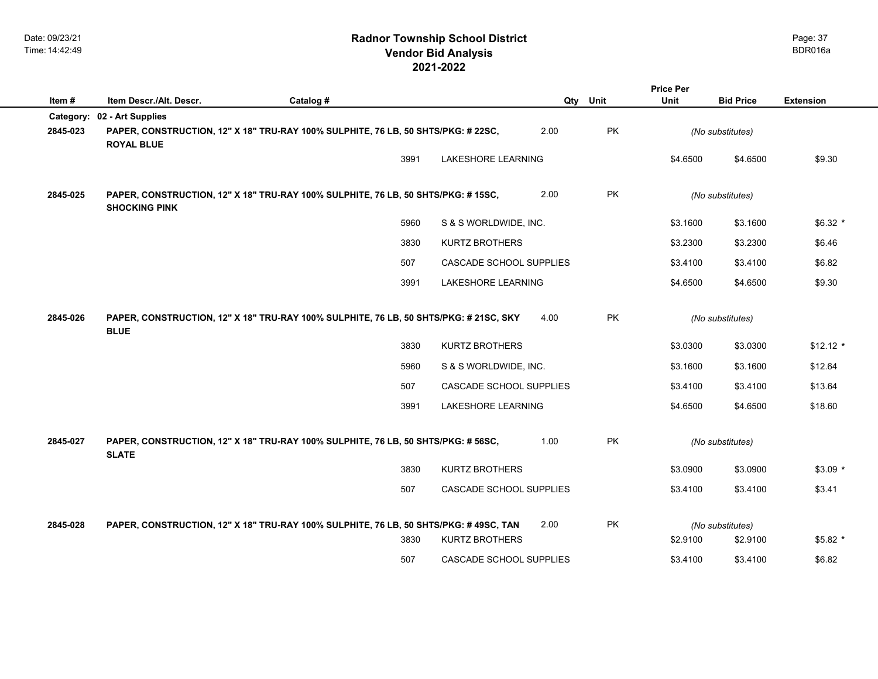# Radnor Township School District
## Vendor Bid Analysis
## 2021-2022

| Item # | Item Descr./Alt. Descr. | Catalog # | | Qty | Unit | Price Per Unit | Bid Price | Extension |
|---|---|---|---|---|---|---|---|---|
| **Category:** | **02 - Art Supplies** | | | | | | | |
| **2845-023** | **PAPER, CONSTRUCTION, 12" X 18" TRU-RAY 100% SULPHITE, 76 LB, 50 SHTS/PKG: # 22SC, ROYAL BLUE** | | | 2.00 | PK | *(No substitutes)* | | |
| | | 3991 | LAKESHORE LEARNING | | | $4.6500 | $4.6500 | $9.30 |
| **2845-025** | **PAPER, CONSTRUCTION, 12" X 18" TRU-RAY 100% SULPHITE, 76 LB, 50 SHTS/PKG: # 15SC, SHOCKING PINK** | | | 2.00 | PK | *(No substitutes)* | | |
| | | 5960 | S & S WORLDWIDE, INC. | | | $3.1600 | $3.1600 | $6.32 * |
| | | 3830 | KURTZ BROTHERS | | | $3.2300 | $3.2300 | $6.46 |
| | | 507 | CASCADE SCHOOL SUPPLIES | | | $3.4100 | $3.4100 | $6.82 |
| | | 3991 | LAKESHORE LEARNING | | | $4.6500 | $4.6500 | $9.30 |
| **2845-026** | **PAPER, CONSTRUCTION, 12" X 18" TRU-RAY 100% SULPHITE, 76 LB, 50 SHTS/PKG: # 21SC, SKY BLUE** | | | 4.00 | PK | *(No substitutes)* | | |
| | | 3830 | KURTZ BROTHERS | | | $3.0300 | $3.0300 | $12.12 * |
| | | 5960 | S & S WORLDWIDE, INC. | | | $3.1600 | $3.1600 | $12.64 |
| | | 507 | CASCADE SCHOOL SUPPLIES | | | $3.4100 | $3.4100 | $13.64 |
| | | 3991 | LAKESHORE LEARNING | | | $4.6500 | $4.6500 | $18.60 |
| **2845-027** | **PAPER, CONSTRUCTION, 12" X 18" TRU-RAY 100% SULPHITE, 76 LB, 50 SHTS/PKG: # 56SC, SLATE** | | | 1.00 | PK | *(No substitutes)* | | |
| | | 3830 | KURTZ BROTHERS | | | $3.0900 | $3.0900 | $3.09 * |
| | | 507 | CASCADE SCHOOL SUPPLIES | | | $3.4100 | $3.4100 | $3.41 |
| **2845-028** | **PAPER, CONSTRUCTION, 12" X 18" TRU-RAY 100% SULPHITE, 76 LB, 50 SHTS/PKG: # 49SC, TAN** | | | 2.00 | PK | *(No substitutes)* | | |
| | | 3830 | KURTZ BROTHERS | | | $2.9100 | $2.9100 | $5.82 * |
| | | 507 | CASCADE SCHOOL SUPPLIES | | | $3.4100 | $3.4100 | $6.82 |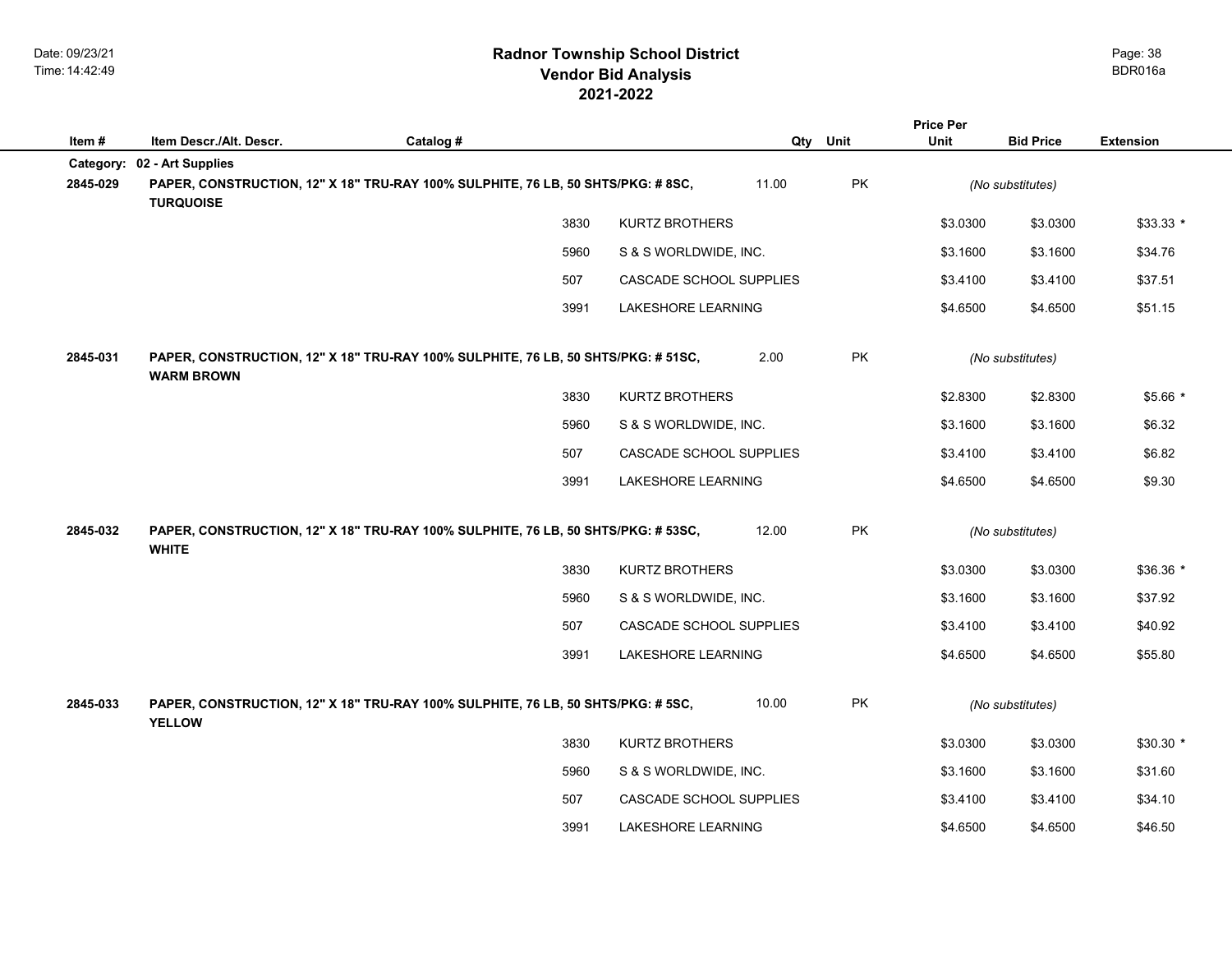# Radnor Township School District
## Vendor Bid Analysis
## 2021-2022

| Item # | Item Descr./Alt. Descr. | Catalog # | | Qty | Unit | Price Per Unit | Bid Price | Extension |
|---|---|---|---|---|---|---|---|---|
| **Category:** | **02 - Art Supplies** | | | | | | | |
| **2845-029** | **PAPER, CONSTRUCTION, 12" X 18" TRU-RAY 100% SULPHITE, 76 LB, 50 SHTS/PKG: # 8SC, TURQUOISE** | | | 11.00 | PK | *(No substitutes)* | | |
| | | 3830 | KURTZ BROTHERS | | | $3.0300 | $3.0300 | $33.33 * |
| | | 5960 | S & S WORLDWIDE, INC. | | | $3.1600 | $3.1600 | $34.76 |
| | | 507 | CASCADE SCHOOL SUPPLIES | | | $3.4100 | $3.4100 | $37.51 |
| | | 3991 | LAKESHORE LEARNING | | | $4.6500 | $4.6500 | $51.15 |
| **2845-031** | **PAPER, CONSTRUCTION, 12" X 18" TRU-RAY 100% SULPHITE, 76 LB, 50 SHTS/PKG: # 51SC, WARM BROWN** | | | 2.00 | PK | *(No substitutes)* | | |
| | | 3830 | KURTZ BROTHERS | | | $2.8300 | $2.8300 | $5.66 * |
| | | 5960 | S & S WORLDWIDE, INC. | | | $3.1600 | $3.1600 | $6.32 |
| | | 507 | CASCADE SCHOOL SUPPLIES | | | $3.4100 | $3.4100 | $6.82 |
| | | 3991 | LAKESHORE LEARNING | | | $4.6500 | $4.6500 | $9.30 |
| **2845-032** | **PAPER, CONSTRUCTION, 12" X 18" TRU-RAY 100% SULPHITE, 76 LB, 50 SHTS/PKG: # 53SC, WHITE** | | | 12.00 | PK | *(No substitutes)* | | |
| | | 3830 | KURTZ BROTHERS | | | $3.0300 | $3.0300 | $36.36 * |
| | | 5960 | S & S WORLDWIDE, INC. | | | $3.1600 | $3.1600 | $37.92 |
| | | 507 | CASCADE SCHOOL SUPPLIES | | | $3.4100 | $3.4100 | $40.92 |
| | | 3991 | LAKESHORE LEARNING | | | $4.6500 | $4.6500 | $55.80 |
| **2845-033** | **PAPER, CONSTRUCTION, 12" X 18" TRU-RAY 100% SULPHITE, 76 LB, 50 SHTS/PKG: # 5SC, YELLOW** | | | 10.00 | PK | *(No substitutes)* | | |
| | | 3830 | KURTZ BROTHERS | | | $3.0300 | $3.0300 | $30.30 * |
| | | 5960 | S & S WORLDWIDE, INC. | | | $3.1600 | $3.1600 | $31.60 |
| | | 507 | CASCADE SCHOOL SUPPLIES | | | $3.4100 | $3.4100 | $34.10 |
| | | 3991 | LAKESHORE LEARNING | | | $4.6500 | $4.6500 | $46.50 |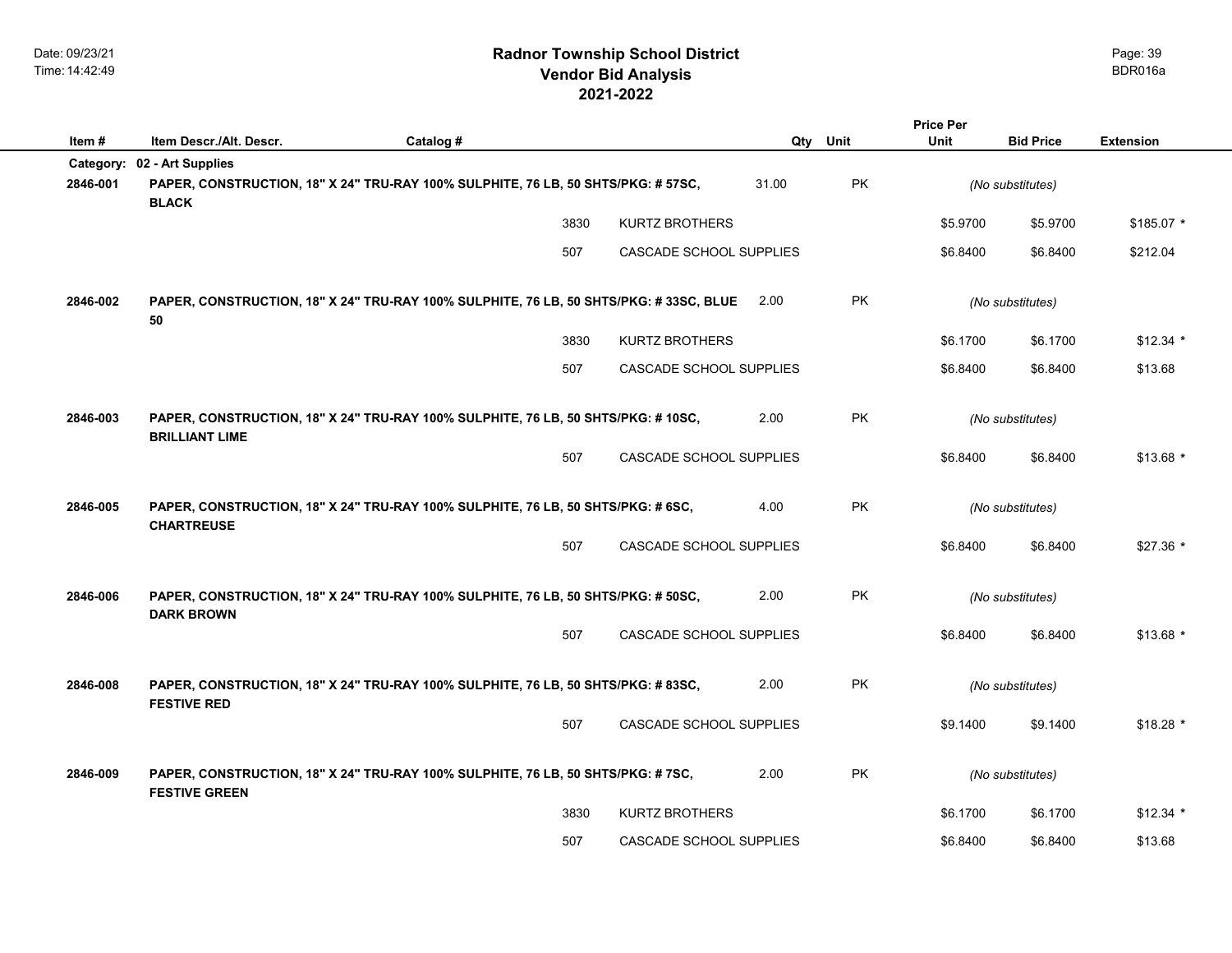# Radnor Township School District
## Vendor Bid Analysis
## 2021-2022

Date: 09/23/21
Time: 14:42:49

BDR016a

| Item # | Item Descr./Alt. Descr. | Catalog # | | Qty | Unit | Price Per Unit | Bid Price | Extension |
|---|---|---|---|---|---|---|---|---|
| **Category:** | **02 - Art Supplies** | | | | | | | |
| **2846-001** | **PAPER, CONSTRUCTION, 18" X 24" TRU-RAY 100% SULPHITE, 76 LB, 50 SHTS/PKG: # 57SC, BLACK** | | | 31.00 | PK | *(No substitutes)* | | |
| | | 3830 | KURTZ BROTHERS | | | $5.9700 | $5.9700 | $185.07 * |
| | | 507 | CASCADE SCHOOL SUPPLIES | | | $6.8400 | $6.8400 | $212.04 |
| **2846-002** | **PAPER, CONSTRUCTION, 18" X 24" TRU-RAY 100% SULPHITE, 76 LB, 50 SHTS/PKG: # 33SC, BLUE 50** | | | 2.00 | PK | *(No substitutes)* | | |
| | | 3830 | KURTZ BROTHERS | | | $6.1700 | $6.1700 | $12.34 * |
| | | 507 | CASCADE SCHOOL SUPPLIES | | | $6.8400 | $6.8400 | $13.68 |
| **2846-003** | **PAPER, CONSTRUCTION, 18" X 24" TRU-RAY 100% SULPHITE, 76 LB, 50 SHTS/PKG: # 10SC, BRILLIANT LIME** | | | 2.00 | PK | *(No substitutes)* | | |
| | | 507 | CASCADE SCHOOL SUPPLIES | | | $6.8400 | $6.8400 | $13.68 * |
| **2846-005** | **PAPER, CONSTRUCTION, 18" X 24" TRU-RAY 100% SULPHITE, 76 LB, 50 SHTS/PKG: # 6SC, CHARTREUSE** | | | 4.00 | PK | *(No substitutes)* | | |
| | | 507 | CASCADE SCHOOL SUPPLIES | | | $6.8400 | $6.8400 | $27.36 * |
| **2846-006** | **PAPER, CONSTRUCTION, 18" X 24" TRU-RAY 100% SULPHITE, 76 LB, 50 SHTS/PKG: # 50SC, DARK BROWN** | | | 2.00 | PK | *(No substitutes)* | | |
| | | 507 | CASCADE SCHOOL SUPPLIES | | | $6.8400 | $6.8400 | $13.68 * |
| **2846-008** | **PAPER, CONSTRUCTION, 18" X 24" TRU-RAY 100% SULPHITE, 76 LB, 50 SHTS/PKG: # 83SC, FESTIVE RED** | | | 2.00 | PK | *(No substitutes)* | | |
| | | 507 | CASCADE SCHOOL SUPPLIES | | | $9.1400 | $9.1400 | $18.28 * |
| **2846-009** | **PAPER, CONSTRUCTION, 18" X 24" TRU-RAY 100% SULPHITE, 76 LB, 50 SHTS/PKG: # 7SC, FESTIVE GREEN** | | | 2.00 | PK | *(No substitutes)* | | |
| | | 3830 | KURTZ BROTHERS | | | $6.1700 | $6.1700 | $12.34 * |
| | | 507 | CASCADE SCHOOL SUPPLIES | | | $6.8400 | $6.8400 | $13.68 |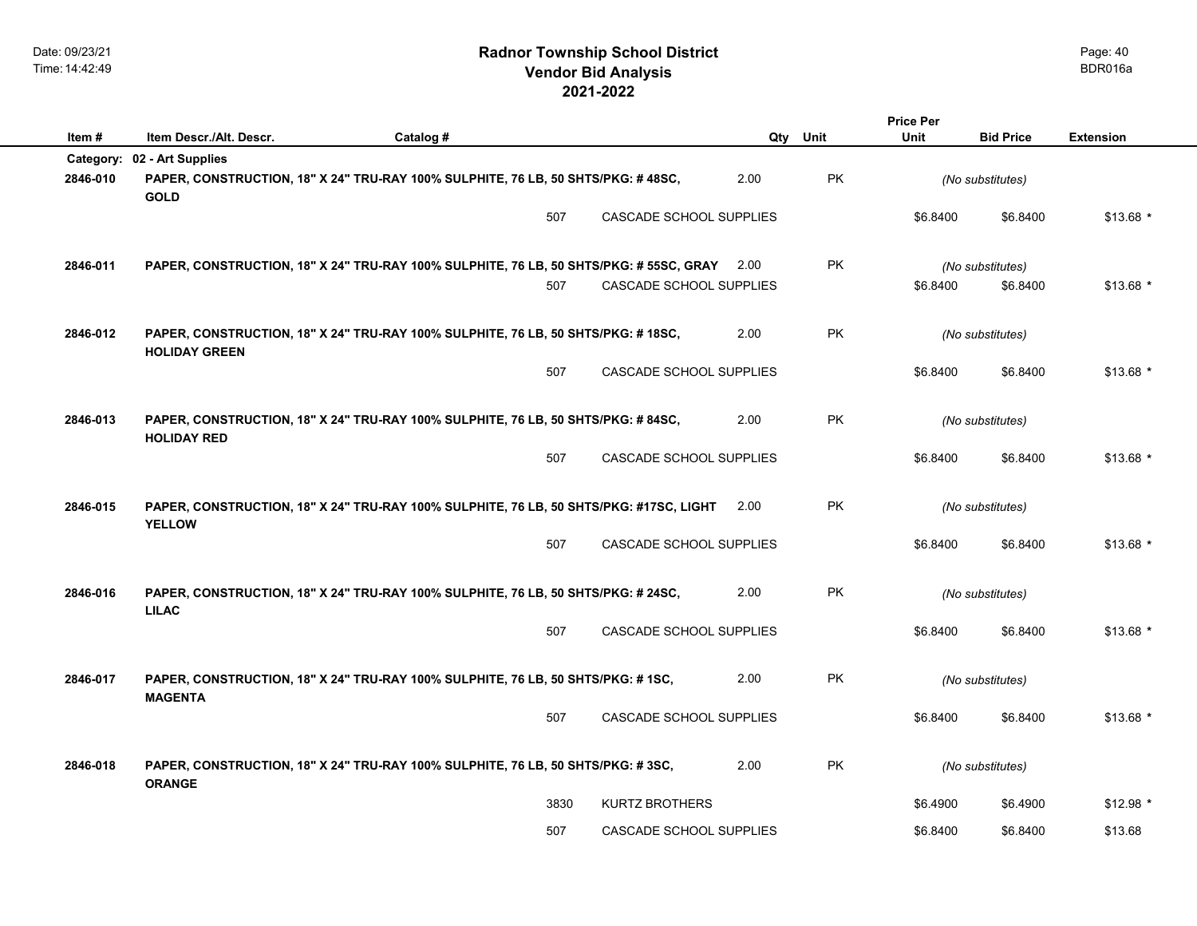# Radnor Township School District
## Vendor Bid Analysis
## 2021-2022

| Item # | Item Descr./Alt. Descr. | Catalog # | Qty | Unit | Price Per Unit | Bid Price | Extension |
|---|---|---|---|---|---|---|---|
| **Category:** | **02 - Art Supplies** | | | | | | |
| **2846-010** | **PAPER, CONSTRUCTION, 18" X 24" TRU-RAY 100% SULPHITE, 76 LB, 50 SHTS/PKG: # 48SC, GOLD** | | 2.00 | PK | *(No substitutes)* | | |
| | 507 | CASCADE SCHOOL SUPPLIES | | | $6.8400 | $6.8400 | $13.68 * |
| **2846-011** | **PAPER, CONSTRUCTION, 18" X 24" TRU-RAY 100% SULPHITE, 76 LB, 50 SHTS/PKG: # 55SC, GRAY** | | 2.00 | PK | *(No substitutes)* | | |
| | 507 | CASCADE SCHOOL SUPPLIES | | | $6.8400 | $6.8400 | $13.68 * |
| **2846-012** | **PAPER, CONSTRUCTION, 18" X 24" TRU-RAY 100% SULPHITE, 76 LB, 50 SHTS/PKG: # 18SC, HOLIDAY GREEN** | | 2.00 | PK | *(No substitutes)* | | |
| | 507 | CASCADE SCHOOL SUPPLIES | | | $6.8400 | $6.8400 | $13.68 * |
| **2846-013** | **PAPER, CONSTRUCTION, 18" X 24" TRU-RAY 100% SULPHITE, 76 LB, 50 SHTS/PKG: # 84SC, HOLIDAY RED** | | 2.00 | PK | *(No substitutes)* | | |
| | 507 | CASCADE SCHOOL SUPPLIES | | | $6.8400 | $6.8400 | $13.68 * |
| **2846-015** | **PAPER, CONSTRUCTION, 18" X 24" TRU-RAY 100% SULPHITE, 76 LB, 50 SHTS/PKG: #17SC, LIGHT YELLOW** | | 2.00 | PK | *(No substitutes)* | | |
| | 507 | CASCADE SCHOOL SUPPLIES | | | $6.8400 | $6.8400 | $13.68 * |
| **2846-016** | **PAPER, CONSTRUCTION, 18" X 24" TRU-RAY 100% SULPHITE, 76 LB, 50 SHTS/PKG: # 24SC, LILAC** | | 2.00 | PK | *(No substitutes)* | | |
| | 507 | CASCADE SCHOOL SUPPLIES | | | $6.8400 | $6.8400 | $13.68 * |
| **2846-017** | **PAPER, CONSTRUCTION, 18" X 24" TRU-RAY 100% SULPHITE, 76 LB, 50 SHTS/PKG: # 1SC, MAGENTA** | | 2.00 | PK | *(No substitutes)* | | |
| | 507 | CASCADE SCHOOL SUPPLIES | | | $6.8400 | $6.8400 | $13.68 * |
| **2846-018** | **PAPER, CONSTRUCTION, 18" X 24" TRU-RAY 100% SULPHITE, 76 LB, 50 SHTS/PKG: # 3SC, ORANGE** | | 2.00 | PK | *(No substitutes)* | | |
| | 3830 | KURTZ BROTHERS | | | $6.4900 | $6.4900 | $12.98 * |
| | 507 | CASCADE SCHOOL SUPPLIES | | | $6.8400 | $6.8400 | $13.68 |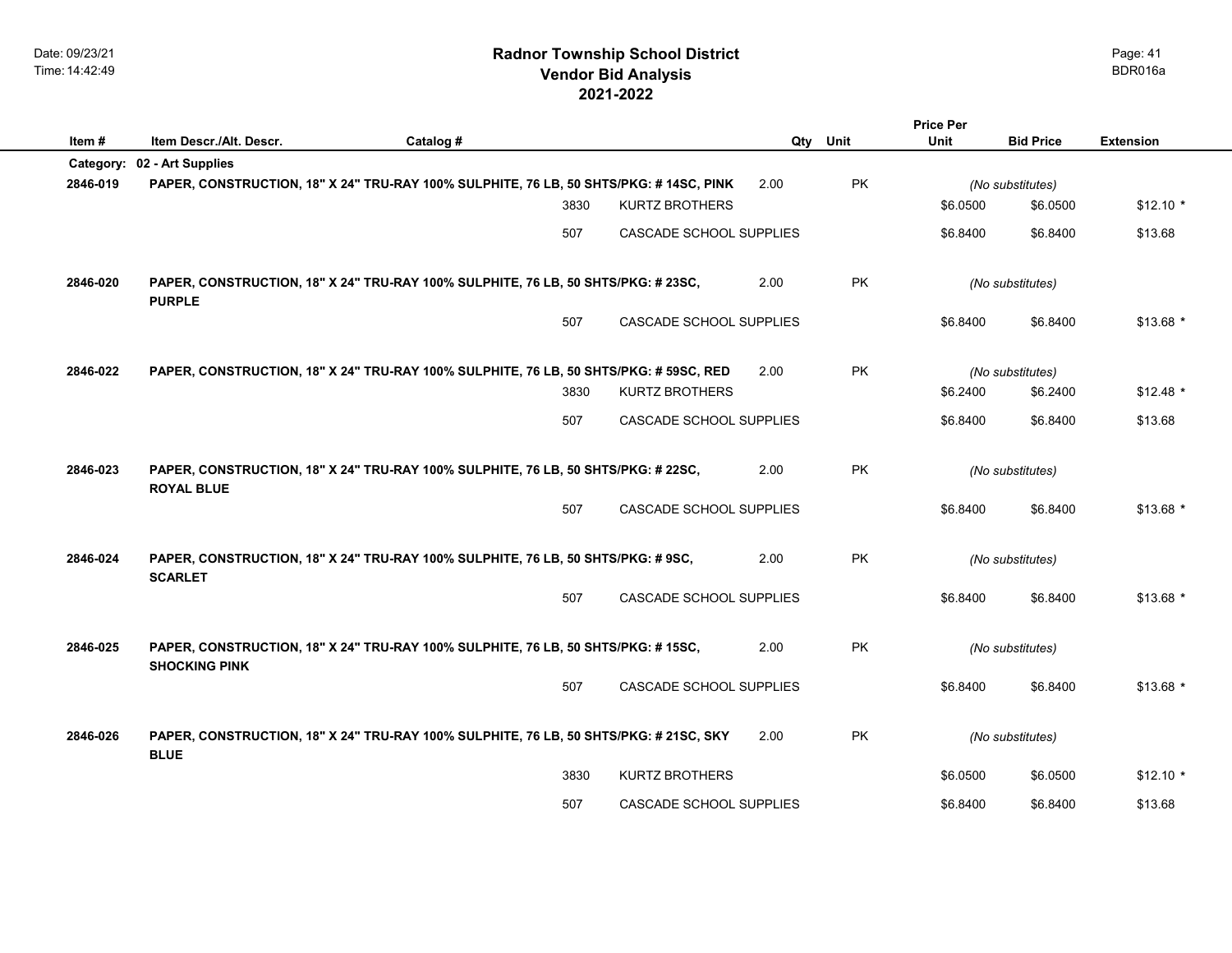# Radnor Township School District
## Vendor Bid Analysis
## 2021-2022

| Item # | Item Descr./Alt. Descr. | Catalog # | Qty | Unit | Price Per Unit | Bid Price | Extension |
|---|---|---|---|---|---|---|---|
| **Category:** | **02 - Art Supplies** | | | | | | |
| **2846-019** | **PAPER, CONSTRUCTION, 18" X 24" TRU-RAY 100% SULPHITE, 76 LB, 50 SHTS/PKG: # 14SC, PINK** | | 2.00 | PK | *(No substitutes)* | | |
| | 3830 | KURTZ BROTHERS | | | $6.0500 | $6.0500 | $12.10 * |
| | 507 | CASCADE SCHOOL SUPPLIES | | | $6.8400 | $6.8400 | $13.68 |
| **2846-020** | **PAPER, CONSTRUCTION, 18" X 24" TRU-RAY 100% SULPHITE, 76 LB, 50 SHTS/PKG: # 23SC, PURPLE** | | 2.00 | PK | *(No substitutes)* | | |
| | 507 | CASCADE SCHOOL SUPPLIES | | | $6.8400 | $6.8400 | $13.68 * |
| **2846-022** | **PAPER, CONSTRUCTION, 18" X 24" TRU-RAY 100% SULPHITE, 76 LB, 50 SHTS/PKG: # 59SC, RED** | | 2.00 | PK | *(No substitutes)* | | |
| | 3830 | KURTZ BROTHERS | | | $6.2400 | $6.2400 | $12.48 * |
| | 507 | CASCADE SCHOOL SUPPLIES | | | $6.8400 | $6.8400 | $13.68 |
| **2846-023** | **PAPER, CONSTRUCTION, 18" X 24" TRU-RAY 100% SULPHITE, 76 LB, 50 SHTS/PKG: # 22SC, ROYAL BLUE** | | 2.00 | PK | *(No substitutes)* | | |
| | 507 | CASCADE SCHOOL SUPPLIES | | | $6.8400 | $6.8400 | $13.68 * |
| **2846-024** | **PAPER, CONSTRUCTION, 18" X 24" TRU-RAY 100% SULPHITE, 76 LB, 50 SHTS/PKG: # 9SC, SCARLET** | | 2.00 | PK | *(No substitutes)* | | |
| | 507 | CASCADE SCHOOL SUPPLIES | | | $6.8400 | $6.8400 | $13.68 * |
| **2846-025** | **PAPER, CONSTRUCTION, 18" X 24" TRU-RAY 100% SULPHITE, 76 LB, 50 SHTS/PKG: # 15SC, SHOCKING PINK** | | 2.00 | PK | *(No substitutes)* | | |
| | 507 | CASCADE SCHOOL SUPPLIES | | | $6.8400 | $6.8400 | $13.68 * |
| **2846-026** | **PAPER, CONSTRUCTION, 18" X 24" TRU-RAY 100% SULPHITE, 76 LB, 50 SHTS/PKG: # 21SC, SKY BLUE** | | 2.00 | PK | *(No substitutes)* | | |
| | 3830 | KURTZ BROTHERS | | | $6.0500 | $6.0500 | $12.10 * |
| | 507 | CASCADE SCHOOL SUPPLIES | | | $6.8400 | $6.8400 | $13.68 |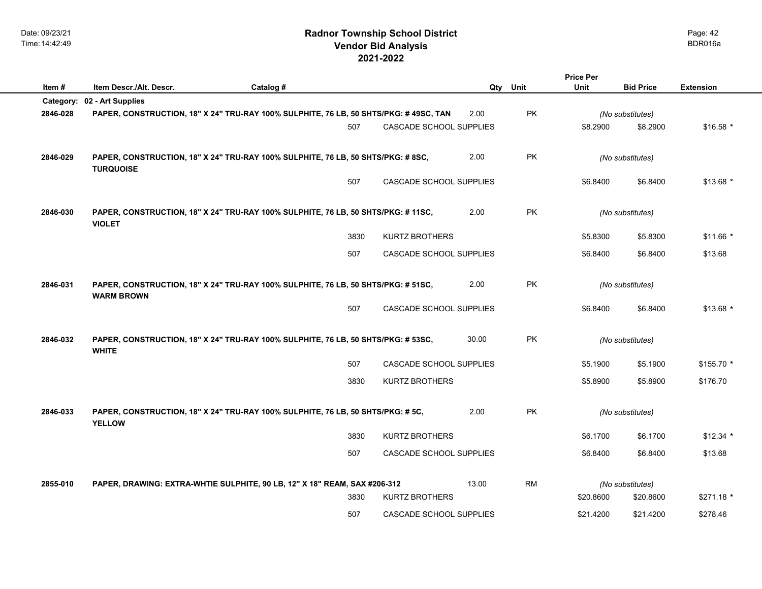# Radnor Township School District
## Vendor Bid Analysis
## 2021-2022

| Item # | Item Descr./Alt. Descr. | Catalog # | | Qty | Unit | Price Per Unit | Bid Price | Extension |
|---|---|---|---|---|---|---|---|---|
| **Category:** | **02 - Art Supplies** | | | | | | | |
| **2846-028** | **PAPER, CONSTRUCTION, 18" X 24" TRU-RAY 100% SULPHITE, 76 LB, 50 SHTS/PKG: # 49SC, TAN** | | | 2.00 | PK | *(No substitutes)* | | |
| | | 507 | CASCADE SCHOOL SUPPLIES | | | $8.2900 | $8.2900 | $16.58 * |
| **2846-029** | **PAPER, CONSTRUCTION, 18" X 24" TRU-RAY 100% SULPHITE, 76 LB, 50 SHTS/PKG: # 8SC, TURQUOISE** | | | 2.00 | PK | *(No substitutes)* | | |
| | | 507 | CASCADE SCHOOL SUPPLIES | | | $6.8400 | $6.8400 | $13.68 * |
| **2846-030** | **PAPER, CONSTRUCTION, 18" X 24" TRU-RAY 100% SULPHITE, 76 LB, 50 SHTS/PKG: # 11SC, VIOLET** | | | 2.00 | PK | *(No substitutes)* | | |
| | | 3830 | KURTZ BROTHERS | | | $5.8300 | $5.8300 | $11.66 * |
| | | 507 | CASCADE SCHOOL SUPPLIES | | | $6.8400 | $6.8400 | $13.68 |
| **2846-031** | **PAPER, CONSTRUCTION, 18" X 24" TRU-RAY 100% SULPHITE, 76 LB, 50 SHTS/PKG: # 51SC, WARM BROWN** | | | 2.00 | PK | *(No substitutes)* | | |
| | | 507 | CASCADE SCHOOL SUPPLIES | | | $6.8400 | $6.8400 | $13.68 * |
| **2846-032** | **PAPER, CONSTRUCTION, 18" X 24" TRU-RAY 100% SULPHITE, 76 LB, 50 SHTS/PKG: # 53SC, WHITE** | | | 30.00 | PK | *(No substitutes)* | | |
| | | 507 | CASCADE SCHOOL SUPPLIES | | | $5.1900 | $5.1900 | $155.70 * |
| | | 3830 | KURTZ BROTHERS | | | $5.8900 | $5.8900 | $176.70 |
| **2846-033** | **PAPER, CONSTRUCTION, 18" X 24" TRU-RAY 100% SULPHITE, 76 LB, 50 SHTS/PKG: # 5C, YELLOW** | | | 2.00 | PK | *(No substitutes)* | | |
| | | 3830 | KURTZ BROTHERS | | | $6.1700 | $6.1700 | $12.34 * |
| | | 507 | CASCADE SCHOOL SUPPLIES | | | $6.8400 | $6.8400 | $13.68 |
| **2855-010** | **PAPER, DRAWING: EXTRA-WHTIE SULPHITE, 90 LB, 12" X 18" REAM, SAX #206-312** | | | 13.00 | RM | *(No substitutes)* | | |
| | | 3830 | KURTZ BROTHERS | | | $20.8600 | $20.8600 | $271.18 * |
| | | 507 | CASCADE SCHOOL SUPPLIES | | | $21.4200 | $21.4200 | $278.46 |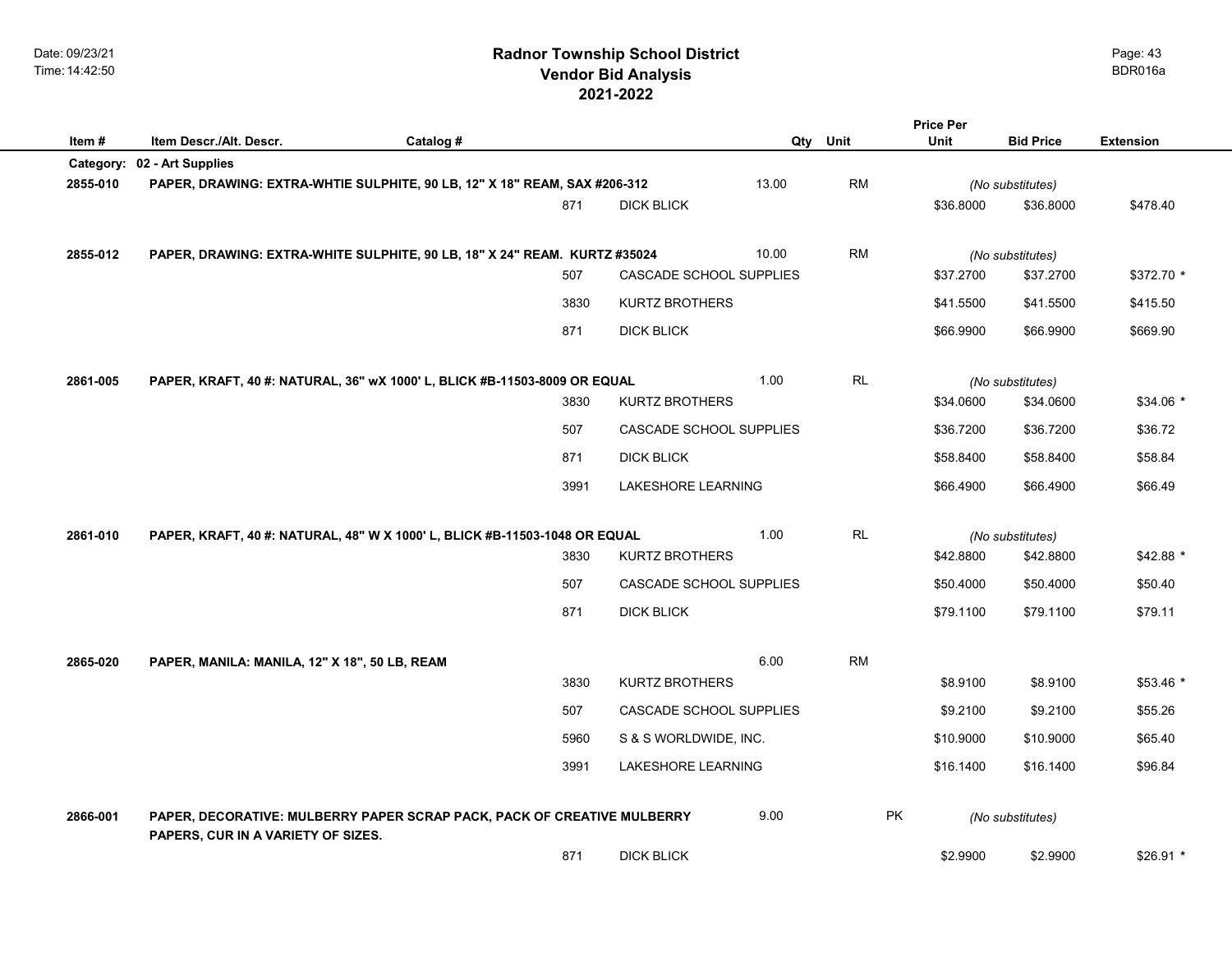# Radnor Township School District
## Vendor Bid Analysis
## 2021-2022

| Item # | Item Descr./Alt. Descr. | Catalog # | | Qty | Unit | Price Per Unit | Bid Price | Extension |
|---|---|---|---|---|---|---|---|---|
| **Category:** | **02 - Art Supplies** | | | | | | | |
| **2855-010** | **PAPER, DRAWING: EXTRA-WHTIE SULPHITE, 90 LB, 12" X 18" REAM, SAX #206-312** | | | 13.00 | RM | | *(No substitutes)* | |
| | | 871 | DICK BLICK | | | $36.8000 | $36.8000 | $478.40 |
| **2855-012** | **PAPER, DRAWING: EXTRA-WHITE SULPHITE, 90 LB, 18" X 24" REAM. KURTZ #35024** | | | 10.00 | RM | | *(No substitutes)* | |
| | | 507 | CASCADE SCHOOL SUPPLIES | | | $37.2700 | $37.2700 | $372.70 * |
| | | 3830 | KURTZ BROTHERS | | | $41.5500 | $41.5500 | $415.50 |
| | | 871 | DICK BLICK | | | $66.9900 | $66.9900 | $669.90 |
| **2861-005** | **PAPER, KRAFT, 40 #: NATURAL, 36" wX 1000' L, BLICK #B-11503-8009 OR EQUAL** | | | 1.00 | RL | | *(No substitutes)* | |
| | | 3830 | KURTZ BROTHERS | | | $34.0600 | $34.0600 | $34.06 * |
| | | 507 | CASCADE SCHOOL SUPPLIES | | | $36.7200 | $36.7200 | $36.72 |
| | | 871 | DICK BLICK | | | $58.8400 | $58.8400 | $58.84 |
| | | 3991 | LAKESHORE LEARNING | | | $66.4900 | $66.4900 | $66.49 |
| **2861-010** | **PAPER, KRAFT, 40 #: NATURAL, 48" W X 1000' L, BLICK #B-11503-1048 OR EQUAL** | | | 1.00 | RL | | *(No substitutes)* | |
| | | 3830 | KURTZ BROTHERS | | | $42.8800 | $42.8800 | $42.88 * |
| | | 507 | CASCADE SCHOOL SUPPLIES | | | $50.4000 | $50.4000 | $50.40 |
| | | 871 | DICK BLICK | | | $79.1100 | $79.1100 | $79.11 |
| **2865-020** | **PAPER, MANILA: MANILA, 12" X 18", 50 LB, REAM** | | | 6.00 | RM | | | |
| | | 3830 | KURTZ BROTHERS | | | $8.9100 | $8.9100 | $53.46 * |
| | | 507 | CASCADE SCHOOL SUPPLIES | | | $9.2100 | $9.2100 | $55.26 |
| | | 5960 | S & S WORLDWIDE, INC. | | | $10.9000 | $10.9000 | $65.40 |
| | | 3991 | LAKESHORE LEARNING | | | $16.1400 | $16.1400 | $96.84 |
| **2866-001** | **PAPER, DECORATIVE: MULBERRY PAPER SCRAP PACK, PACK OF CREATIVE MULBERRY PAPERS, CUR IN A VARIETY OF SIZES.** | | | 9.00 | PK | | *(No substitutes)* | |
| | | 871 | DICK BLICK | | | $2.9900 | $2.9900 | $26.91 * |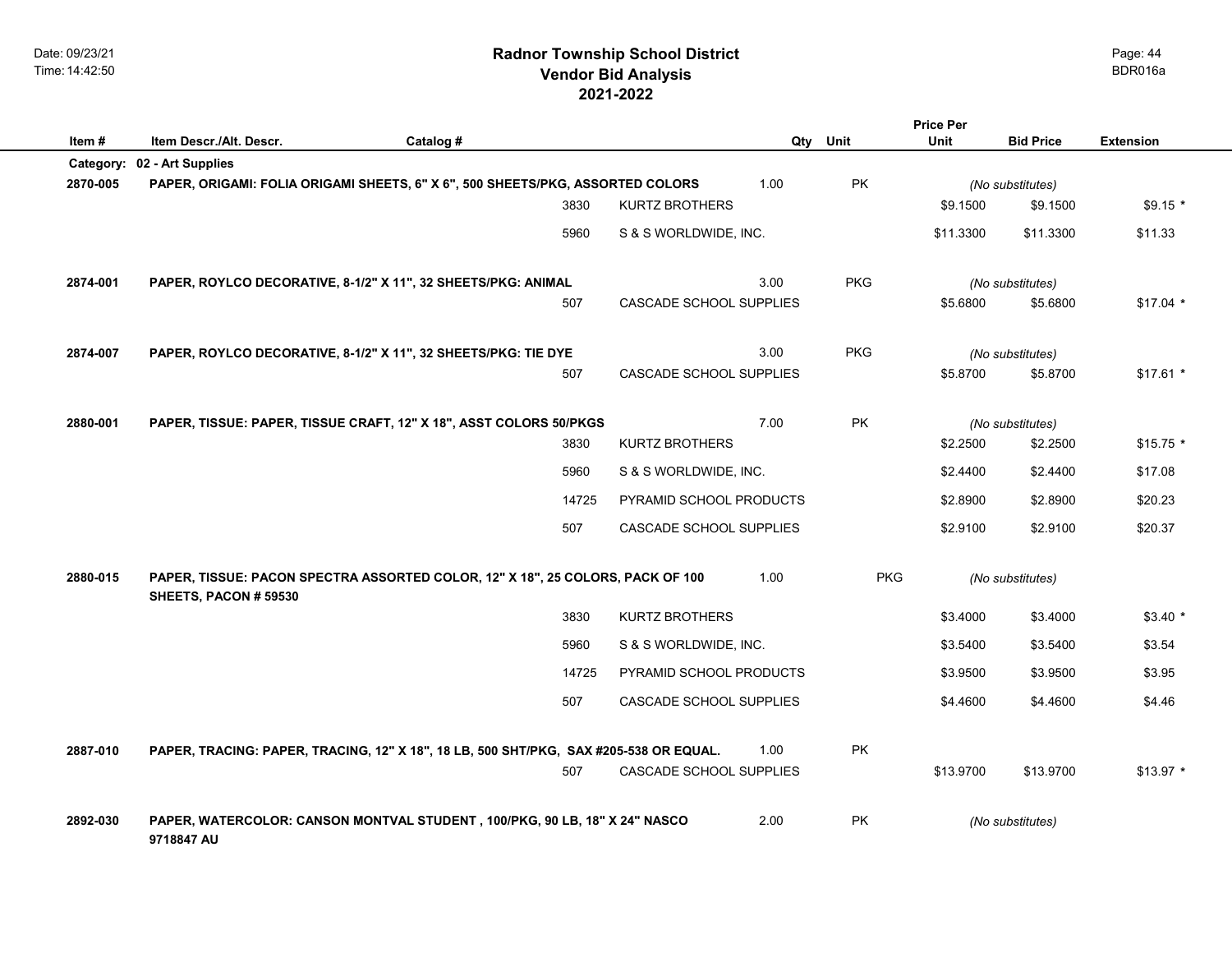# Radnor Township School District
## Vendor Bid Analysis
## 2021-2022

BDR016a

Date: 09/23/21
Time: 14:42:50

| Item # | Item Descr./Alt. Descr. | Catalog # | | Qty | Unit | Price Per Unit | Bid Price | Extension |
|---|---|---|---|---|---|---|---|---|
| **Category:** | **02 - Art Supplies** | | | | | | | |
| **2870-005** | **PAPER, ORIGAMI: FOLIA ORIGAMI SHEETS, 6" X 6", 500 SHEETS/PKG, ASSORTED COLORS** | | | 1.00 | PK | *(No substitutes)* | | |
| | | 3830 | KURTZ BROTHERS | | | $9.1500 | $9.1500 | $9.15 * |
| | | 5960 | S & S WORLDWIDE, INC. | | | $11.3300 | $11.3300 | $11.33 |
| **2874-001** | **PAPER, ROYLCO DECORATIVE, 8-1/2" X 11", 32 SHEETS/PKG: ANIMAL** | | | 3.00 | PKG | *(No substitutes)* | | |
| | | 507 | CASCADE SCHOOL SUPPLIES | | | $5.6800 | $5.6800 | $17.04 * |
| **2874-007** | **PAPER, ROYLCO DECORATIVE, 8-1/2" X 11", 32 SHEETS/PKG: TIE DYE** | | | 3.00 | PKG | *(No substitutes)* | | |
| | | 507 | CASCADE SCHOOL SUPPLIES | | | $5.8700 | $5.8700 | $17.61 * |
| **2880-001** | **PAPER, TISSUE: PAPER, TISSUE CRAFT, 12" X 18", ASST COLORS 50/PKGS** | | | 7.00 | PK | *(No substitutes)* | | |
| | | 3830 | KURTZ BROTHERS | | | $2.2500 | $2.2500 | $15.75 * |
| | | 5960 | S & S WORLDWIDE, INC. | | | $2.4400 | $2.4400 | $17.08 |
| | | 14725 | PYRAMID SCHOOL PRODUCTS | | | $2.8900 | $2.8900 | $20.23 |
| | | 507 | CASCADE SCHOOL SUPPLIES | | | $2.9100 | $2.9100 | $20.37 |
| **2880-015** | **PAPER, TISSUE: PACON SPECTRA ASSORTED COLOR, 12" X 18", 25 COLORS, PACK OF 100 SHEETS, PACON # 59530** | | | 1.00 | PKG | *(No substitutes)* | | |
| | | 3830 | KURTZ BROTHERS | | | $3.4000 | $3.4000 | $3.40 * |
| | | 5960 | S & S WORLDWIDE, INC. | | | $3.5400 | $3.5400 | $3.54 |
| | | 14725 | PYRAMID SCHOOL PRODUCTS | | | $3.9500 | $3.9500 | $3.95 |
| | | 507 | CASCADE SCHOOL SUPPLIES | | | $4.4600 | $4.4600 | $4.46 |
| **2887-010** | **PAPER, TRACING: PAPER, TRACING, 12" X 18", 18 LB, 500 SHT/PKG, SAX #205-538 OR EQUAL.** | | | 1.00 | PK | | | |
| | | 507 | CASCADE SCHOOL SUPPLIES | | | $13.9700 | $13.9700 | $13.97 * |
| **2892-030** | **PAPER, WATERCOLOR: CANSON MONTVAL STUDENT , 100/PKG, 90 LB, 18" X 24" NASCO 9718847 AU** | | | 2.00 | PK | *(No substitutes)* | | |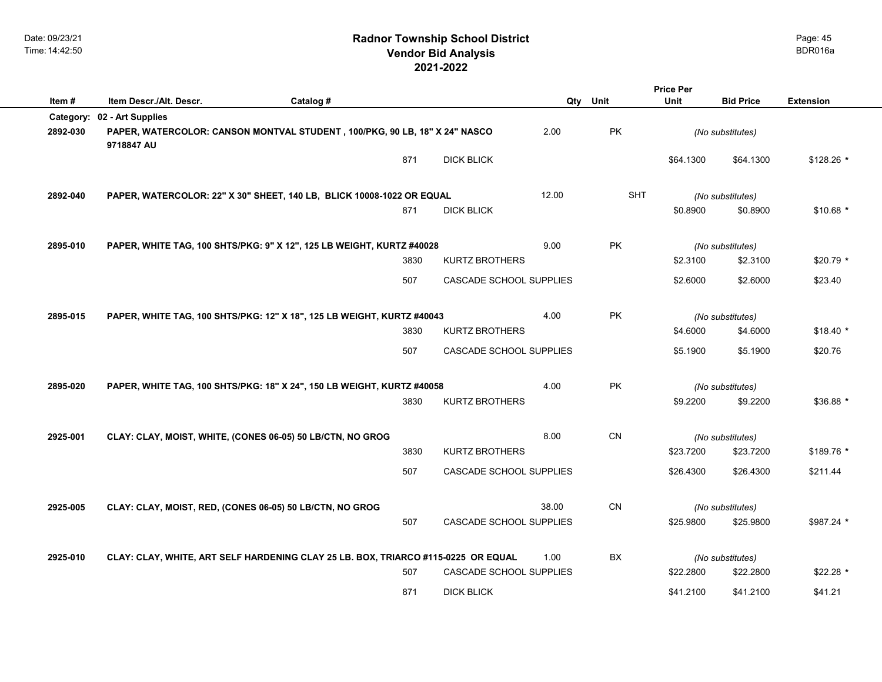# Radnor Township School District
## Vendor Bid Analysis
## 2021-2022

| Item # | Item Descr./Alt. Descr. | Catalog # | | Qty | Unit | Price Per Unit | Bid Price | Extension |
|---|---|---|---|---|---|---|---|---|
| **Category:** | **02 - Art Supplies** | | | | | | | |
| **2892-030** | **PAPER, WATERCOLOR: CANSON MONTVAL STUDENT , 100/PKG, 90 LB, 18" X 24" NASCO 9718847 AU** | | | **2.00** | **PK** | *(No substitutes)* | | |
| | | 871 | DICK BLICK | | | $64.1300 | $64.1300 | $128.26 * |
| **2892-040** | **PAPER, WATERCOLOR: 22" X 30" SHEET, 140 LB, BLICK 10008-1022 OR EQUAL** | | | **12.00** | **SHT** | *(No substitutes)* | | |
| | | 871 | DICK BLICK | | | $0.8900 | $0.8900 | $10.68 * |
| **2895-010** | **PAPER, WHITE TAG, 100 SHTS/PKG: 9" X 12", 125 LB WEIGHT, KURTZ #40028** | | | **9.00** | **PK** | *(No substitutes)* | | |
| | | 3830 | KURTZ BROTHERS | | | $2.3100 | $2.3100 | $20.79 * |
| | | 507 | CASCADE SCHOOL SUPPLIES | | | $2.6000 | $2.6000 | $23.40 |
| **2895-015** | **PAPER, WHITE TAG, 100 SHTS/PKG: 12" X 18", 125 LB WEIGHT, KURTZ #40043** | | | **4.00** | **PK** | *(No substitutes)* | | |
| | | 3830 | KURTZ BROTHERS | | | $4.6000 | $4.6000 | $18.40 * |
| | | 507 | CASCADE SCHOOL SUPPLIES | | | $5.1900 | $5.1900 | $20.76 |
| **2895-020** | **PAPER, WHITE TAG, 100 SHTS/PKG: 18" X 24", 150 LB WEIGHT, KURTZ #40058** | | | **4.00** | **PK** | *(No substitutes)* | | |
| | | 3830 | KURTZ BROTHERS | | | $9.2200 | $9.2200 | $36.88 * |
| **2925-001** | **CLAY: CLAY, MOIST, WHITE, (CONES 06-05) 50 LB/CTN, NO GROG** | | | **8.00** | **CN** | *(No substitutes)* | | |
| | | 3830 | KURTZ BROTHERS | | | $23.7200 | $23.7200 | $189.76 * |
| | | 507 | CASCADE SCHOOL SUPPLIES | | | $26.4300 | $26.4300 | $211.44 |
| **2925-005** | **CLAY: CLAY, MOIST, RED, (CONES 06-05) 50 LB/CTN, NO GROG** | | | **38.00** | **CN** | *(No substitutes)* | | |
| | | 507 | CASCADE SCHOOL SUPPLIES | | | $25.9800 | $25.9800 | $987.24 * |
| **2925-010** | **CLAY: CLAY, WHITE, ART SELF HARDENING CLAY 25 LB. BOX, TRIARCO #115-0225 OR EQUAL** | | | **1.00** | **BX** | *(No substitutes)* | | |
| | | 507 | CASCADE SCHOOL SUPPLIES | | | $22.2800 | $22.2800 | $22.28 * |
| | | 871 | DICK BLICK | | | $41.2100 | $41.2100 | $41.21 |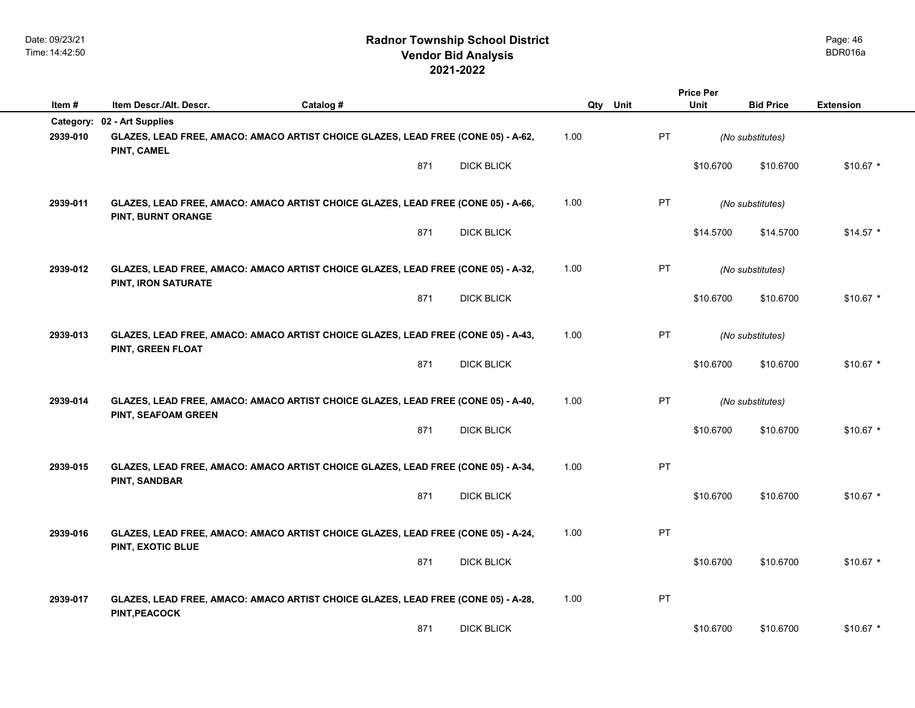# Radnor Township School District
## Vendor Bid Analysis
## 2021-2022

| Item # | Item Descr./Alt. Descr. | Catalog # | Qty | Unit | Price Per Unit | Bid Price | Extension |
|---|---|---|---|---|---|---|---|
| **Category:** | **02 - Art Supplies** | | | | | | |
| **2939-010** | **GLAZES, LEAD FREE, AMACO: AMACO ARTIST CHOICE GLAZES, LEAD FREE (CONE 05) - A-62, PINT, CAMEL** | | 1.00 | PT | *(No substitutes)* | | |
| | 871 DICK BLICK | | | | $10.6700 | $10.6700 | $10.67 * |
| **2939-011** | **GLAZES, LEAD FREE, AMACO: AMACO ARTIST CHOICE GLAZES, LEAD FREE (CONE 05) - A-66, PINT, BURNT ORANGE** | | 1.00 | PT | *(No substitutes)* | | |
| | 871 DICK BLICK | | | | $14.5700 | $14.5700 | $14.57 * |
| **2939-012** | **GLAZES, LEAD FREE, AMACO: AMACO ARTIST CHOICE GLAZES, LEAD FREE (CONE 05) - A-32, PINT, IRON SATURATE** | | 1.00 | PT | *(No substitutes)* | | |
| | 871 DICK BLICK | | | | $10.6700 | $10.6700 | $10.67 * |
| **2939-013** | **GLAZES, LEAD FREE, AMACO: AMACO ARTIST CHOICE GLAZES, LEAD FREE (CONE 05) - A-43, PINT, GREEN FLOAT** | | 1.00 | PT | *(No substitutes)* | | |
| | 871 DICK BLICK | | | | $10.6700 | $10.6700 | $10.67 * |
| **2939-014** | **GLAZES, LEAD FREE, AMACO: AMACO ARTIST CHOICE GLAZES, LEAD FREE (CONE 05) - A-40, PINT, SEAFOAM GREEN** | | 1.00 | PT | *(No substitutes)* | | |
| | 871 DICK BLICK | | | | $10.6700 | $10.6700 | $10.67 * |
| **2939-015** | **GLAZES, LEAD FREE, AMACO: AMACO ARTIST CHOICE GLAZES, LEAD FREE (CONE 05) - A-34, PINT, SANDBAR** | | 1.00 | PT | | | |
| | 871 DICK BLICK | | | | $10.6700 | $10.6700 | $10.67 * |
| **2939-016** | **GLAZES, LEAD FREE, AMACO: AMACO ARTIST CHOICE GLAZES, LEAD FREE (CONE 05) - A-24, PINT, EXOTIC BLUE** | | 1.00 | PT | | | |
| | 871 DICK BLICK | | | | $10.6700 | $10.6700 | $10.67 * |
| **2939-017** | **GLAZES, LEAD FREE, AMACO: AMACO ARTIST CHOICE GLAZES, LEAD FREE (CONE 05) - A-28, PINT,PEACOCK** | | 1.00 | PT | | | |
| | 871 DICK BLICK | | | | $10.6700 | $10.6700 | $10.67 * |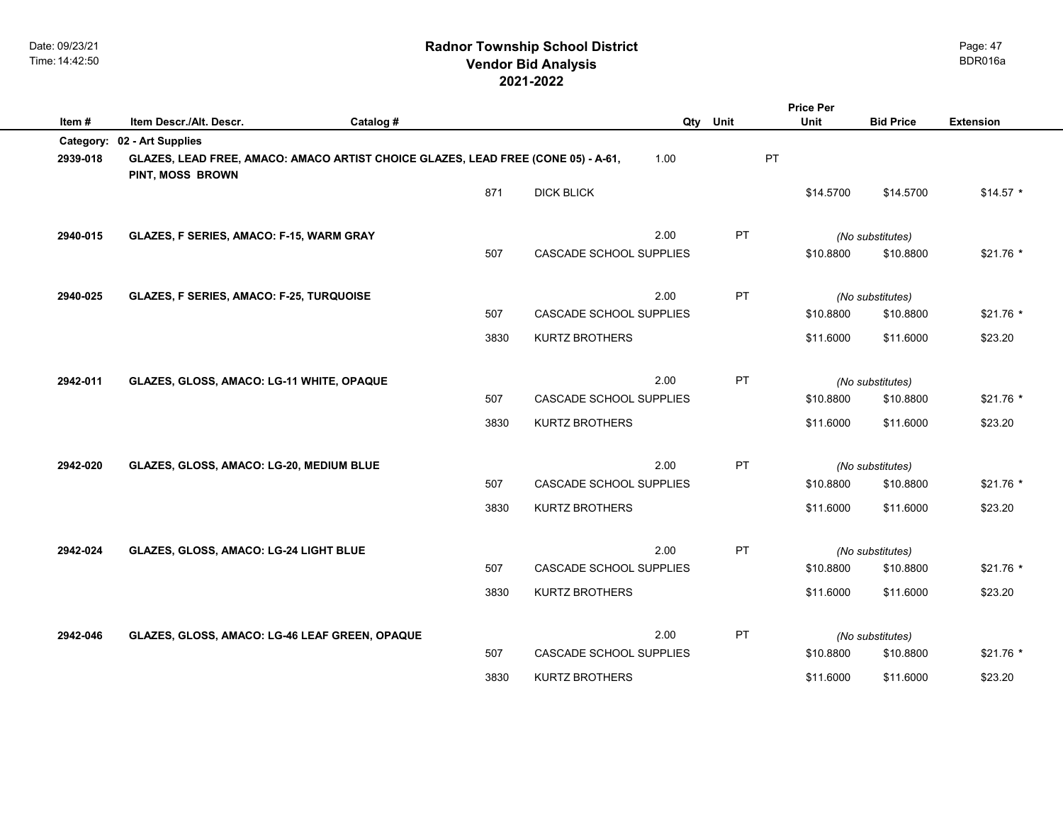# Radnor Township School District
## Vendor Bid Analysis
## 2021-2022

| Item # | Item Descr./Alt. Descr. | Catalog # | | Qty | Unit | Price Per Unit | Bid Price | Extension |
|---|---|---|---|---|---|---|---|---|
| **Category:** | **02 - Art Supplies** | | | | | | | |
| **2939-018** | **GLAZES, LEAD FREE, AMACO: AMACO ARTIST CHOICE GLAZES, LEAD FREE (CONE 05) - A-61, PINT, MOSS BROWN** | | | 1.00 | PT | | | |
| | | 871 | DICK BLICK | | | $14.5700 | $14.5700 | $14.57 * |
| **2940-015** | **GLAZES, F SERIES, AMACO: F-15, WARM GRAY** | | | 2.00 | PT | *(No substitutes)* | | |
| | | 507 | CASCADE SCHOOL SUPPLIES | | | $10.8800 | $10.8800 | $21.76 * |
| **2940-025** | **GLAZES, F SERIES, AMACO: F-25, TURQUOISE** | | | 2.00 | PT | *(No substitutes)* | | |
| | | 507 | CASCADE SCHOOL SUPPLIES | | | $10.8800 | $10.8800 | $21.76 * |
| | | 3830 | KURTZ BROTHERS | | | $11.6000 | $11.6000 | $23.20 |
| **2942-011** | **GLAZES, GLOSS, AMACO: LG-11 WHITE, OPAQUE** | | | 2.00 | PT | *(No substitutes)* | | |
| | | 507 | CASCADE SCHOOL SUPPLIES | | | $10.8800 | $10.8800 | $21.76 * |
| | | 3830 | KURTZ BROTHERS | | | $11.6000 | $11.6000 | $23.20 |
| **2942-020** | **GLAZES, GLOSS, AMACO: LG-20, MEDIUM BLUE** | | | 2.00 | PT | *(No substitutes)* | | |
| | | 507 | CASCADE SCHOOL SUPPLIES | | | $10.8800 | $10.8800 | $21.76 * |
| | | 3830 | KURTZ BROTHERS | | | $11.6000 | $11.6000 | $23.20 |
| **2942-024** | **GLAZES, GLOSS, AMACO: LG-24 LIGHT BLUE** | | | 2.00 | PT | *(No substitutes)* | | |
| | | 507 | CASCADE SCHOOL SUPPLIES | | | $10.8800 | $10.8800 | $21.76 * |
| | | 3830 | KURTZ BROTHERS | | | $11.6000 | $11.6000 | $23.20 |
| **2942-046** | **GLAZES, GLOSS, AMACO: LG-46 LEAF GREEN, OPAQUE** | | | 2.00 | PT | *(No substitutes)* | | |
| | | 507 | CASCADE SCHOOL SUPPLIES | | | $10.8800 | $10.8800 | $21.76 * |
| | | 3830 | KURTZ BROTHERS | | | $11.6000 | $11.6000 | $23.20 |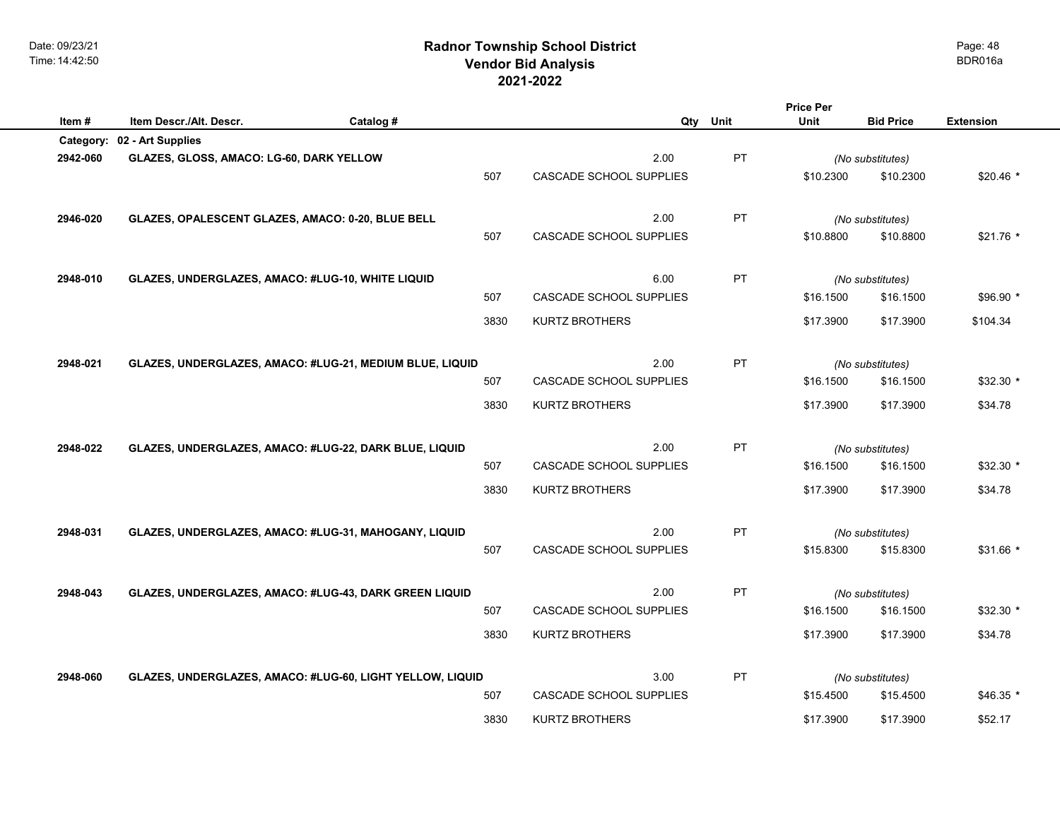# Radnor Township School District
## Vendor Bid Analysis
## 2021-2022

| Item # | Item Descr./Alt. Descr. | Catalog # | | Qty | Unit | Price Per Unit | Bid Price | Extension |
|---|---|---|---|---|---|---|---|---|
| **Category:** | **02 - Art Supplies** | | | | | | | |
| **2942-060** | **GLAZES, GLOSS, AMACO: LG-60, DARK YELLOW** | | | 2.00 | PT | *(No substitutes)* | | |
| | | 507 | CASCADE SCHOOL SUPPLIES | | | $10.2300 | $10.2300 | $20.46 * |
| **2946-020** | **GLAZES, OPALESCENT GLAZES, AMACO: 0-20, BLUE BELL** | | | 2.00 | PT | *(No substitutes)* | | |
| | | 507 | CASCADE SCHOOL SUPPLIES | | | $10.8800 | $10.8800 | $21.76 * |
| **2948-010** | **GLAZES, UNDERGLAZES, AMACO: #LUG-10, WHITE LIQUID** | | | 6.00 | PT | *(No substitutes)* | | |
| | | 507 | CASCADE SCHOOL SUPPLIES | | | $16.1500 | $16.1500 | $96.90 * |
| | | 3830 | KURTZ BROTHERS | | | $17.3900 | $17.3900 | $104.34 |
| **2948-021** | **GLAZES, UNDERGLAZES, AMACO: #LUG-21, MEDIUM BLUE, LIQUID** | | | 2.00 | PT | *(No substitutes)* | | |
| | | 507 | CASCADE SCHOOL SUPPLIES | | | $16.1500 | $16.1500 | $32.30 * |
| | | 3830 | KURTZ BROTHERS | | | $17.3900 | $17.3900 | $34.78 |
| **2948-022** | **GLAZES, UNDERGLAZES, AMACO: #LUG-22, DARK BLUE, LIQUID** | | | 2.00 | PT | *(No substitutes)* | | |
| | | 507 | CASCADE SCHOOL SUPPLIES | | | $16.1500 | $16.1500 | $32.30 * |
| | | 3830 | KURTZ BROTHERS | | | $17.3900 | $17.3900 | $34.78 |
| **2948-031** | **GLAZES, UNDERGLAZES, AMACO: #LUG-31, MAHOGANY, LIQUID** | | | 2.00 | PT | *(No substitutes)* | | |
| | | 507 | CASCADE SCHOOL SUPPLIES | | | $15.8300 | $15.8300 | $31.66 * |
| **2948-043** | **GLAZES, UNDERGLAZES, AMACO: #LUG-43, DARK GREEN LIQUID** | | | 2.00 | PT | *(No substitutes)* | | |
| | | 507 | CASCADE SCHOOL SUPPLIES | | | $16.1500 | $16.1500 | $32.30 * |
| | | 3830 | KURTZ BROTHERS | | | $17.3900 | $17.3900 | $34.78 |
| **2948-060** | **GLAZES, UNDERGLAZES, AMACO: #LUG-60, LIGHT YELLOW, LIQUID** | | | 3.00 | PT | *(No substitutes)* | | |
| | | 507 | CASCADE SCHOOL SUPPLIES | | | $15.4500 | $15.4500 | $46.35 * |
| | | 3830 | KURTZ BROTHERS | | | $17.3900 | $17.3900 | $52.17 |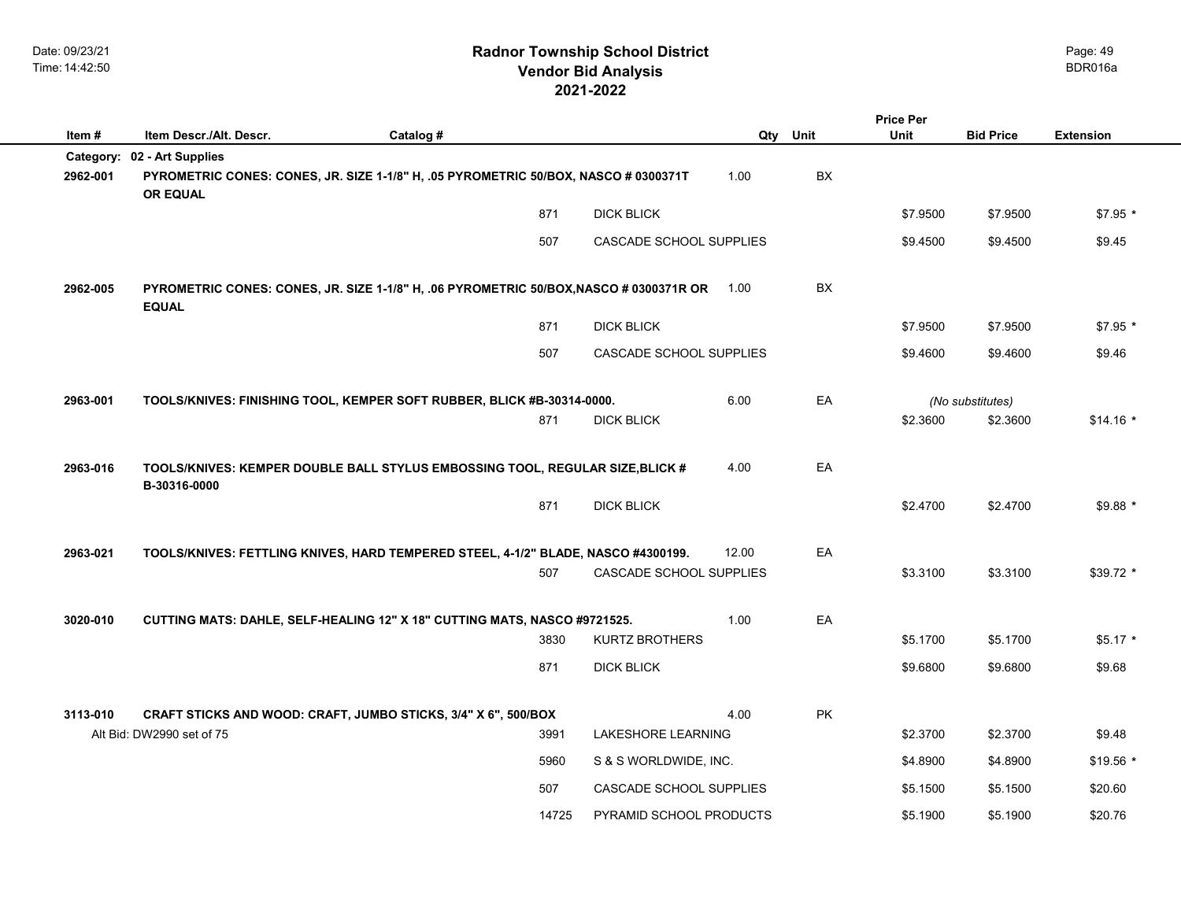# Radnor Township School District
## Vendor Bid Analysis
## 2021-2022

| Item # | Item Descr./Alt. Descr. | Catalog # | | Qty | Unit | Price Per Unit | Bid Price | Extension |
|---|---|---|---|---|---|---|---|---|
| **Category:** | **02 - Art Supplies** | | | | | | | |
| **2962-001** | **PYROMETRIC CONES: CONES, JR. SIZE 1-1/8" H, .05 PYROMETRIC 50/BOX, NASCO # 0300371T OR EQUAL** | | | 1.00 | BX | | | |
| | | 871 | DICK BLICK | | | $7.9500 | $7.9500 | $7.95 * |
| | | 507 | CASCADE SCHOOL SUPPLIES | | | $9.4500 | $9.4500 | $9.45 |
| **2962-005** | **PYROMETRIC CONES: CONES, JR. SIZE 1-1/8" H, .06 PYROMETRIC 50/BOX,NASCO # 0300371R OR EQUAL** | | | 1.00 | BX | | | |
| | | 871 | DICK BLICK | | | $7.9500 | $7.9500 | $7.95 * |
| | | 507 | CASCADE SCHOOL SUPPLIES | | | $9.4600 | $9.4600 | $9.46 |
| **2963-001** | **TOOLS/KNIVES: FINISHING TOOL, KEMPER SOFT RUBBER, BLICK #B-30314-0000.** | | | 6.00 | EA | | *(No substitutes)* | |
| | | 871 | DICK BLICK | | | $2.3600 | $2.3600 | $14.16 * |
| **2963-016** | **TOOLS/KNIVES: KEMPER DOUBLE BALL STYLUS EMBOSSING TOOL, REGULAR SIZE,BLICK # B-30316-0000** | | | 4.00 | EA | | | |
| | | 871 | DICK BLICK | | | $2.4700 | $2.4700 | $9.88 * |
| **2963-021** | **TOOLS/KNIVES: FETTLING KNIVES, HARD TEMPERED STEEL, 4-1/2" BLADE, NASCO #4300199.** | | | 12.00 | EA | | | |
| | | 507 | CASCADE SCHOOL SUPPLIES | | | $3.3100 | $3.3100 | $39.72 * |
| **3020-010** | **CUTTING MATS: DAHLE, SELF-HEALING 12" X 18" CUTTING MATS, NASCO #9721525.** | | | 1.00 | EA | | | |
| | | 3830 | KURTZ BROTHERS | | | $5.1700 | $5.1700 | $5.17 * |
| | | 871 | DICK BLICK | | | $9.6800 | $9.6800 | $9.68 |
| **3113-010** | **CRAFT STICKS AND WOOD: CRAFT, JUMBO STICKS, 3/4" X 6", 500/BOX** | | | 4.00 | PK | | | |
| | Alt Bid: DW2990 set of 75 | 3991 | LAKESHORE LEARNING | | | $2.3700 | $2.3700 | $9.48 |
| | | 5960 | S & S WORLDWIDE, INC. | | | $4.8900 | $4.8900 | $19.56 * |
| | | 507 | CASCADE SCHOOL SUPPLIES | | | $5.1500 | $5.1500 | $20.60 |
| | | 14725 | PYRAMID SCHOOL PRODUCTS | | | $5.1900 | $5.1900 | $20.76 |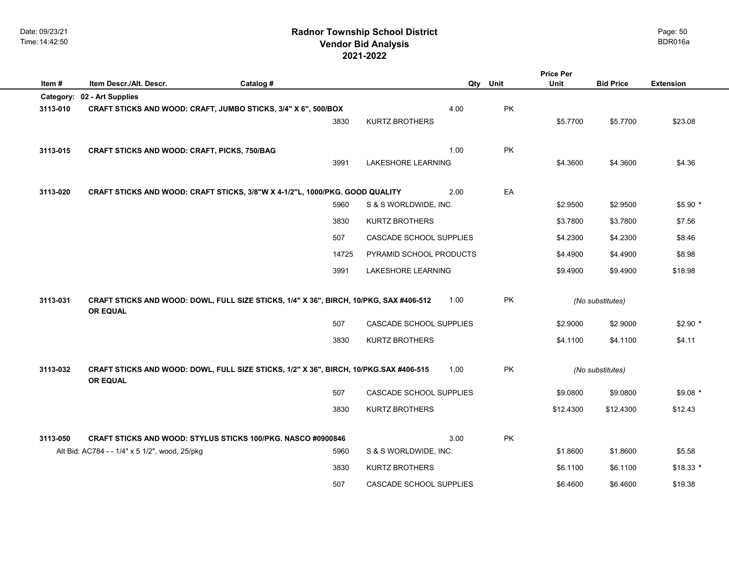# Radnor Township School District
## Vendor Bid Analysis
## 2021-2022

| Item # | Item Descr./Alt. Descr. | Catalog # | Vendor | Qty | Unit | Price Per Unit | Bid Price | Extension |
|---|---|---|---|---|---|---|---|---|
| **Category:** | **02 - Art Supplies** | | | | | | | |
| **3113-010** | **CRAFT STICKS AND WOOD: CRAFT, JUMBO STICKS, 3/4" X 6", 500/BOX** | | | 4.00 | PK | | | |
| | | 3830 | KURTZ BROTHERS | | | $5.7700 | $5.7700 | $23.08 |
| **3113-015** | **CRAFT STICKS AND WOOD: CRAFT, PICKS, 750/BAG** | | | 1.00 | PK | | | |
| | | 3991 | LAKESHORE LEARNING | | | $4.3600 | $4.3600 | $4.36 |
| **3113-020** | **CRAFT STICKS AND WOOD: CRAFT STICKS, 3/8"W X 4-1/2"L, 1000/PKG. GOOD QUALITY** | | | 2.00 | EA | | | |
| | | 5960 | S & S WORLDWIDE, INC. | | | $2.9500 | $2.9500 | $5.90 * |
| | | 3830 | KURTZ BROTHERS | | | $3.7800 | $3.7800 | $7.56 |
| | | 507 | CASCADE SCHOOL SUPPLIES | | | $4.2300 | $4.2300 | $8.46 |
| | | 14725 | PYRAMID SCHOOL PRODUCTS | | | $4.4900 | $4.4900 | $8.98 |
| | | 3991 | LAKESHORE LEARNING | | | $9.4900 | $9.4900 | $18.98 |
| **3113-031** | **CRAFT STICKS AND WOOD: DOWL, FULL SIZE STICKS, 1/4" X 36", BIRCH, 10/PKG, SAX #406-512 OR EQUAL** | | | 1.00 | PK | | *(No substitutes)* | |
| | | 507 | CASCADE SCHOOL SUPPLIES | | | $2.9000 | $2.9000 | $2.90 * |
| | | 3830 | KURTZ BROTHERS | | | $4.1100 | $4.1100 | $4.11 |
| **3113-032** | **CRAFT STICKS AND WOOD: DOWL, FULL SIZE STICKS, 1/2" X 36", BIRCH, 10/PKG.SAX #406-515 OR EQUAL** | | | 1.00 | PK | | *(No substitutes)* | |
| | | 507 | CASCADE SCHOOL SUPPLIES | | | $9.0800 | $9.0800 | $9.08 * |
| | | 3830 | KURTZ BROTHERS | | | $12.4300 | $12.4300 | $12.43 |
| **3113-050** | **CRAFT STICKS AND WOOD: STYLUS STICKS 100/PKG. NASCO #0900846** | | | 3.00 | PK | | | |
| | Alt Bid: AC784 - - 1/4" x 5 1/2", wood, 25/pkg | 5960 | S & S WORLDWIDE, INC. | | | $1.8600 | $1.8600 | $5.58 |
| | | 3830 | KURTZ BROTHERS | | | $6.1100 | $6.1100 | $18.33 * |
| | | 507 | CASCADE SCHOOL SUPPLIES | | | $6.4600 | $6.4600 | $19.38 |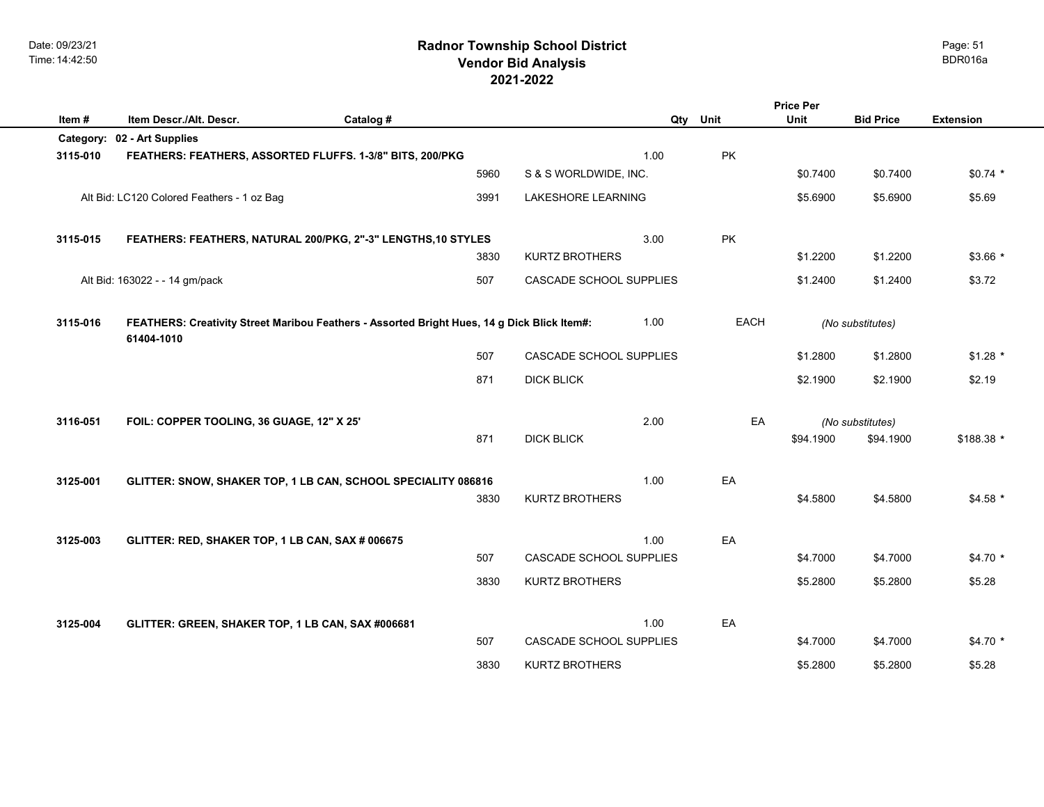# Radnor Township School District
## Vendor Bid Analysis
## 2021-2022

| Item # | Item Descr./Alt. Descr. | Catalog # | | Qty | Unit | Price Per Unit | Bid Price | Extension |
|---|---|---|---|---|---|---|---|---|
| **Category:** | **02 - Art Supplies** | | | | | | | |
| **3115-010** | **FEATHERS: FEATHERS, ASSORTED FLUFFS. 1-3/8" BITS, 200/PKG** | | | 1.00 | PK | | | |
| | | 5960 | S & S WORLDWIDE, INC. | | | $0.7400 | $0.7400 | $0.74 * |
| | Alt Bid: LC120 Colored Feathers - 1 oz Bag | 3991 | LAKESHORE LEARNING | | | $5.6900 | $5.6900 | $5.69 |
| **3115-015** | **FEATHERS: FEATHERS, NATURAL 200/PKG, 2"-3" LENGTHS,10 STYLES** | | | 3.00 | PK | | | |
| | | 3830 | KURTZ BROTHERS | | | $1.2200 | $1.2200 | $3.66 * |
| | Alt Bid: 163022 - - 14 gm/pack | 507 | CASCADE SCHOOL SUPPLIES | | | $1.2400 | $1.2400 | $3.72 |
| **3115-016** | **FEATHERS: Creativity Street Maribou Feathers - Assorted Bright Hues, 14 g Dick Blick Item#: 61404-1010** | | | 1.00 | EACH | | *(No substitutes)* | |
| | | 507 | CASCADE SCHOOL SUPPLIES | | | $1.2800 | $1.2800 | $1.28 * |
| | | 871 | DICK BLICK | | | $2.1900 | $2.1900 | $2.19 |
| **3116-051** | **FOIL: COPPER TOOLING, 36 GUAGE, 12" X 25'** | | | 2.00 | EA | | *(No substitutes)* | |
| | | 871 | DICK BLICK | | | $94.1900 | $94.1900 | $188.38 * |
| **3125-001** | **GLITTER: SNOW, SHAKER TOP, 1 LB CAN, SCHOOL SPECIALITY 086816** | | | 1.00 | EA | | | |
| | | 3830 | KURTZ BROTHERS | | | $4.5800 | $4.5800 | $4.58 * |
| **3125-003** | **GLITTER: RED, SHAKER TOP, 1 LB CAN, SAX # 006675** | | | 1.00 | EA | | | |
| | | 507 | CASCADE SCHOOL SUPPLIES | | | $4.7000 | $4.7000 | $4.70 * |
| | | 3830 | KURTZ BROTHERS | | | $5.2800 | $5.2800 | $5.28 |
| **3125-004** | **GLITTER: GREEN, SHAKER TOP, 1 LB CAN, SAX #006681** | | | 1.00 | EA | | | |
| | | 507 | CASCADE SCHOOL SUPPLIES | | | $4.7000 | $4.7000 | $4.70 * |
| | | 3830 | KURTZ BROTHERS | | | $5.2800 | $5.2800 | $5.28 |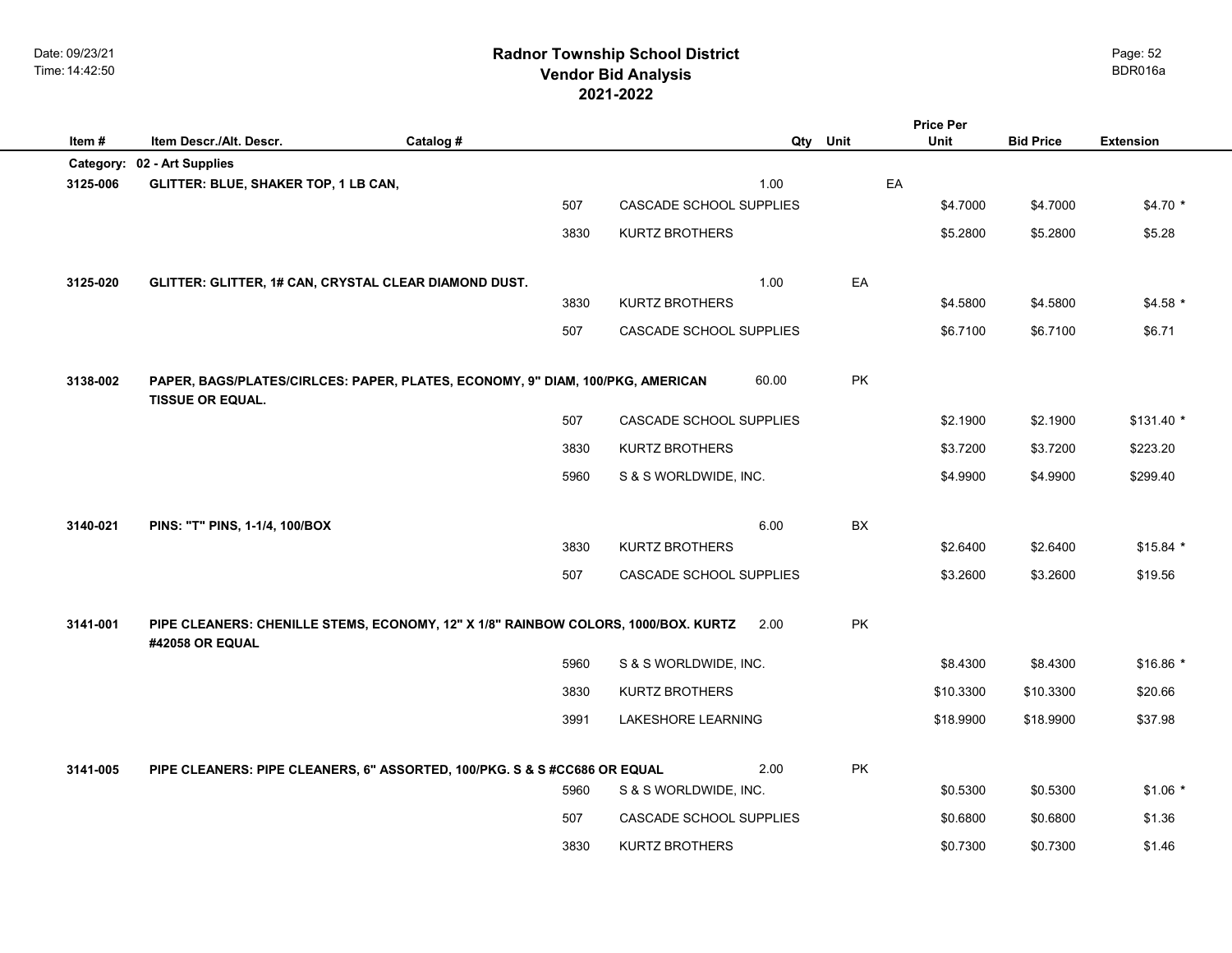# Radnor Township School District
## Vendor Bid Analysis
## 2021-2022

BDR016a

| Item # | Item Descr./Alt. Descr. | Catalog # | Qty | Unit | Price Per Unit | Bid Price | Extension |
|---|---|---|---|---|---|---|---|
| **Category:** | **02 - Art Supplies** | | | | | | |
| **3125-006** | **GLITTER: BLUE, SHAKER TOP, 1 LB CAN,** | | 1.00 | EA | | | |
| | 507 CASCADE SCHOOL SUPPLIES | | | | $4.7000 | $4.7000 | $4.70 * |
| | 3830 KURTZ BROTHERS | | | | $5.2800 | $5.2800 | $5.28 |
| **3125-020** | **GLITTER: GLITTER, 1# CAN, CRYSTAL CLEAR DIAMOND DUST.** | | 1.00 | EA | | | |
| | 3830 KURTZ BROTHERS | | | | $4.5800 | $4.5800 | $4.58 * |
| | 507 CASCADE SCHOOL SUPPLIES | | | | $6.7100 | $6.7100 | $6.71 |
| **3138-002** | **PAPER, BAGS/PLATES/CIRLCES: PAPER, PLATES, ECONOMY, 9" DIAM, 100/PKG, AMERICAN TISSUE OR EQUAL.** | | 60.00 | PK | | | |
| | 507 CASCADE SCHOOL SUPPLIES | | | | $2.1900 | $2.1900 | $131.40 * |
| | 3830 KURTZ BROTHERS | | | | $3.7200 | $3.7200 | $223.20 |
| | 5960 S & S WORLDWIDE, INC. | | | | $4.9900 | $4.9900 | $299.40 |
| **3140-021** | **PINS: "T" PINS, 1-1/4, 100/BOX** | | 6.00 | BX | | | |
| | 3830 KURTZ BROTHERS | | | | $2.6400 | $2.6400 | $15.84 * |
| | 507 CASCADE SCHOOL SUPPLIES | | | | $3.2600 | $3.2600 | $19.56 |
| **3141-001** | **PIPE CLEANERS: CHENILLE STEMS, ECONOMY, 12" X 1/8" RAINBOW COLORS, 1000/BOX. KURTZ #42058 OR EQUAL** | | 2.00 | PK | | | |
| | 5960 S & S WORLDWIDE, INC. | | | | $8.4300 | $8.4300 | $16.86 * |
| | 3830 KURTZ BROTHERS | | | | $10.3300 | $10.3300 | $20.66 |
| | 3991 LAKESHORE LEARNING | | | | $18.9900 | $18.9900 | $37.98 |
| **3141-005** | **PIPE CLEANERS: PIPE CLEANERS, 6" ASSORTED, 100/PKG. S & S #CC686 OR EQUAL** | | 2.00 | PK | | | |
| | 5960 S & S WORLDWIDE, INC. | | | | $0.5300 | $0.5300 | $1.06 * |
| | 507 CASCADE SCHOOL SUPPLIES | | | | $0.6800 | $0.6800 | $1.36 |
| | 3830 KURTZ BROTHERS | | | | $0.7300 | $0.7300 | $1.46 |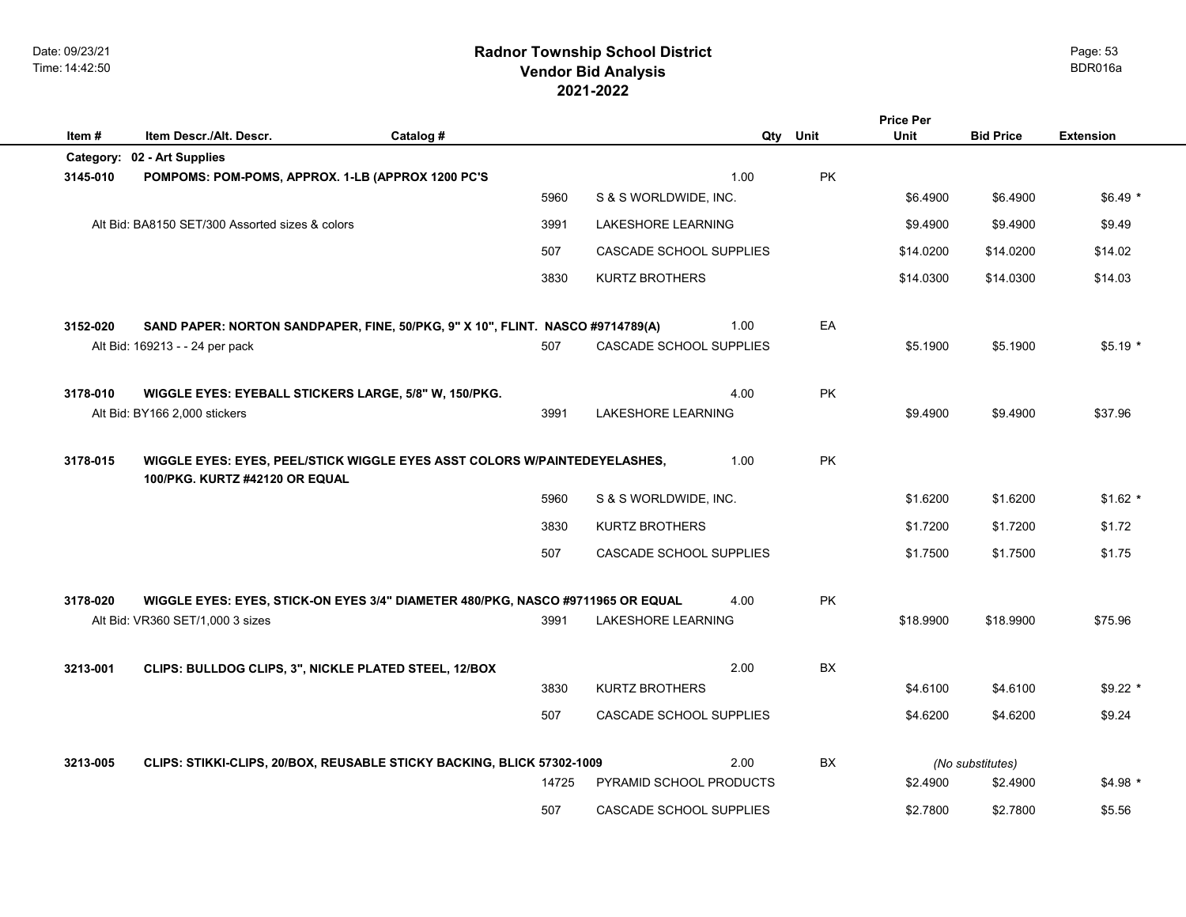# Radnor Township School District
## Vendor Bid Analysis
## 2021-2022

| Item # | Item Descr./Alt. Descr. | Catalog # | | | Qty | Unit | Price Per Unit | Bid Price | Extension |
|---|---|---|---|---|---|---|---|---|---|
| **Category: 02 - Art Supplies** | | | | | | | | | |
| **3145-010** | **POMPOMS: POM-POMS, APPROX. 1-LB (APPROX 1200 PC'S** | | | | 1.00 | PK | | | |
| | | | 5960 | S & S WORLDWIDE, INC. | | | $6.4900 | $6.4900 | $6.49 * |
| | Alt Bid: BA8150 SET/300 Assorted sizes & colors | | 3991 | LAKESHORE LEARNING | | | $9.4900 | $9.4900 | $9.49 |
| | | | 507 | CASCADE SCHOOL SUPPLIES | | | $14.0200 | $14.0200 | $14.02 |
| | | | 3830 | KURTZ BROTHERS | | | $14.0300 | $14.0300 | $14.03 |
| **3152-020** | **SAND PAPER: NORTON SANDPAPER, FINE, 50/PKG, 9" X 10", FLINT. NASCO #9714789(A)** | | | | 1.00 | EA | | | |
| | Alt Bid: 169213 - - 24 per pack | | 507 | CASCADE SCHOOL SUPPLIES | | | $5.1900 | $5.1900 | $5.19 * |
| **3178-010** | **WIGGLE EYES: EYEBALL STICKERS LARGE, 5/8" W, 150/PKG.** | | | | 4.00 | PK | | | |
| | Alt Bid: BY166 2,000 stickers | | 3991 | LAKESHORE LEARNING | | | $9.4900 | $9.4900 | $37.96 |
| **3178-015** | **WIGGLE EYES: EYES, PEEL/STICK WIGGLE EYES ASST COLORS W/PAINTEDEYELASHES, 100/PKG. KURTZ #42120 OR EQUAL** | | | | 1.00 | PK | | | |
| | | | 5960 | S & S WORLDWIDE, INC. | | | $1.6200 | $1.6200 | $1.62 * |
| | | | 3830 | KURTZ BROTHERS | | | $1.7200 | $1.7200 | $1.72 |
| | | | 507 | CASCADE SCHOOL SUPPLIES | | | $1.7500 | $1.7500 | $1.75 |
| **3178-020** | **WIGGLE EYES: EYES, STICK-ON EYES 3/4" DIAMETER 480/PKG, NASCO #9711965 OR EQUAL** | | | | 4.00 | PK | | | |
| | Alt Bid: VR360 SET/1,000 3 sizes | | 3991 | LAKESHORE LEARNING | | | $18.9900 | $18.9900 | $75.96 |
| **3213-001** | **CLIPS: BULLDOG CLIPS, 3", NICKLE PLATED STEEL, 12/BOX** | | | | 2.00 | BX | | | |
| | | | 3830 | KURTZ BROTHERS | | | $4.6100 | $4.6100 | $9.22 * |
| | | | 507 | CASCADE SCHOOL SUPPLIES | | | $4.6200 | $4.6200 | $9.24 |
| **3213-005** | **CLIPS: STIKKI-CLIPS, 20/BOX, REUSABLE STICKY BACKING, BLICK 57302-1009** | | | | 2.00 | BX | *(No substitutes)* | | |
| | | | 14725 | PYRAMID SCHOOL PRODUCTS | | | $2.4900 | $2.4900 | $4.98 * |
| | | | 507 | CASCADE SCHOOL SUPPLIES | | | $2.7800 | $2.7800 | $5.56 |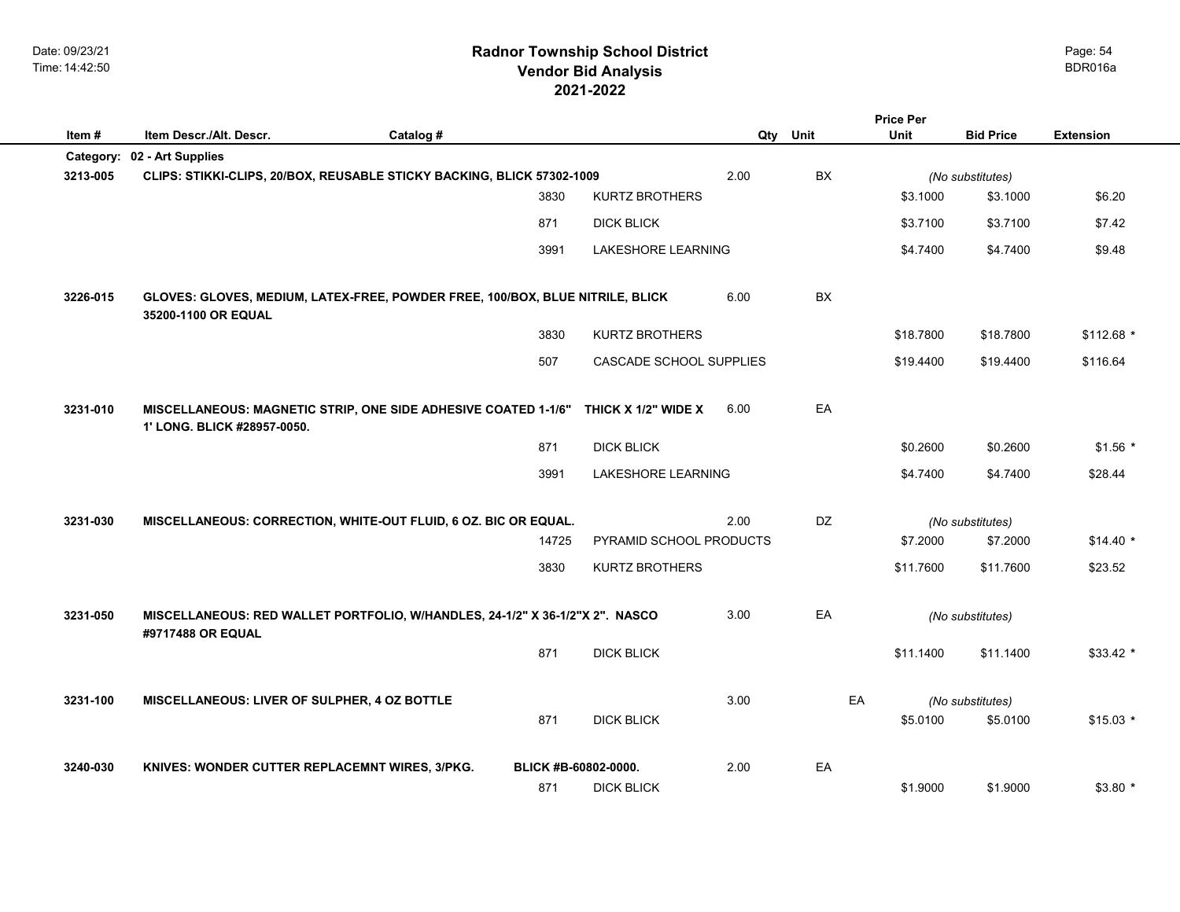# Radnor Township School District
## Vendor Bid Analysis
## 2021-2022

Date: 09/23/21
Time: 14:42:50

BDR016a

| Item # | Item Descr./Alt. Descr. | Catalog # | | Qty | Unit | Price Per Unit | Bid Price | Extension |
|---|---|---|---|---|---|---|---|---|
| **Category:** | **02 - Art Supplies** | | | | | | | |
| **3213-005** | **CLIPS: STIKKI-CLIPS, 20/BOX, REUSABLE STICKY BACKING, BLICK 57302-1009** | | | **2.00** | **BX** | | *(No substitutes)* | |
| | | 3830 | KURTZ BROTHERS | | | $3.1000 | $3.1000 | $6.20 |
| | | 871 | DICK BLICK | | | $3.7100 | $3.7100 | $7.42 |
| | | 3991 | LAKESHORE LEARNING | | | $4.7400 | $4.7400 | $9.48 |
| **3226-015** | **GLOVES: GLOVES, MEDIUM, LATEX-FREE, POWDER FREE, 100/BOX, BLUE NITRILE, BLICK 35200-1100 OR EQUAL** | | | **6.00** | **BX** | | | |
| | | 3830 | KURTZ BROTHERS | | | $18.7800 | $18.7800 | $112.68 * |
| | | 507 | CASCADE SCHOOL SUPPLIES | | | $19.4400 | $19.4400 | $116.64 |
| **3231-010** | **MISCELLANEOUS: MAGNETIC STRIP, ONE SIDE ADHESIVE COATED 1-1/6" THICK X 1/2" WIDE X 1' LONG. BLICK #28957-0050.** | | | **6.00** | **EA** | | | |
| | | 871 | DICK BLICK | | | $0.2600 | $0.2600 | $1.56 * |
| | | 3991 | LAKESHORE LEARNING | | | $4.7400 | $4.7400 | $28.44 |
| **3231-030** | **MISCELLANEOUS: CORRECTION, WHITE-OUT FLUID, 6 OZ. BIC OR EQUAL.** | | | **2.00** | **DZ** | | *(No substitutes)* | |
| | | 14725 | PYRAMID SCHOOL PRODUCTS | | | $7.2000 | $7.2000 | $14.40 * |
| | | 3830 | KURTZ BROTHERS | | | $11.7600 | $11.7600 | $23.52 |
| **3231-050** | **MISCELLANEOUS: RED WALLET PORTFOLIO, W/HANDLES, 24-1/2" X 36-1/2"X 2". NASCO #9717488 OR EQUAL** | | | **3.00** | **EA** | | *(No substitutes)* | |
| | | 871 | DICK BLICK | | | $11.1400 | $11.1400 | $33.42 * |
| **3231-100** | **MISCELLANEOUS: LIVER OF SULPHER, 4 OZ BOTTLE** | | | **3.00** | **EA** | | *(No substitutes)* | |
| | | 871 | DICK BLICK | | | $5.0100 | $5.0100 | $15.03 * |
| **3240-030** | **KNIVES: WONDER CUTTER REPLACEMNT WIRES, 3/PKG.** | **BLICK #B-60802-0000.** | | **2.00** | **EA** | | | |
| | | 871 | DICK BLICK | | | $1.9000 | $1.9000 | $3.80 * |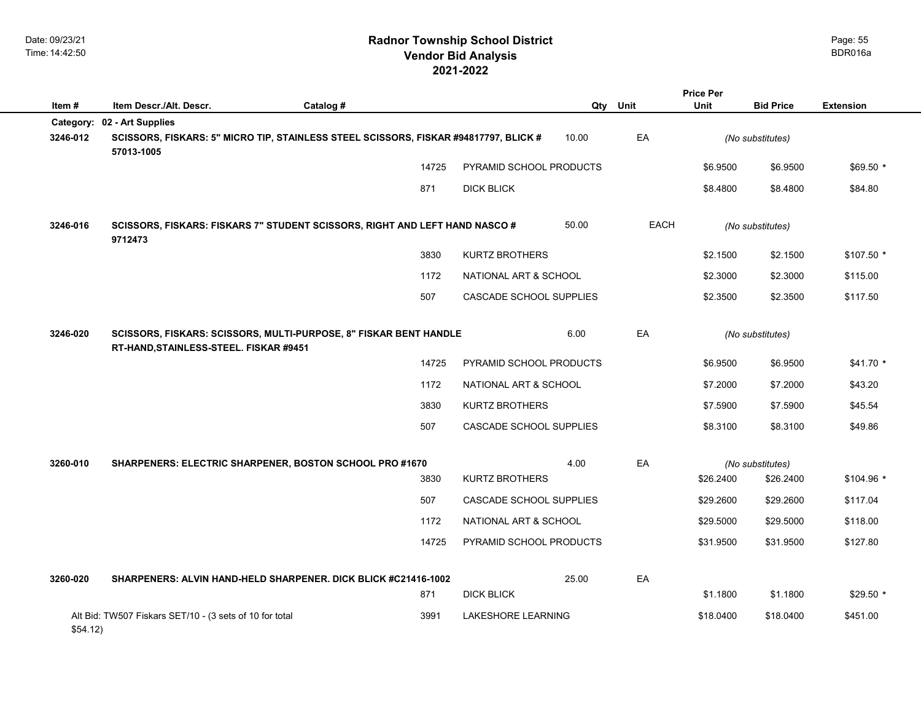# Radnor Township School District
## Vendor Bid Analysis
## 2021-2022

| Item # | Item Descr./Alt. Descr. | Catalog # | | Qty | Unit | Price Per Unit | Bid Price | Extension |
|---|---|---|---|---|---|---|---|---|
| **Category:** | **02 - Art Supplies** | | | | | | | |
| **3246-012** | **SCISSORS, FISKARS: 5" MICRO TIP, STAINLESS STEEL SCISSORS, FISKAR #94817797, BLICK # 57013-1005** | | | 10.00 | EA | *(No substitutes)* | | |
| | | 14725 | PYRAMID SCHOOL PRODUCTS | | | $6.9500 | $6.9500 | $69.50 * |
| | | 871 | DICK BLICK | | | $8.4800 | $8.4800 | $84.80 |
| **3246-016** | **SCISSORS, FISKARS: FISKARS 7" STUDENT SCISSORS, RIGHT AND LEFT HAND NASCO # 9712473** | | | 50.00 | EACH | *(No substitutes)* | | |
| | | 3830 | KURTZ BROTHERS | | | $2.1500 | $2.1500 | $107.50 * |
| | | 1172 | NATIONAL ART & SCHOOL | | | $2.3000 | $2.3000 | $115.00 |
| | | 507 | CASCADE SCHOOL SUPPLIES | | | $2.3500 | $2.3500 | $117.50 |
| **3246-020** | **SCISSORS, FISKARS: SCISSORS, MULTI-PURPOSE, 8" FISKAR BENT HANDLE RT-HAND,STAINLESS-STEEL. FISKAR #9451** | | | 6.00 | EA | *(No substitutes)* | | |
| | | 14725 | PYRAMID SCHOOL PRODUCTS | | | $6.9500 | $6.9500 | $41.70 * |
| | | 1172 | NATIONAL ART & SCHOOL | | | $7.2000 | $7.2000 | $43.20 |
| | | 3830 | KURTZ BROTHERS | | | $7.5900 | $7.5900 | $45.54 |
| | | 507 | CASCADE SCHOOL SUPPLIES | | | $8.3100 | $8.3100 | $49.86 |
| **3260-010** | **SHARPENERS: ELECTRIC SHARPENER, BOSTON SCHOOL PRO #1670** | | | 4.00 | EA | *(No substitutes)* | | |
| | | 3830 | KURTZ BROTHERS | | | $26.2400 | $26.2400 | $104.96 * |
| | | 507 | CASCADE SCHOOL SUPPLIES | | | $29.2600 | $29.2600 | $117.04 |
| | | 1172 | NATIONAL ART & SCHOOL | | | $29.5000 | $29.5000 | $118.00 |
| | | 14725 | PYRAMID SCHOOL PRODUCTS | | | $31.9500 | $31.9500 | $127.80 |
| **3260-020** | **SHARPENERS: ALVIN HAND-HELD SHARPENER. DICK BLICK #C21416-1002** | | | 25.00 | EA | | | |
| | | 871 | DICK BLICK | | | $1.1800 | $1.1800 | $29.50 * |
| | Alt Bid: TW507 Fiskars SET/10 - (3 sets of 10 for total $54.12) | 3991 | LAKESHORE LEARNING | | | $18.0400 | $18.0400 | $451.00 |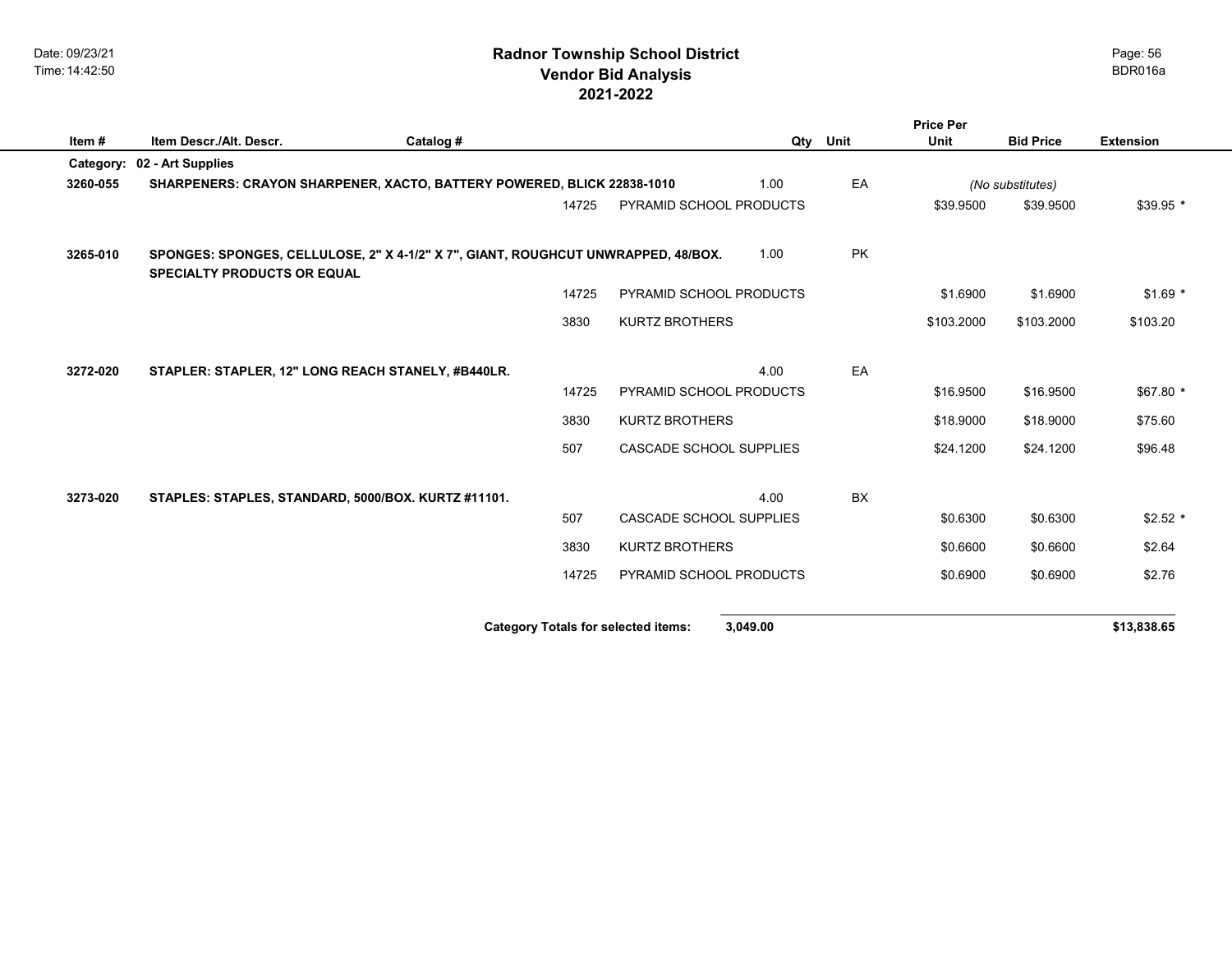# Radnor Township School District
## Vendor Bid Analysis
## 2021-2022

| Item # | Item Descr./Alt. Descr. | Catalog # | Vendor | Qty | Unit | Price Per Unit | Bid Price | Extension |
|---|---|---|---|---|---|---|---|---|
| **Category:** | **02 - Art Supplies** | | | | | | | |
| **3260-055** | **SHARPENERS: CRAYON SHARPENER, XACTO, BATTERY POWERED, BLICK 22838-1010** | | | 1.00 | EA | | *(No substitutes)* | |
| | | 14725 | PYRAMID SCHOOL PRODUCTS | | | $39.9500 | $39.9500 | $39.95 * |
| **3265-010** | **SPONGES: SPONGES, CELLULOSE, 2" X 4-1/2" X 7", GIANT, ROUGHCUT UNWRAPPED, 48/BOX. SPECIALTY PRODUCTS OR EQUAL** | | | 1.00 | PK | | | |
| | | 14725 | PYRAMID SCHOOL PRODUCTS | | | $1.6900 | $1.6900 | $1.69 * |
| | | 3830 | KURTZ BROTHERS | | | $103.2000 | $103.2000 | $103.20 |
| **3272-020** | **STAPLER: STAPLER, 12" LONG REACH STANELY, #B440LR.** | | | 4.00 | EA | | | |
| | | 14725 | PYRAMID SCHOOL PRODUCTS | | | $16.9500 | $16.9500 | $67.80 * |
| | | 3830 | KURTZ BROTHERS | | | $18.9000 | $18.9000 | $75.60 |
| | | 507 | CASCADE SCHOOL SUPPLIES | | | $24.1200 | $24.1200 | $96.48 |
| **3273-020** | **STAPLES: STAPLES, STANDARD, 5000/BOX. KURTZ #11101.** | | | 4.00 | BX | | | |
| | | 507 | CASCADE SCHOOL SUPPLIES | | | $0.6300 | $0.6300 | $2.52 * |
| | | 3830 | KURTZ BROTHERS | | | $0.6600 | $0.6600 | $2.64 |
| | | 14725 | PYRAMID SCHOOL PRODUCTS | | | $0.6900 | $0.6900 | $2.76 |
| | | | **Category Totals for selected items:** | **3,049.00** | | | | **$13,838.65** |